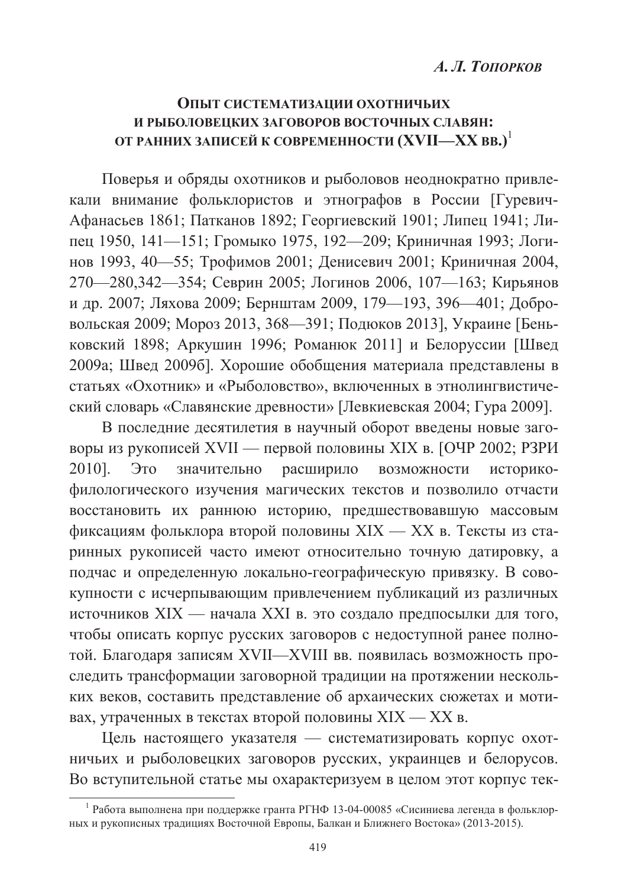*А. Л. Топорков*

# Опыт систематизации охотничьих и рыболовецких заговоров восточных славян: от ранних записей к современности (XVII—XX вв.)[1]

Поверья и обряды охотников и рыболовов неоднократно привлекали внимание фольклористов и этнографов в России [Гуревич-Афанасьев 1861; Патканов 1892; Георгиевский 1901; Липец 1941; Липец 1950, 141—151; Громыко 1975, 192—209; Криничная 1993; Логинов 1993, 40—55; Трофимов 2001; Денисевич 2001; Криничная 2004, 270—280,342—354; Севрин 2005; Логинов 2006, 107—163; Кирьянов и др. 2007; Ляхова 2009; Бернштам 2009, 179—193, 396—401; Добровольская 2009; Мороз 2013, 368—391; Подюков 2013], Украине [Беньковский 1898; Аркушин 1996; Романюк 2011] и Белоруссии [Швед 2009а; Швед 2009б]. Хорошие обобщения материала представлены в статьях «Охотник» и «Рыболовство», включенных в этнолингвистический словарь «Славянские древности» [Левкиевская 2004; Гура 2009].

В последние десятилетия в научный оборот введены новые заговоры из рукописей XVII — первой половины XIX в. [ОЧР 2002; РЗРИ 2010]. Это значительно расширило возможности историко-филологического изучения магических текстов и позволило отчасти восстановить их раннюю историю, предшествовавшую массовым фиксациям фольклора второй половины XIX — XX в. Тексты из старинных рукописей часто имеют относительно точную датировку, а подчас и определенную локально-географическую привязку. В совокупности с исчерпывающим привлечением публикаций из различных источников XIX — начала XXI в. это создало предпосылки для того, чтобы описать корпус русских заговоров с недоступной ранее полнотой. Благодаря записям XVII—XVIII вв. появилась возможность проследить трансформации заговорной традиции на протяжении нескольких веков, составить представление об архаических сюжетах и мотивах, утраченных в текстах второй половины XIX — XX в.

Цель настоящего указателя — систематизировать корпус охотничьих и рыболовецких заговоров русских, украинцев и белорусов. Во вступительной статье мы охарактеризуем в целом этот корпус тек-

---

[1] Работа выполнена при поддержке гранта РГНФ 13-04-00085 «Сисиниева легенда в фольклорных и рукописных традициях Восточной Европы, Балкан и Ближнего Востока» (2013-2015).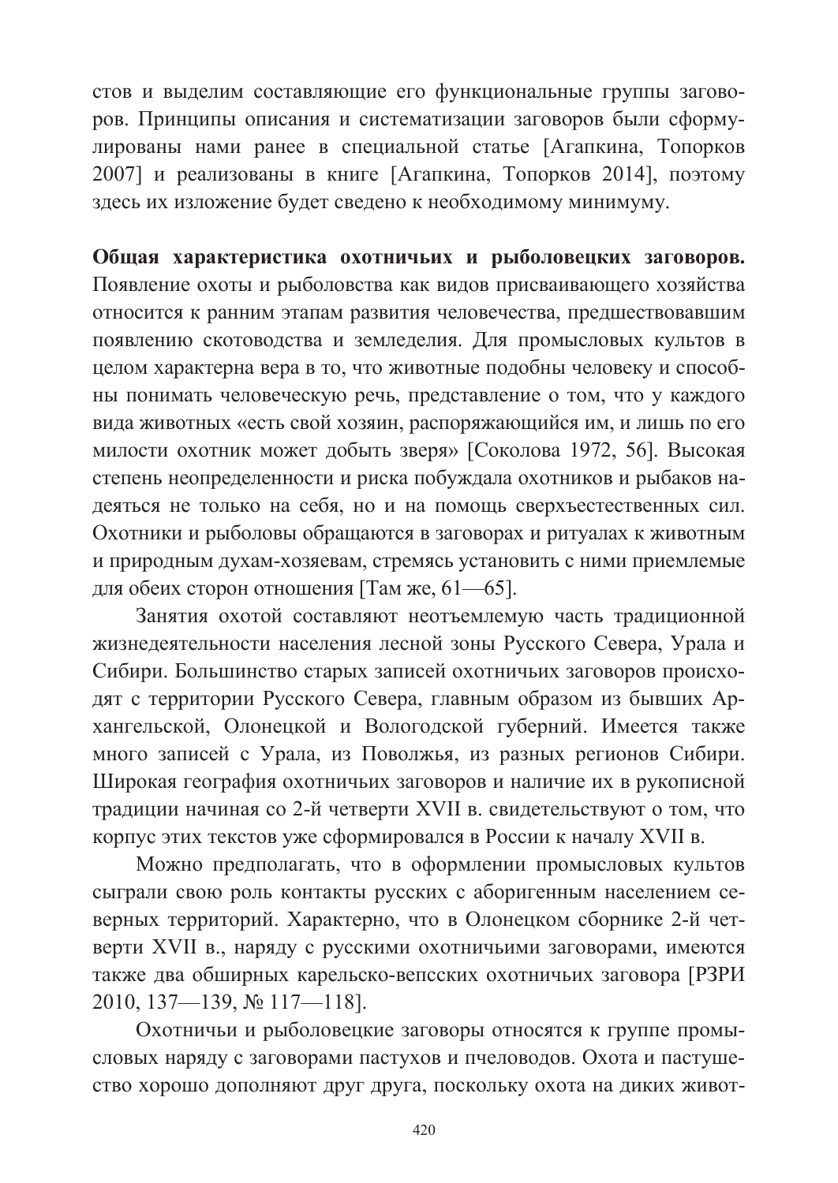стов и выделим составляющие его функциональные группы заговоров. Принципы описания и систематизации заговоров были сформулированы нами ранее в специальной статье [Агапкина, Топорков 2007] и реализованы в книге [Агапкина, Топорков 2014], поэтому здесь их изложение будет сведено к необходимому минимуму.

**Общая характеристика охотничьих и рыболовецких заговоров.** Появление охоты и рыболовства как видов присваивающего хозяйства относится к ранним этапам развития человечества, предшествовавшим появлению скотоводства и земледелия. Для промысловых культов в целом характерна вера в то, что животные подобны человеку и способны понимать человеческую речь, представление о том, что у каждого вида животных «есть свой хозяин, распоряжающийся им, и лишь по его милости охотник может добыть зверя» [Соколова 1972, 56]. Высокая степень неопределенности и риска побуждала охотников и рыбаков надеяться не только на себя, но и на помощь сверхъестественных сил. Охотники и рыболовы обращаются в заговорах и ритуалах к животным и природным духам-хозяевам, стремясь установить с ними приемлемые для обеих сторон отношения [Там же, 61—65].

Занятия охотой составляют неотъемлемую часть традиционной жизнедеятельности населения лесной зоны Русского Севера, Урала и Сибири. Большинство старых записей охотничьих заговоров происходят с территории Русского Севера, главным образом из бывших Архангельской, Олонецкой и Вологодской губерний. Имеется также много записей с Урала, из Поволжья, из разных регионов Сибири. Широкая география охотничьих заговоров и наличие их в рукописной традиции начиная со 2-й четверти XVII в. свидетельствуют о том, что корпус этих текстов уже сформировался в России к началу XVII в.

Можно предполагать, что в оформлении промысловых культов сыграли свою роль контакты русских с аборигенным населением северных территорий. Характерно, что в Олонецком сборнике 2-й четверти XVII в., наряду с русскими охотничьими заговорами, имеются также два обширных карельско-вепсских охотничьих заговора [РЗРИ 2010, 137—139, № 117—118].

Охотничьи и рыболовецкие заговоры относятся к группе промысловых наряду с заговорами пастухов и пчеловодов. Охота и пастушество хорошо дополняют друг друга, поскольку охота на диких живот-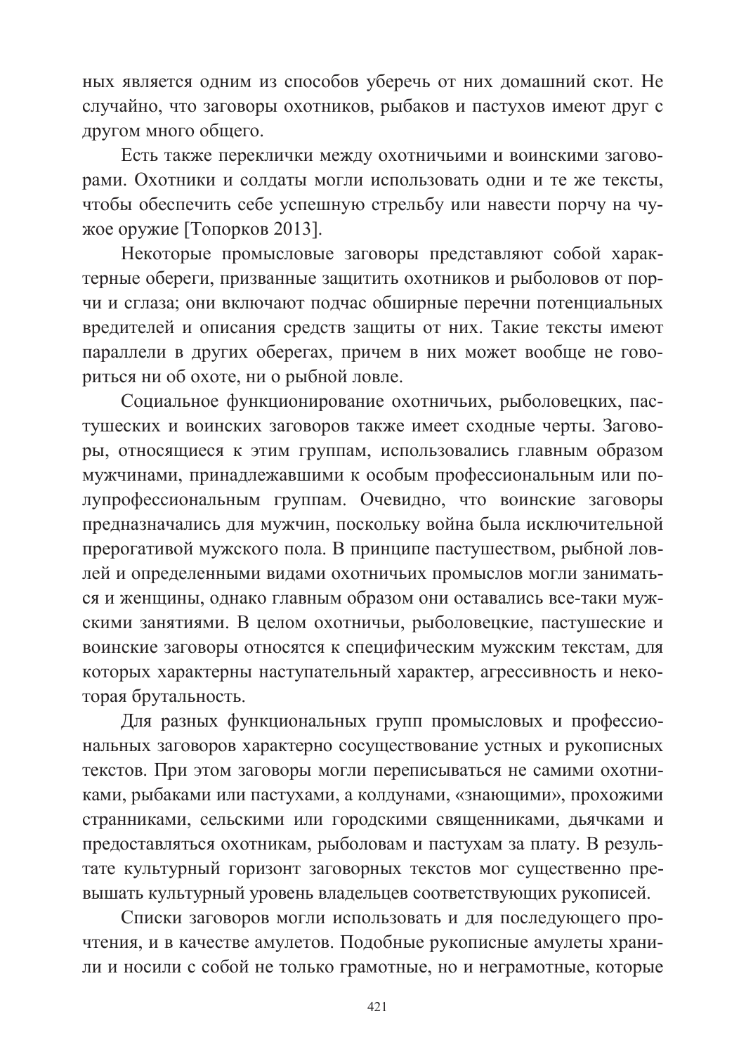ных является одним из способов уберечь от них домашний скот. Не случайно, что заговоры охотников, рыбаков и пастухов имеют друг с другом много общего.

Есть также переклички между охотничьими и воинскими заговорами. Охотники и солдаты могли использовать одни и те же тексты, чтобы обеспечить себе успешную стрельбу или навести порчу на чужое оружие [Топорков 2013].

Некоторые промысловые заговоры представляют собой характерные обереги, призванные защитить охотников и рыболовов от порчи и сглаза; они включают подчас обширные перечни потенциальных вредителей и описания средств защиты от них. Такие тексты имеют параллели в других оберегах, причем в них может вообще не говориться ни об охоте, ни о рыбной ловле.

Социальное функционирование охотничьих, рыболовецких, пастушеских и воинских заговоров также имеет сходные черты. Заговоры, относящиеся к этим группам, использовались главным образом мужчинами, принадлежавшими к особым профессиональным или полупрофессиональным группам. Очевидно, что воинские заговоры предназначались для мужчин, поскольку война была исключительной прерогативой мужского пола. В принципе пастушеством, рыбной ловлей и определенными видами охотничьих промыслов могли заниматься и женщины, однако главным образом они оставались все-таки мужскими занятиями. В целом охотничьи, рыболовецкие, пастушеские и воинские заговоры относятся к специфическим мужским текстам, для которых характерны наступательный характер, агрессивность и некоторая брутальность.

Для разных функциональных групп промысловых и профессиональных заговоров характерно сосуществование устных и рукописных текстов. При этом заговоры могли переписываться не самими охотниками, рыбаками или пастухами, а колдунами, «знающими», прохожими странниками, сельскими или городскими священниками, дьячками и предоставляться охотникам, рыболовам и пастухам за плату. В результате культурный горизонт заговорных текстов мог существенно превышать культурный уровень владельцев соответствующих рукописей.

Списки заговоров могли использовать и для последующего прочтения, и в качестве амулетов. Подобные рукописные амулеты хранили и носили с собой не только грамотные, но и неграмотные, которые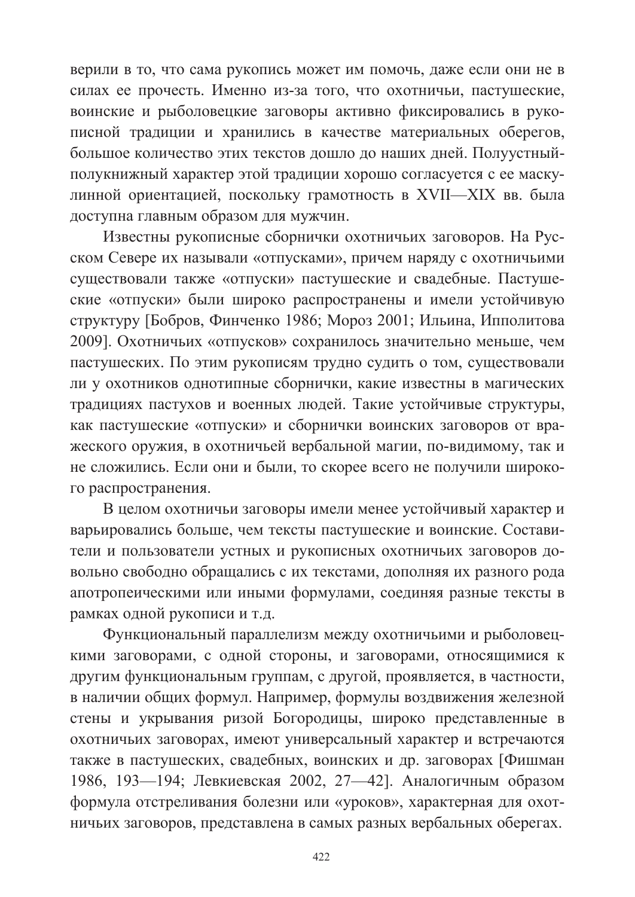верили в то, что сама рукопись может им помочь, даже если они не в силах ее прочесть. Именно из-за того, что охотничьи, пастушеские, воинские и рыболовецкие заговоры активно фиксировались в рукописной традиции и хранились в качестве материальных оберегов, большое количество этих текстов дошло до наших дней. Полуустный-полукнижный характер этой традиции хорошо согласуется с ее маскулинной ориентацией, поскольку грамотность в XVII—XIX вв. была доступна главным образом для мужчин.

Известны рукописные сборнички охотничьих заговоров. На Русском Севере их называли «отпусками», причем наряду с охотничьими существовали также «отпуски» пастушеские и свадебные. Пастушеские «отпуски» были широко распространены и имели устойчивую структуру [Бобров, Финченко 1986; Мороз 2001; Ильина, Ипполитова 2009]. Охотничьих «отпусков» сохранилось значительно меньше, чем пастушеских. По этим рукописям трудно судить о том, существовали ли у охотников однотипные сборнички, какие известны в магических традициях пастухов и военных людей. Такие устойчивые структуры, как пастушеские «отпуски» и сборнички воинских заговоров от вражеского оружия, в охотничьей вербальной магии, по-видимому, так и не сложились. Если они и были, то скорее всего не получили широкого распространения.

В целом охотничьи заговоры имели менее устойчивый характер и варьировались больше, чем тексты пастушеские и воинские. Составители и пользователи устных и рукописных охотничьих заговоров довольно свободно обращались с их текстами, дополняя их разного рода апотропеическими или иными формулами, соединяя разные тексты в рамках одной рукописи и т.д.

Функциональный параллелизм между охотничьими и рыболовецкими заговорами, с одной стороны, и заговорами, относящимися к другим функциональным группам, с другой, проявляется, в частности, в наличии общих формул. Например, формулы воздвижения железной стены и укрывания ризой Богородицы, широко представленные в охотничьих заговорах, имеют универсальный характер и встречаются также в пастушеских, свадебных, воинских и др. заговорах [Фишман 1986, 193—194; Левкиевская 2002, 27—42]. Аналогичным образом формула отстреливания болезни или «уроков», характерная для охотничьих заговоров, представлена в самых разных вербальных оберегах.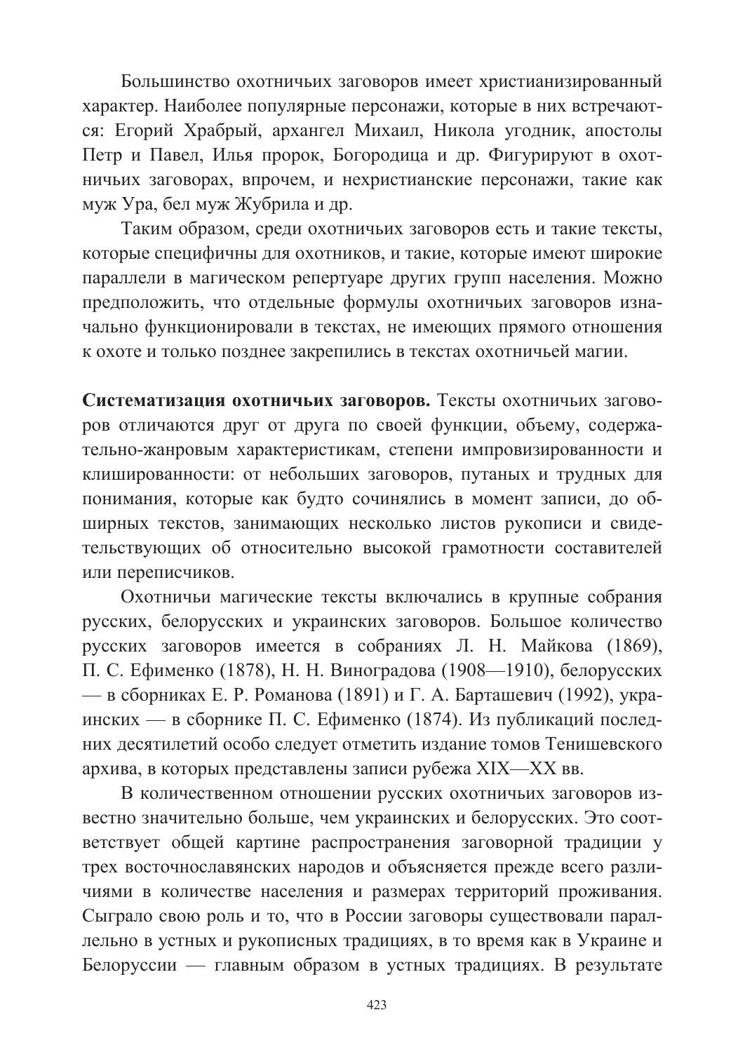Большинство охотничьих заговоров имеет христианизированный характер. Наиболее популярные персонажи, которые в них встречаются: Егорий Храбрый, архангел Михаил, Никола угодник, апостолы Петр и Павел, Илья пророк, Богородица и др. Фигурируют в охотничьих заговорах, впрочем, и нехристианские персонажи, такие как муж Ура, бел муж Жубрила и др.

Таким образом, среди охотничьих заговоров есть и такие тексты, которые специфичны для охотников, и такие, которые имеют широкие параллели в магическом репертуаре других групп населения. Можно предположить, что отдельные формулы охотничьих заговоров изначально функционировали в текстах, не имеющих прямого отношения к охоте и только позднее закрепились в текстах охотничьей магии.

**Систематизация охотничьих заговоров.** Тексты охотничьих заговоров отличаются друг от друга по своей функции, объему, содержательно-жанровым характеристикам, степени импровизированности и клишированности: от небольших заговоров, путаных и трудных для понимания, которые как будто сочинялись в момент записи, до обширных текстов, занимающих несколько листов рукописи и свидетельствующих об относительно высокой грамотности составителей или переписчиков.

Охотничьи магические тексты включались в крупные собрания русских, белорусских и украинских заговоров. Большое количество русских заговоров имеется в собраниях Л. Н. Майкова (1869), П. С. Ефименко (1878), Н. Н. Виноградова (1908—1910), белорусских — в сборниках Е. Р. Романова (1891) и Г. А. Барташевич (1992), украинских — в сборнике П. С. Ефименко (1874). Из публикаций последних десятилетий особо следует отметить издание томов Тенишевского архива, в которых представлены записи рубежа XIX—XX вв.

В количественном отношении русских охотничьих заговоров известно значительно больше, чем украинских и белорусских. Это соответствует общей картине распространения заговорной традиции у трех восточнославянских народов и объясняется прежде всего различиями в количестве населения и размерах территорий проживания. Сыграло свою роль и то, что в России заговоры существовали параллельно в устных и рукописных традициях, в то время как в Украине и Белоруссии — главным образом в устных традициях. В результате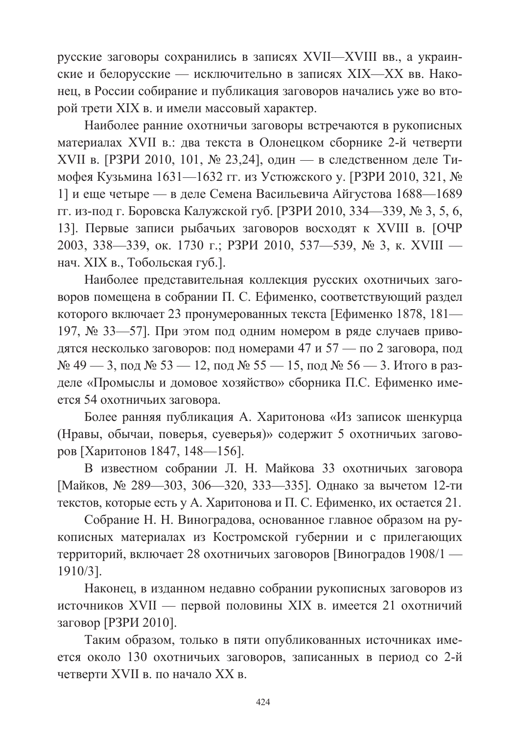русские заговоры сохранились в записях XVII—XVIII вв., а украинские и белорусские — исключительно в записях XIX—XX вв. Наконец, в России собирание и публикация заговоров начались уже во второй трети XIX в. и имели массовый характер.

Наиболее ранние охотничьи заговоры встречаются в рукописных материалах XVII в.: два текста в Олонецком сборнике 2-й четверти XVII в. [РЗРИ 2010, 101, № 23,24], один — в следственном деле Тимофея Кузьмина 1631—1632 гг. из Устюжского у. [РЗРИ 2010, 321, № 1] и еще четыре — в деле Семена Васильевича Айгустова 1688—1689 гг. из-под г. Боровска Калужской губ. [РЗРИ 2010, 334—339, № 3, 5, 6, 13]. Первые записи рыбачьих заговоров восходят к XVIII в. [ОЧР 2003, 338—339, ок. 1730 г.; РЗРИ 2010, 537—539, № 3, к. XVIII — нач. XIX в., Тобольская губ.].

Наиболее представительная коллекция русских охотничьих заговоров помещена в собрании П. С. Ефименко, соответствующий раздел которого включает 23 пронумерованных текста [Ефименко 1878, 181—197, № 33—57]. При этом под одним номером в ряде случаев приводятся несколько заговоров: под номерами 47 и 57 — по 2 заговора, под № 49 — 3, под № 53 — 12, под № 55 — 15, под № 56 — 3. Итого в разделе «Промыслы и домовое хозяйство» сборника П.С. Ефименко имеется 54 охотничьих заговора.

Более ранняя публикация А. Харитонова «Из записок шенкурца (Нравы, обычаи, поверья, суеверья)» содержит 5 охотничьих заговоров [Харитонов 1847, 148—156].

В известном собрании Л. Н. Майкова 33 охотничьих заговора [Майков, № 289—303, 306—320, 333—335]. Однако за вычетом 12-ти текстов, которые есть у А. Харитонова и П. С. Ефименко, их остается 21.

Собрание Н. Н. Виноградова, основанное главное образом на рукописных материалах из Костромской губернии и с прилегающих территорий, включает 28 охотничьих заговоров [Виноградов 1908/1 — 1910/3].

Наконец, в изданном недавно собрании рукописных заговоров из источников XVII — первой половины XIX в. имеется 21 охотничий заговор [РЗРИ 2010].

Таким образом, только в пяти опубликованных источниках имеется около 130 охотничьих заговоров, записанных в период со 2-й четверти XVII в. по начало XX в.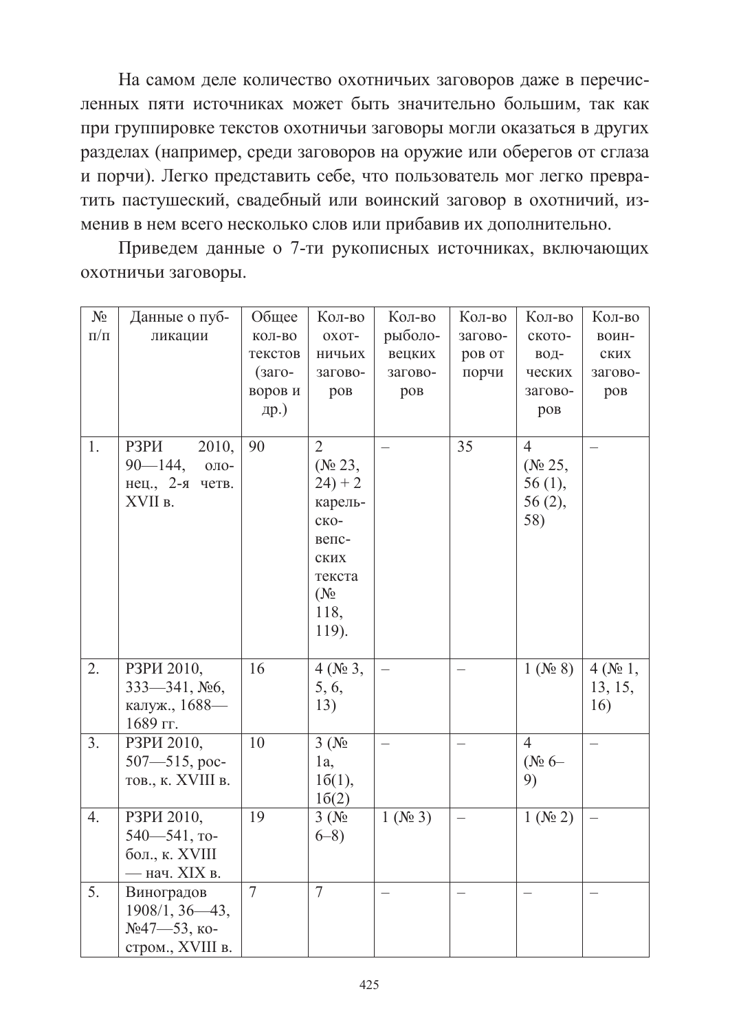На самом деле количество охотничьих заговоров даже в перечисленных пяти источниках может быть значительно большим, так как при группировке текстов охотничьи заговоры могли оказаться в других разделах (например, среди заговоров на оружие или оберегов от сглаза и порчи). Легко представить себе, что пользователь мог легко превратить пастушеский, свадебный или воинский заговор в охотничий, изменив в нем всего несколько слов или прибавив их дополнительно.

Приведем данные о 7-ти рукописных источниках, включающих охотничьи заговоры.

| № п/п | Данные о публикации | Общее кол-во текстов (заговоров и др.) | Кол-во охотничьих заговоров | Кол-во рыболовецких заговоров | Кол-во заговоров от порчи | Кол-во скотоводческих заговоров | Кол-во воинских заговоров |
|---|---|---|---|---|---|---|---|
| 1. | РЗРИ 2010, 90—144, олонец., 2-я четв. XVII в. | 90 | 2 (№ 23, 24) + 2 карельско-вепсских текста (№ 118, 119). | – | 35 | 4 (№ 25, 56 (1), 56 (2), 58) | – |
| 2. | РЗРИ 2010, 333—341, №6, калуж., 1688—1689 гг. | 16 | 4 (№ 3, 5, 6, 13) | – | – | 1 (№ 8) | 4 (№ 1, 13, 15, 16) |
| 3. | РЗРИ 2010, 507—515, ростов., к. XVIII в. | 10 | 3 (№ 1а, 1б(1), 1б(2) | – | – | 4 (№ 6–9) | – |
| 4. | РЗРИ 2010, 540—541, тобол., к. XVIII — нач. XIX в. | 19 | 3 (№ 6–8) | 1 (№ 3) | – | 1 (№ 2) | – |
| 5. | Виноградов 1908/1, 36—43, №47—53, костром., XVIII в. | 7 | 7 | – | – | – | – |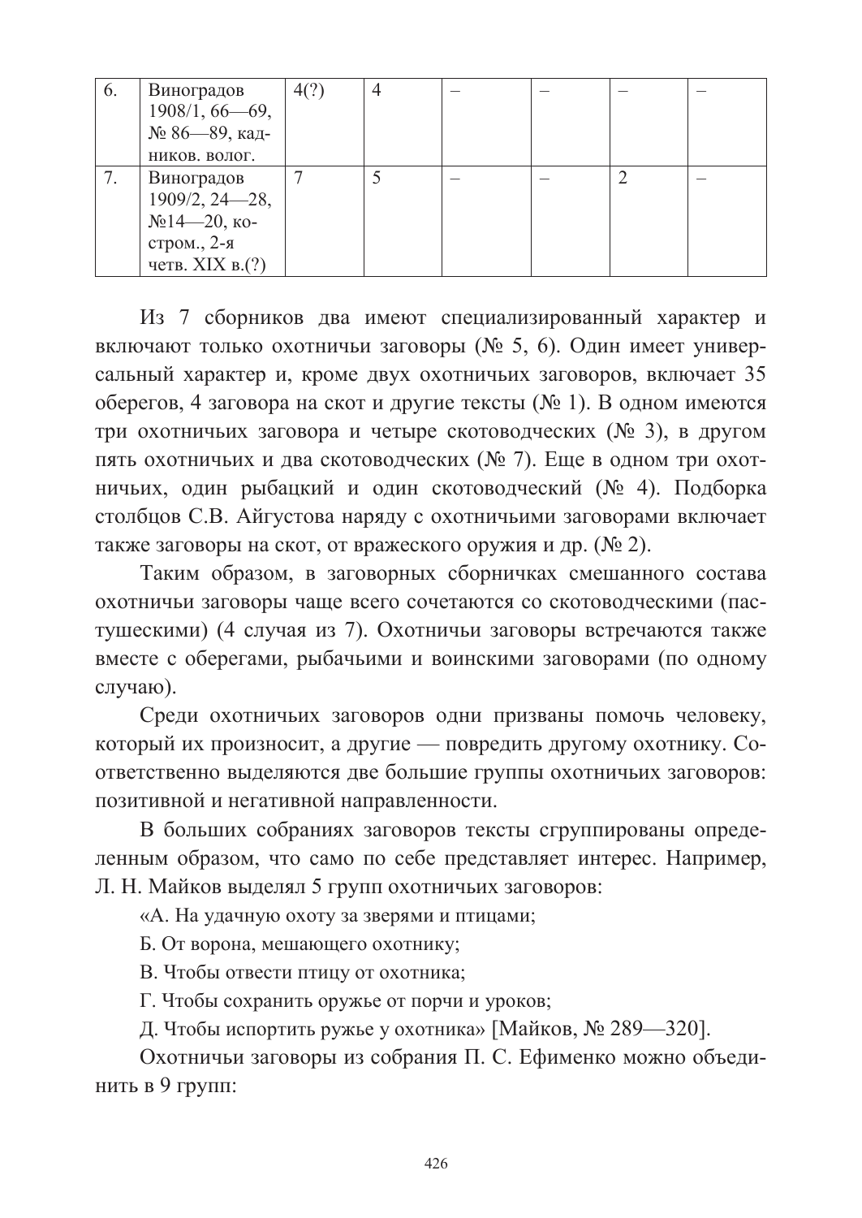| 6. | Виноградов 1908/1, 66—69, № 86—89, кадников. волог. | 4(?) | 4 | – | – | – | – |
|---|---|---|---|---|---|---|---|
| 7. | Виноградов 1909/2, 24—28, №14—20, костром., 2-я четв. XIX в.(?) | 7 | 5 | – | – | 2 | – |

Из 7 сборников два имеют специализированный характер и включают только охотничьи заговоры (№ 5, 6). Один имеет универсальный характер и, кроме двух охотничьих заговоров, включает 35 оберегов, 4 заговора на скот и другие тексты (№ 1). В одном имеются три охотничьих заговора и четыре скотоводческих (№ 3), в другом пять охотничьих и два скотоводческих (№ 7). Еще в одном три охотничьих, один рыбацкий и один скотоводческий (№ 4). Подборка столбцов С.В. Айгустова наряду с охотничьими заговорами включает также заговоры на скот, от вражеского оружия и др. (№ 2).

Таким образом, в заговорных сборничках смешанного состава охотничьи заговоры чаще всего сочетаются со скотоводческими (пастушескими) (4 случая из 7). Охотничьи заговоры встречаются также вместе с оберегами, рыбачьими и воинскими заговорами (по одному случаю).

Среди охотничьих заговоров одни призваны помочь человеку, который их произносит, а другие — повредить другому охотнику. Соответственно выделяются две большие группы охотничьих заговоров: позитивной и негативной направленности.

В больших собраниях заговоров тексты сгруппированы определенным образом, что само по себе представляет интерес. Например, Л. Н. Майков выделял 5 групп охотничьих заговоров:

«А. На удачную охоту за зверями и птицами;

Б. От ворона, мешающего охотнику;

В. Чтобы отвести птицу от охотника;

Г. Чтобы сохранить оружье от порчи и уроков;

Д. Чтобы испортить ружье у охотника» [Майков, № 289—320].

Охотничьи заговоры из собрания П. С. Ефименко можно объединить в 9 групп: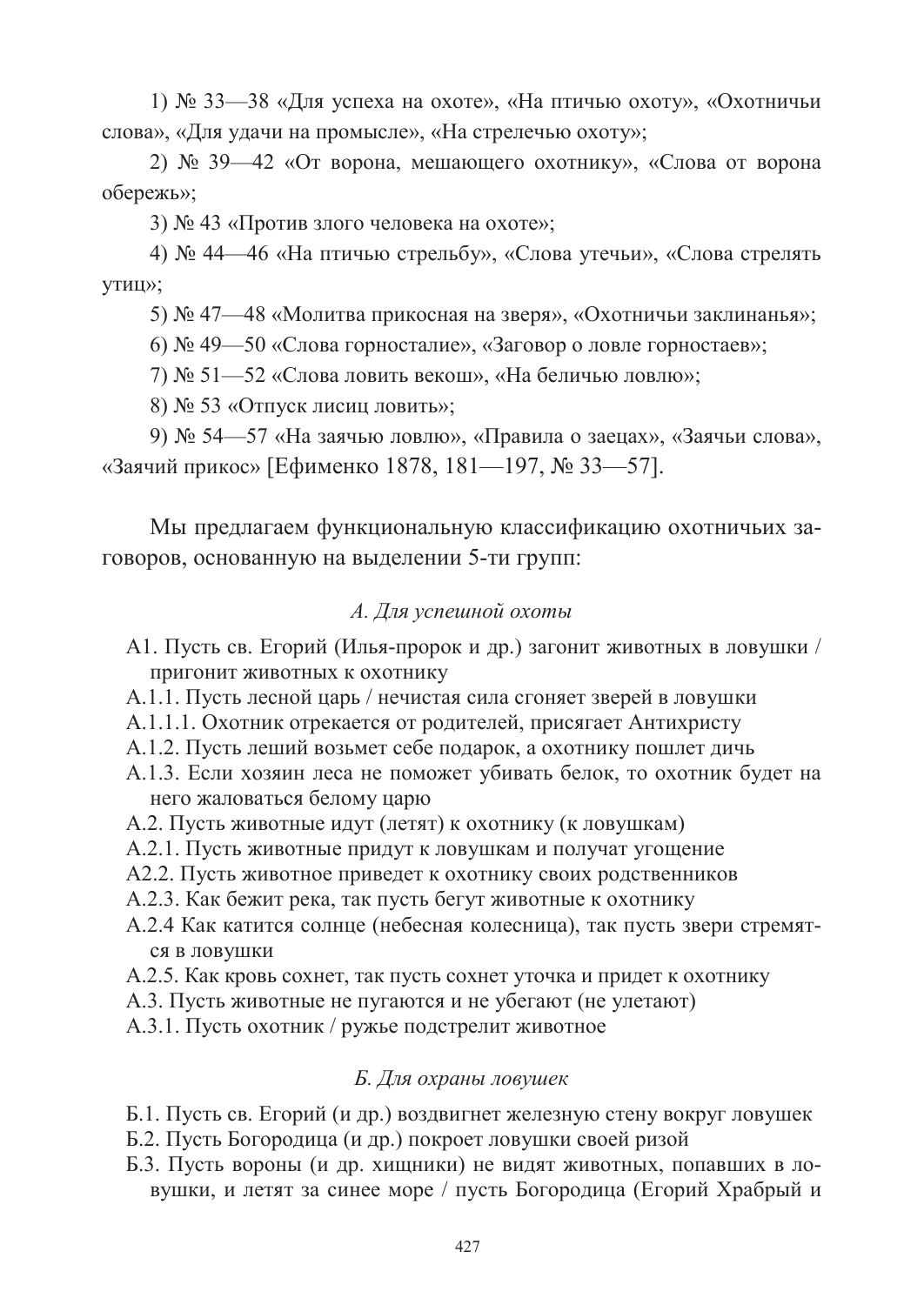1) № 33—38 «Для успеха на охоте», «На птичью охоту», «Охотничьи слова», «Для удачи на промысле», «На стрелечью охоту»;

2) № 39—42 «От ворона, мешающего охотнику», «Слова от ворона обережь»;

3) № 43 «Против злого человека на охоте»;

4) № 44—46 «На птичью стрельбу», «Слова утечьи», «Слова стрелять утиц»;

5) № 47—48 «Молитва прикосная на зверя», «Охотничьи заклинанья»;

6) № 49—50 «Слова горносталие», «Заговор о ловле горностаев»;

7) № 51—52 «Слова ловить векош», «На беличью ловлю»;

8) № 53 «Отпуск лисиц ловить»;

9) № 54—57 «На заячью ловлю», «Правила о заецах», «Заячьи слова», «Заячий прикос» [Ефименко 1878, 181—197, № 33—57].

Мы предлагаем функциональную классификацию охотничьих заговоров, основанную на выделении 5-ти групп:

*А. Для успешной охоты*

А1. Пусть св. Егорий (Илья-пророк и др.) загонит животных в ловушки / пригонит животных к охотнику

А.1.1. Пусть лесной царь / нечистая сила сгоняет зверей в ловушки

А.1.1.1. Охотник отрекается от родителей, присягает Антихристу

А.1.2. Пусть леший возьмет себе подарок, а охотнику пошлет дичь

А.1.3. Если хозяин леса не поможет убивать белок, то охотник будет на него жаловаться белому царю

А.2. Пусть животные идут (летят) к охотнику (к ловушкам)

А.2.1. Пусть животные придут к ловушкам и получат угощение

А2.2. Пусть животное приведет к охотнику своих родственников

А.2.3. Как бежит река, так пусть бегут животные к охотнику

А.2.4 Как катится солнце (небесная колесница), так пусть звери стремятся в ловушки

А.2.5. Как кровь сохнет, так пусть сохнет уточка и придет к охотнику

А.3. Пусть животные не пугаются и не убегают (не улетают)

А.3.1. Пусть охотник / ружье подстрелит животное

*Б. Для охраны ловушек*

Б.1. Пусть св. Егорий (и др.) воздвигнет железную стену вокруг ловушек

Б.2. Пусть Богородица (и др.) покроет ловушки своей ризой

Б.3. Пусть вороны (и др. хищники) не видят животных, попавших в ловушки, и летят за синее море / пусть Богородица (Егорий Храбрый и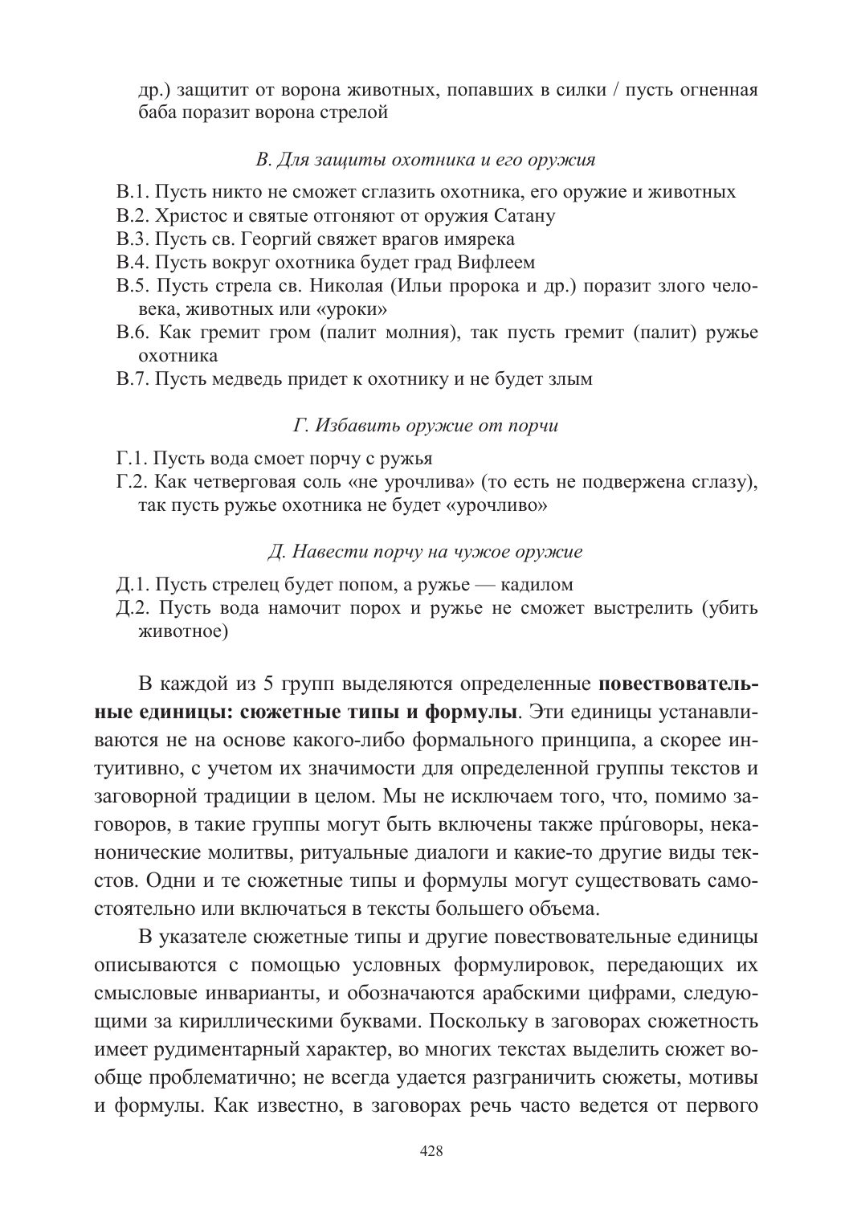др.) защитит от ворона животных, попавших в силки / пусть огненная баба поразит ворона стрелой

*В. Для защиты охотника и его оружия*

В.1. Пусть никто не сможет сглазить охотника, его оружие и животных
В.2. Христос и святые отгоняют от оружия Сатану
В.3. Пусть св. Георгий свяжет врагов имярека
В.4. Пусть вокруг охотника будет град Вифлеем
В.5. Пусть стрела св. Николая (Ильи пророка и др.) поразит злого человека, животных или «уроки»
В.6. Как гремит гром (палит молния), так пусть гремит (палит) ружье охотника
В.7. Пусть медведь придет к охотнику и не будет злым

*Г. Избавить оружие от порчи*

Г.1. Пусть вода смоет порчу с ружья
Г.2. Как четверговая соль «не урочлива» (то есть не подвержена сглазу), так пусть ружье охотника не будет «урочливо»

*Д. Навести порчу на чужое оружие*

Д.1. Пусть стрелец будет попом, а ружье — кадилом
Д.2. Пусть вода намочит порох и ружье не сможет выстрелить (убить животное)

В каждой из 5 групп выделяются определенные **повествовательные единицы: сюжетные типы и формулы**. Эти единицы устанавливаются не на основе какого-либо формального принципа, а скорее интуитивно, с учетом их значимости для определенной группы текстов и заговорной традиции в целом. Мы не исключаем того, что, помимо заговоров, в такие группы могут быть включены также при́говоры, неканонические молитвы, ритуальные диалоги и какие-то другие виды текстов. Одни и те сюжетные типы и формулы могут существовать самостоятельно или включаться в тексты большего объема.

В указателе сюжетные типы и другие повествовательные единицы описываются с помощью условных формулировок, передающих их смысловые инварианты, и обозначаются арабскими цифрами, следующими за кириллическими буквами. Поскольку в заговорах сюжетность имеет рудиментарный характер, во многих текстах выделить сюжет вообще проблематично; не всегда удается разграничить сюжеты, мотивы и формулы. Как известно, в заговорах речь часто ведется от первого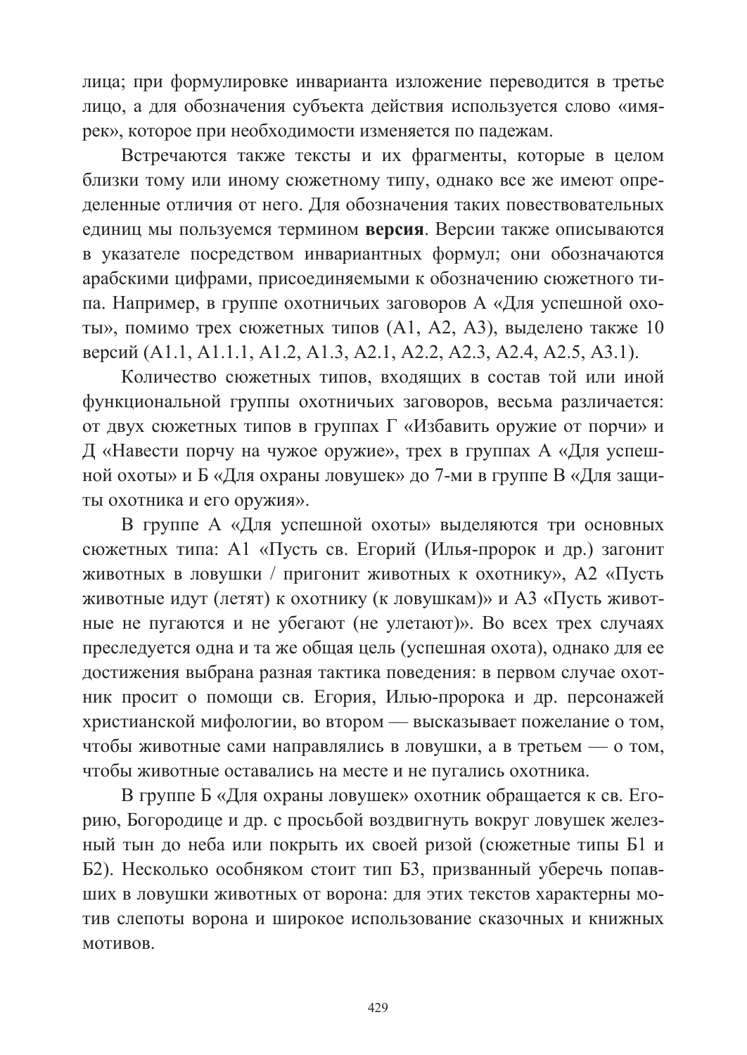лица; при формулировке инварианта изложение переводится в третье лицо, а для обозначения субъекта действия используется слово «имярек», которое при необходимости изменяется по падежам.

Встречаются также тексты и их фрагменты, которые в целом близки тому или иному сюжетному типу, однако все же имеют определенные отличия от него. Для обозначения таких повествовательных единиц мы пользуемся термином **версия**. Версии также описываются в указателе посредством инвариантных формул; они обозначаются арабскими цифрами, присоединяемыми к обозначению сюжетного типа. Например, в группе охотничьих заговоров А «Для успешной охоты», помимо трех сюжетных типов (А1, А2, А3), выделено также 10 версий (А1.1, А1.1.1, А1.2, А1.3, А2.1, А2.2, А2.3, А2.4, А2.5, А3.1).

Количество сюжетных типов, входящих в состав той или иной функциональной группы охотничьих заговоров, весьма различается: от двух сюжетных типов в группах Г «Избавить оружие от порчи» и Д «Навести порчу на чужое оружие», трех в группах А «Для успешной охоты» и Б «Для охраны ловушек» до 7-ми в группе В «Для защиты охотника и его оружия».

В группе А «Для успешной охоты» выделяются три основных сюжетных типа: А1 «Пусть св. Егорий (Илья-пророк и др.) загонит животных в ловушки / пригонит животных к охотнику», А2 «Пусть животные идут (летят) к охотнику (к ловушкам)» и А3 «Пусть животные не пугаются и не убегают (не улетают)». Во всех трех случаях преследуется одна и та же общая цель (успешная охота), однако для ее достижения выбрана разная тактика поведения: в первом случае охотник просит о помощи св. Егория, Илью-пророка и др. персонажей христианской мифологии, во втором — высказывает пожелание о том, чтобы животные сами направлялись в ловушки, а в третьем — о том, чтобы животные оставались на месте и не пугались охотника.

В группе Б «Для охраны ловушек» охотник обращается к св. Егорию, Богородице и др. с просьбой воздвигнуть вокруг ловушек железный тын до неба или покрыть их своей ризой (сюжетные типы Б1 и Б2). Несколько особняком стоит тип Б3, призванный уберечь попавших в ловушки животных от ворона: для этих текстов характерны мотив слепоты ворона и широкое использование сказочных и книжных мотивов.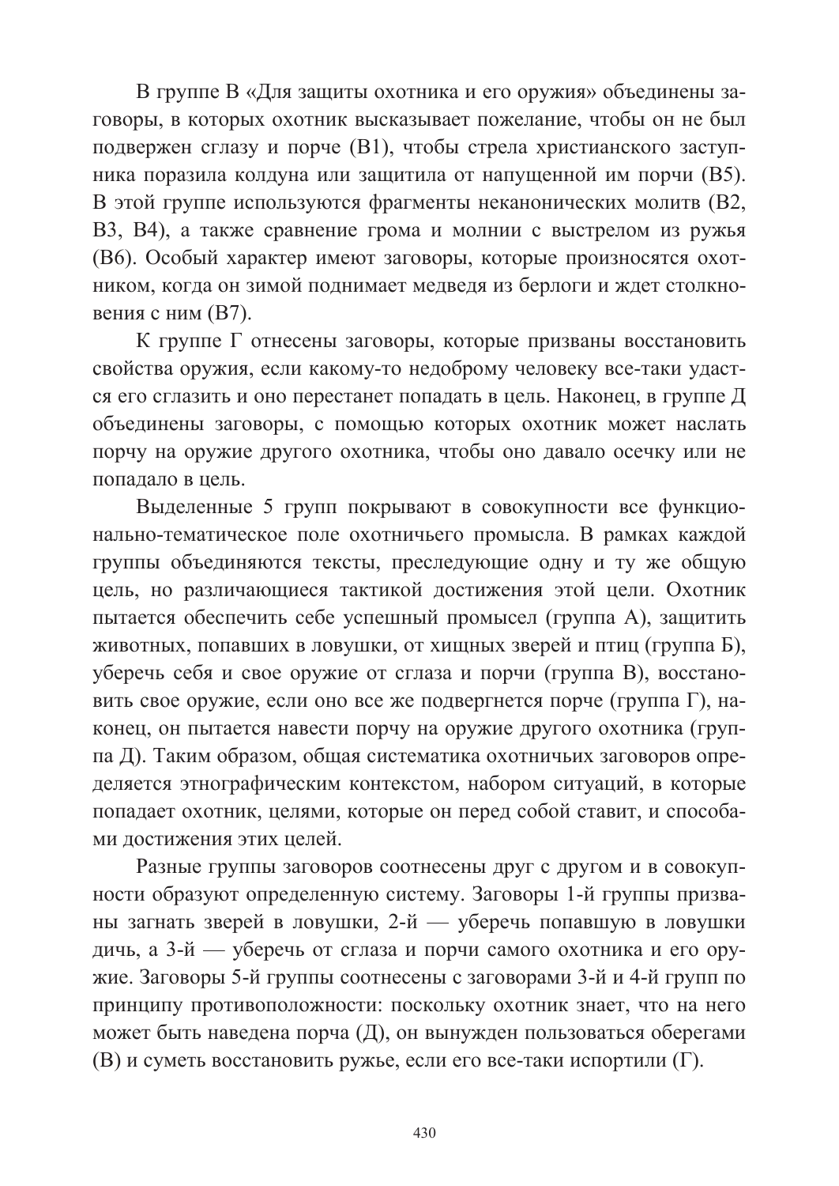В группе В «Для защиты охотника и его оружия» объединены заговоры, в которых охотник высказывает пожелание, чтобы он не был подвержен сглазу и порче (В1), чтобы стрела христианского заступника поразила колдуна или защитила от напущенной им порчи (В5). В этой группе используются фрагменты неканонических молитв (В2, В3, В4), а также сравнение грома и молнии с выстрелом из ружья (В6). Особый характер имеют заговоры, которые произносятся охотником, когда он зимой поднимает медведя из берлоги и ждет столкновения с ним (В7).

К группе Г отнесены заговоры, которые призваны восстановить свойства оружия, если какому-то недоброму человеку все-таки удастся его сглазить и оно перестанет попадать в цель. Наконец, в группе Д объединены заговоры, с помощью которых охотник может наслать порчу на оружие другого охотника, чтобы оно давало осечку или не попадало в цель.

Выделенные 5 групп покрывают в совокупности все функционально-тематическое поле охотничьего промысла. В рамках каждой группы объединяются тексты, преследующие одну и ту же общую цель, но различающиеся тактикой достижения этой цели. Охотник пытается обеспечить себе успешный промысел (группа А), защитить животных, попавших в ловушки, от хищных зверей и птиц (группа Б), уберечь себя и свое оружие от сглаза и порчи (группа В), восстановить свое оружие, если оно все же подвергнется порче (группа Г), наконец, он пытается навести порчу на оружие другого охотника (группа Д). Таким образом, общая систематика охотничьих заговоров определяется этнографическим контекстом, набором ситуаций, в которые попадает охотник, целями, которые он перед собой ставит, и способами достижения этих целей.

Разные группы заговоров соотнесены друг с другом и в совокупности образуют определенную систему. Заговоры 1-й группы призваны загнать зверей в ловушки, 2-й — уберечь попавшую в ловушки дичь, а 3-й — уберечь от сглаза и порчи самого охотника и его оружие. Заговоры 5-й группы соотнесены с заговорами 3-й и 4-й групп по принципу противоположности: поскольку охотник знает, что на него может быть наведена порча (Д), он вынужден пользоваться оберегами (В) и суметь восстановить ружье, если его все-таки испортили (Г).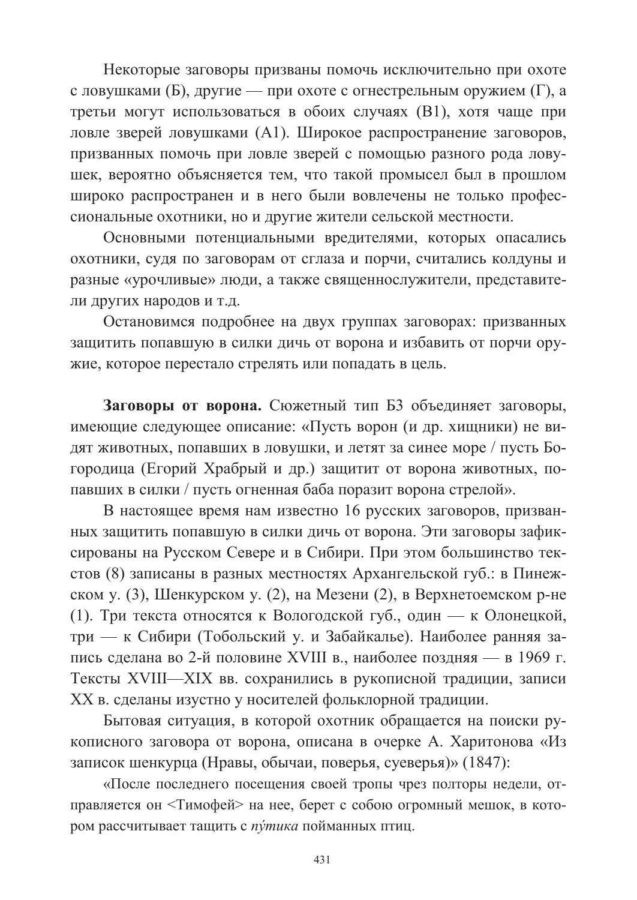Некоторые заговоры призваны помочь исключительно при охоте с ловушками (Б), другие — при охоте с огнестрельным оружием (Г), а третьи могут использоваться в обоих случаях (В1), хотя чаще при ловле зверей ловушками (А1). Широкое распространение заговоров, призванных помочь при ловле зверей с помощью разного рода ловушек, вероятно объясняется тем, что такой промысел был в прошлом широко распространен и в него были вовлечены не только профессиональные охотники, но и другие жители сельской местности.

Основными потенциальными вредителями, которых опасались охотники, судя по заговорам от сглаза и порчи, считались колдуны и разные «урочливые» люди, а также священнослужители, представители других народов и т.д.

Остановимся подробнее на двух группах заговорах: призванных защитить попавшую в силки дичь от ворона и избавить от порчи оружие, которое перестало стрелять или попадать в цель.

**Заговоры от ворона.** Сюжетный тип Б3 объединяет заговоры, имеющие следующее описание: «Пусть ворон (и др. хищники) не видят животных, попавших в ловушки, и летят за синее море / пусть Богородица (Егорий Храбрый и др.) защитит от ворона животных, попавших в силки / пусть огненная баба поразит ворона стрелой».

В настоящее время нам известно 16 русских заговоров, призванных защитить попавшую в силки дичь от ворона. Эти заговоры зафиксированы на Русском Севере и в Сибири. При этом большинство текстов (8) записаны в разных местностях Архангельской губ.: в Пинежском у. (3), Шенкурском у. (2), на Мезени (2), в Верхнетоемском р-не (1). Три текста относятся к Вологодской губ., один — к Олонецкой, три — к Сибири (Тобольский у. и Забайкалье). Наиболее ранняя запись сделана во 2-й половине XVIII в., наиболее поздняя — в 1969 г. Тексты XVIII—XIX вв. сохранились в рукописной традиции, записи XX в. сделаны изустно у носителей фольклорной традиции.

Бытовая ситуация, в которой охотник обращается на поиски рукописного заговора от ворона, описана в очерке А. Харитонова «Из записок шенкурца (Нравы, обычаи, поверья, суеверья)» (1847):

> «После последнего посещения своей тропы чрез полторы недели, отправляется он <Тимофей> на нее, берет с собою огромный мешок, в котором рассчитывает тащить с *пу́тика* пойманных птиц.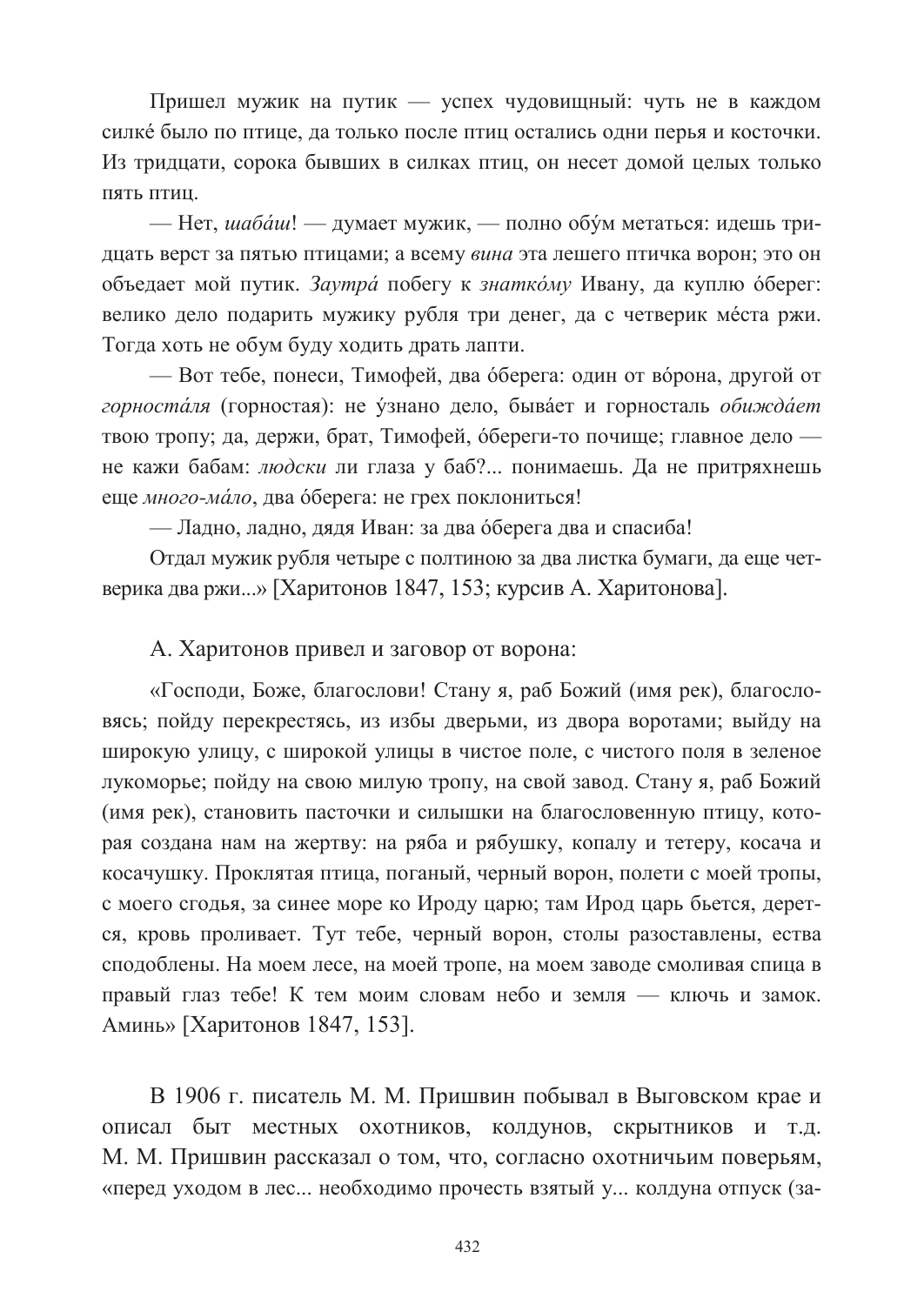Пришел мужик на путик — успех чудовищный: чуть не в каждом силке́ было по птице, да только после птиц остались одни перья и косточки. Из тридцати, сорока бывших в силках птиц, он несет домой целых только пять птиц.

— Нет, *шаба́ш*! — думает мужик, — полно обу́м метаться: идешь тридцать верст за пятью птицами; а всему *вина* эта лешего птичка ворон; это он объедает мой путик. *Заутра́* побегу к *знатко́му* Ивану, да куплю о́берег: велико дело подарить мужику рубля три денег, да с четверик ме́ста ржи. Тогда хоть не обум буду ходить драть лапти.

— Вот тебе, понеси, Тимофей, два о́берега: один от во́рона, другой от *горноста́ля* (горностая): не у́знано дело, быва́ет и горносталь *обижда́ет* твою тропу; да, держи, брат, Тимофей, о́береги-то почище; главное дело — не кажи бабам: *людски* ли глаза у баб?... понимаешь. Да не притряхнешь еще *много-ма́ло*, два о́берега: не грех поклониться!

— Ладно, ладно, дядя Иван: за два о́берега два и спасиба!

Отдал мужик рубля четыре с полтиною за два листка бумаги, да еще четверика два ржи...» [Харитонов 1847, 153; курсив А. Харитонова].

А. Харитонов привел и заговор от ворона:

«Господи, Боже, благослови! Стану я, раб Божий (имя рек), благословясь; пойду перекрестясь, из избы дверьми, из двора воротами; выйду на широкую улицу, с широкой улицы в чистое поле, с чистого поля в зеленое лукоморье; пойду на свою милую тропу, на свой завод. Стану я, раб Божий (имя рек), становить пасточки и силышки на благословенную птицу, которая создана нам на жертву: на ряба и рябушку, копалу и тетеру, косача и косачушку. Проклятая птица, поганый, черный ворон, полети с моей тропы, с моего сгодья, за синее море ко Ироду царю; там Ирод царь бьется, дерется, кровь проливает. Тут тебе, черный ворон, столы разоставлены, ества сподоблены. На моем лесе, на моей тропе, на моем заводе смоливая спица в правый глаз тебе! К тем моим словам небо и земля — ключь и замок. Аминь» [Харитонов 1847, 153].

В 1906 г. писатель М. М. Пришвин побывал в Выговском крае и описал быт местных охотников, колдунов, скрытников и т.д. М. М. Пришвин рассказал о том, что, согласно охотничьим поверьям, «перед уходом в лес... необходимо прочесть взятый у... колдуна отпуск (за-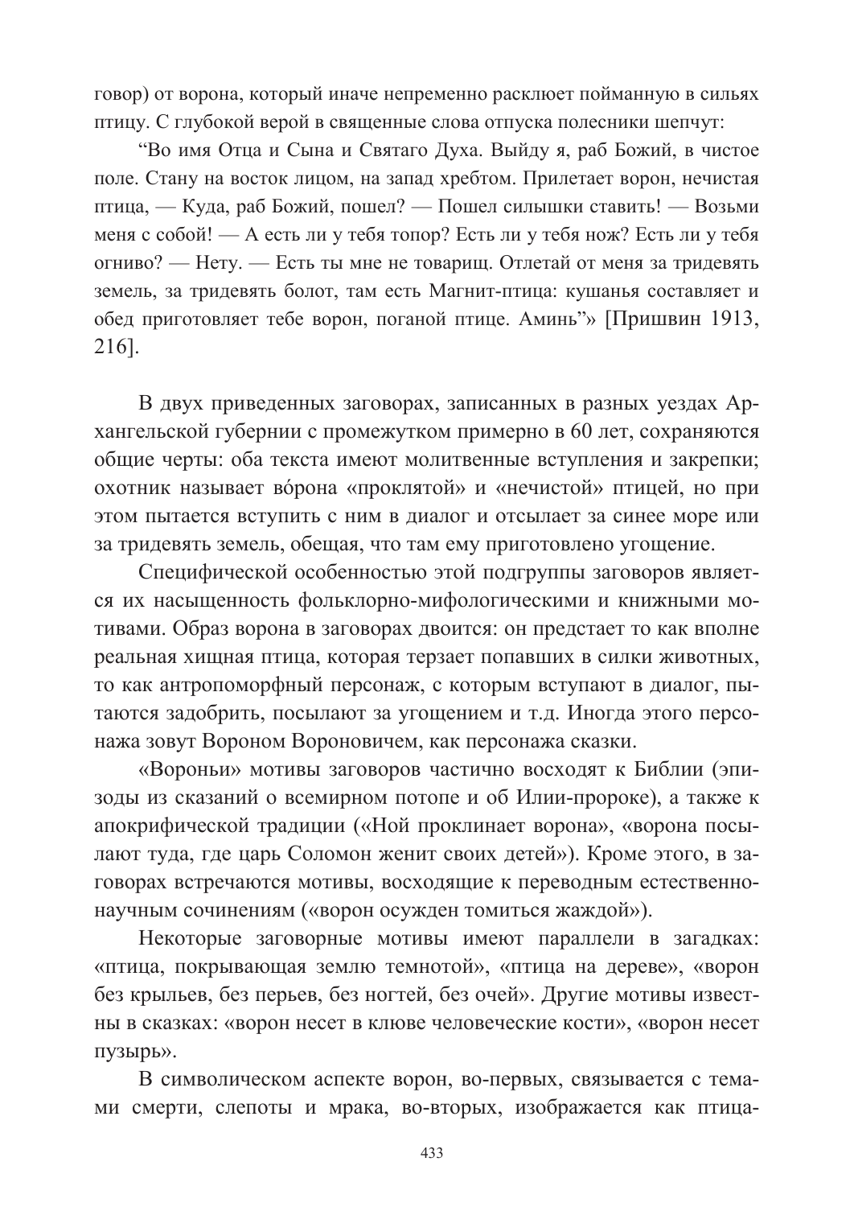говор) от ворона, который иначе непременно расклюет пойманную в сильях птицу. С глубокой верой в священные слова отпуска полесники шепчут:

“Во имя Отца и Сына и Святаго Духа. Выйду я, раб Божий, в чистое поле. Стану на восток лицом, на запад хребтом. Прилетает ворон, нечистая птица, — Куда, раб Божий, пошел? — Пошел сильышки ставить! — Возьми меня с собой! — А есть ли у тебя топор? Есть ли у тебя нож? Есть ли у тебя огниво? — Нету. — Есть ты мне не товарищ. Отлетай от меня за тридевять земель, за тридевять болот, там есть Магнит-птица: кушанья составляет и обед приготовляет тебе ворон, поганой птице. Аминь”» [Пришвин 1913, 216].

В двух приведенных заговорах, записанных в разных уездах Архангельской губернии с промежутком примерно в 60 лет, сохраняются общие черты: оба текста имеют молитвенные вступления и закрепки; охотник называет вóрона «проклятой» и «нечистой» птицей, но при этом пытается вступить с ним в диалог и отсылает за синее море или за тридевять земель, обещая, что там ему приготовлено угощение.

Специфической особенностью этой подгруппы заговоров является их насыщенность фольклорно-мифологическими и книжными мотивами. Образ ворона в заговорах двоится: он предстает то как вполне реальная хищная птица, которая терзает попавших в силки животных, то как антропоморфный персонаж, с которым вступают в диалог, пытаются задобрить, посылают за угощением и т.д. Иногда этого персонажа зовут Вороном Вороновичем, как персонажа сказки.

«Вороньи» мотивы заговоров частично восходят к Библии (эпизоды из сказаний о всемирном потопе и об Илии-пророке), а также к апокрифической традиции («Ной проклинает ворона», «ворона посылают туда, где царь Соломон женит своих детей»). Кроме этого, в заговорах встречаются мотивы, восходящие к переводным естественнонаучным сочинениям («ворон осужден томиться жаждой»).

Некоторые заговорные мотивы имеют параллели в загадках: «птица, покрывающая землю темнотой», «птица на дереве», «ворон без крыльев, без перьев, без ногтей, без очей». Другие мотивы известны в сказках: «ворон несет в клюве человеческие кости», «ворон несет пузырь».

В символическом аспекте ворон, во-первых, связывается с темами смерти, слепоты и мрака, во-вторых, изображается как птица-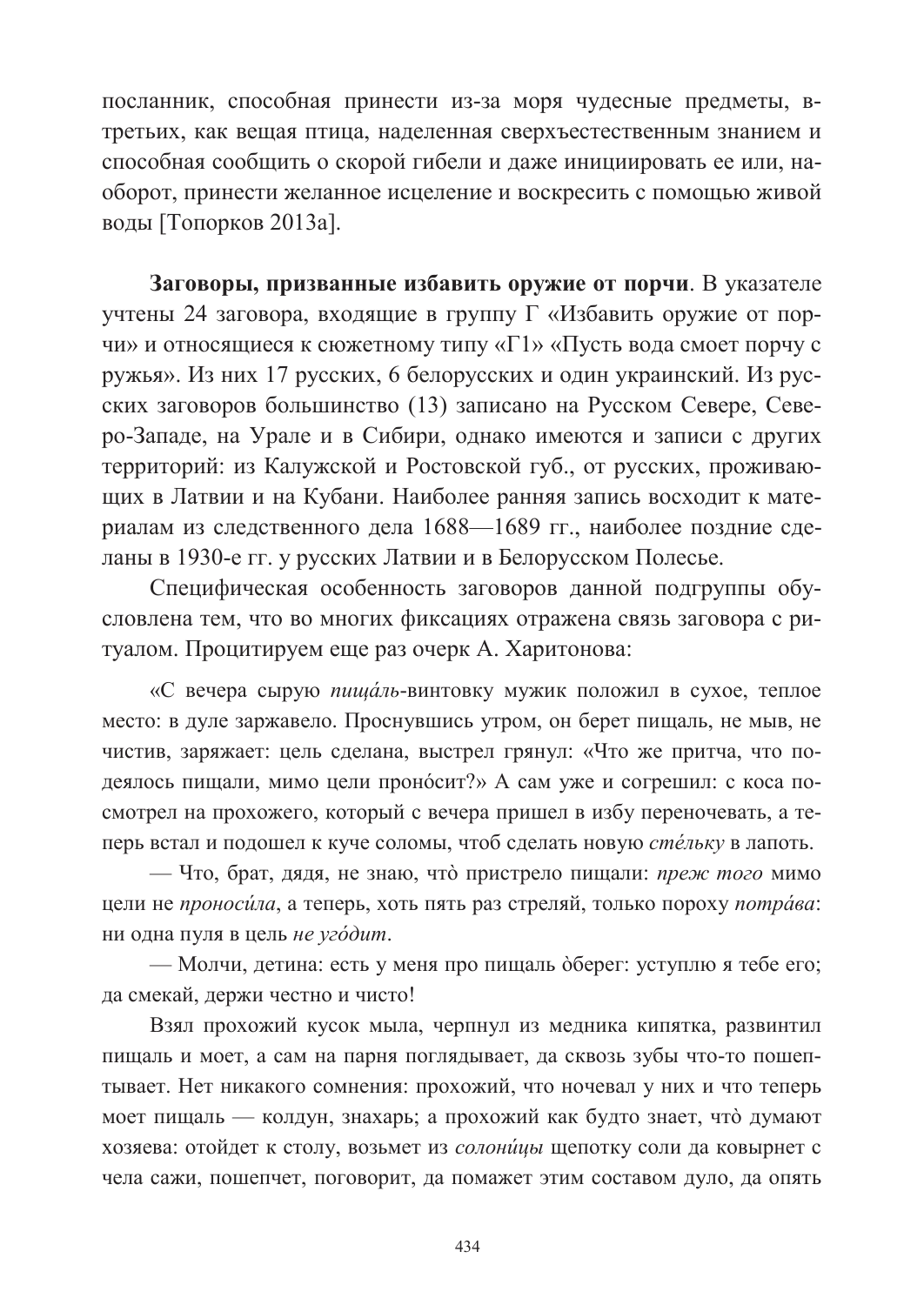посланник, способная принести из-за моря чудесные предметы, в-третьих, как вещая птица, наделенная сверхъестественным знанием и способная сообщить о скорой гибели и даже инициировать ее или, наоборот, принести желанное исцеление и воскресить с помощью живой воды [Топорков 2013а].

**Заговоры, призванные избавить оружие от порчи**. В указателе учтены 24 заговора, входящие в группу Г «Избавить оружие от порчи» и относящиеся к сюжетному типу «Г1» «Пусть вода смоет порчу с ружья». Из них 17 русских, 6 белорусских и один украинский. Из русских заговоров большинство (13) записано на Русском Севере, Северо-Западе, на Урале и в Сибири, однако имеются и записи с других территорий: из Калужской и Ростовской губ., от русских, проживающих в Латвии и на Кубани. Наиболее ранняя запись восходит к материалам из следственного дела 1688—1689 гг., наиболее поздние сделаны в 1930-е гг. у русских Латвии и в Белорусском Полесье.

Специфическая особенность заговоров данной подгруппы обусловлена тем, что во многих фиксациях отражена связь заговора с ритуалом. Процитируем еще раз очерк А. Харитонова:

> «С вечера сырую *пища́ль*-винтовку мужик положил в сухое, теплое место: в дуле заржавело. Проснувшись утром, он берет пищаль, не мыв, не чистив, заряжает: цель сделана, выстрел грянул: «Что же притча, что подеялось пищали, мимо цели проно́сит?» А сам уже и согрешил: с коса посмотрел на прохожего, который с вечера пришел в избу переночевать, а теперь встал и подошел к куче соломы, чтоб сделать новую *сте́льку* в лапоть.
>
> — Что, брат, дядя, не знаю, что̀ пристрело пищали: *преж того* мимо цели не *проноси́ла*, а теперь, хоть пять раз стреляй, только пороху *потра́ва*: ни одна пуля в цель *не уго́дит*.
>
> — Молчи, детина: есть у меня про пищаль о̀берег: уступлю я тебе его; да смекай, держи честно и чисто!
>
> Взял прохожий кусок мыла, черпнул из медника кипятка, развинтил пищаль и моет, а сам на парня поглядывает, да сквозь зубы что-то пошептывает. Нет никакого сомнения: прохожий, что ночевал у них и что теперь моет пищаль — колдун, знахарь; а прохожий как будто знает, что̀ думают хозяева: отойдет к столу, возьмет из *солони́цы* щепотку соли да ковырнет с чела сажи, пошепчет, поговорит, да помажет этим составом дуло, да опять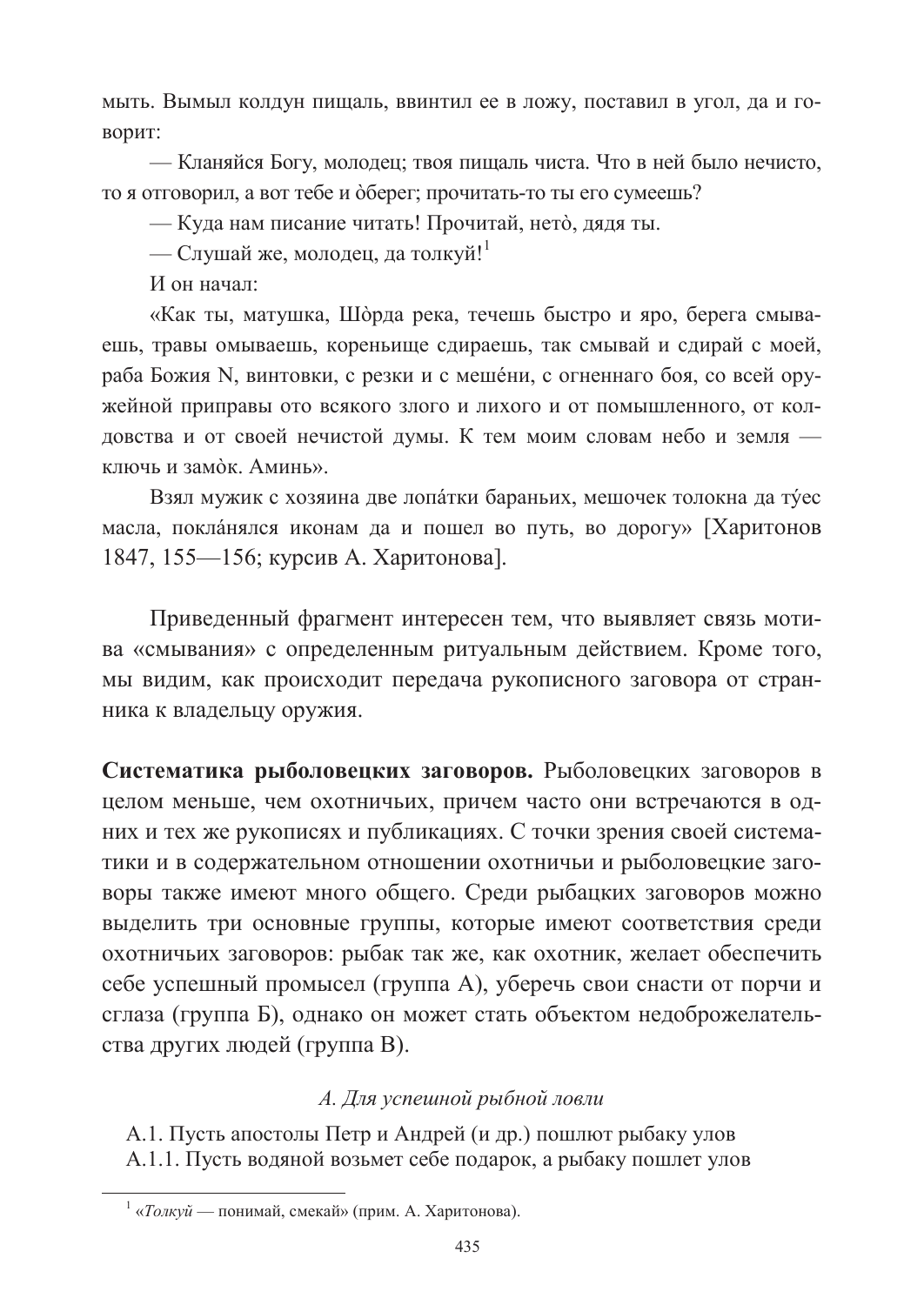мыть. Вымыл колдун пищаль, ввинтил ее в ложу, поставил в угол, да и говорит:

— Кланяйся Богу, молодец; твоя пищаль чиста. Что в ней было нечисто, то я отговорил, а вот тебе и òберег; прочитать-то ты его сумеешь?

— Куда нам писание читать! Прочитай, нетò, дядя ты.

— Слушай же, молодец, да толкуй![1]

И он начал:

«Как ты, матушка, Шòрда река, течешь быстро и яро, берега смываешь, травы омываешь, кореньище сдираешь, так смывай и сдирай с моей, раба Божия N, винтовки, с резки и с мешéни, с огненнаго боя, со всей оружейной приправы ото всякого злого и лихого и от помышленного, от колдовства и от своей нечистой думы. К тем моим словам небо и земля — ключь и замòк. Аминь».

Взял мужик с хозяина две лопáтки бараньих, мешочек толокна да тýес масла, поклáнялся иконам да и пошел во путь, во дорогу» [Харитонов 1847, 155—156; курсив А. Харитонова].

Приведенный фрагмент интересен тем, что выявляет связь мотива «смывания» с определенным ритуальным действием. Кроме того, мы видим, как происходит передача рукописного заговора от странника к владельцу оружия.

**Систематика рыболовецких заговоров.** Рыболовецких заговоров в целом меньше, чем охотничьих, причем часто они встречаются в одних и тех же рукописях и публикациях. С точки зрения своей систематики и в содержательном отношении охотничьи и рыболовецкие заговоры также имеют много общего. Среди рыбацких заговоров можно выделить три основные группы, которые имеют соответствия среди охотничьих заговоров: рыбак так же, как охотник, желает обеспечить себе успешный промысел (группа А), уберечь свои снасти от порчи и сглаза (группа Б), однако он может стать объектом недоброжелательства других людей (группа В).

*А. Для успешной рыбной ловли*

А.1. Пусть апостолы Петр и Андрей (и др.) пошлют рыбаку улов

А.1.1. Пусть водяной возьмет себе подарок, а рыбаку пошлет улов

[1] «*Толкуй* — понимай, смекай» (прим. А. Харитонова).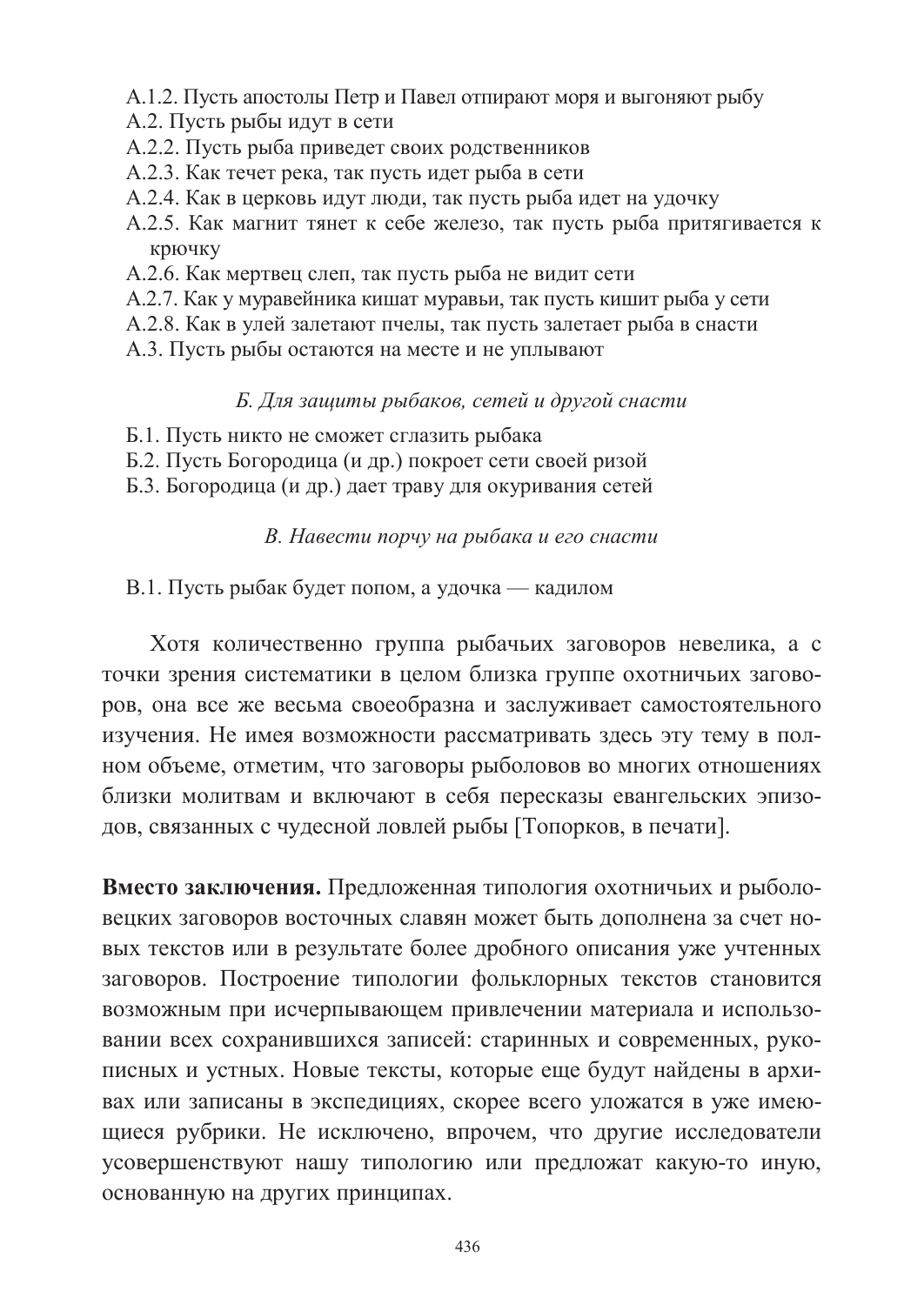- А.1.2. Пусть апостолы Петр и Павел отпирают моря и выгоняют рыбу
- А.2. Пусть рыбы идут в сети
- А.2.2. Пусть рыба приведет своих родственников
- А.2.3. Как течет река, так пусть идет рыба в сети
- А.2.4. Как в церковь идут люди, так пусть рыба идет на удочку
- А.2.5. Как магнит тянет к себе железо, так пусть рыба притягивается к крючку
- А.2.6. Как мертвец слеп, так пусть рыба не видит сети
- А.2.7. Как у муравейника кишат муравьи, так пусть кишит рыба у сети
- А.2.8. Как в улей залетают пчелы, так пусть залетает рыба в снасти
- А.3. Пусть рыбы остаются на месте и не уплывают

*Б. Для защиты рыбаков, сетей и другой снасти*

- Б.1. Пусть никто не сможет сглазить рыбака
- Б.2. Пусть Богородица (и др.) покроет сети своей ризой
- Б.3. Богородица (и др.) дает траву для окуривания сетей

*В. Навести порчу на рыбака и его снасти*

- В.1. Пусть рыбак будет попом, а удочка — кадилом

Хотя количественно группа рыбачьих заговоров невелика, а с точки зрения систематики в целом близка группе охотничьих заговоров, она все же весьма своеобразна и заслуживает самостоятельного изучения. Не имея возможности рассматривать здесь эту тему в полном объеме, отметим, что заговоры рыболовов во многих отношениях близки молитвам и включают в себя пересказы евангельских эпизодов, связанных с чудесной ловлей рыбы [Топорков, в печати].

**Вместо заключения.** Предложенная типология охотничьих и рыболовецких заговоров восточных славян может быть дополнена за счет новых текстов или в результате более дробного описания уже учтенных заговоров. Построение типологии фольклорных текстов становится возможным при исчерпывающем привлечении материала и использовании всех сохранившихся записей: старинных и современных, рукописных и устных. Новые тексты, которые еще будут найдены в архивах или записаны в экспедициях, скорее всего уложатся в уже имеющиеся рубрики. Не исключено, впрочем, что другие исследователи усовершенствуют нашу типологию или предложат какую-то иную, основанную на других принципах.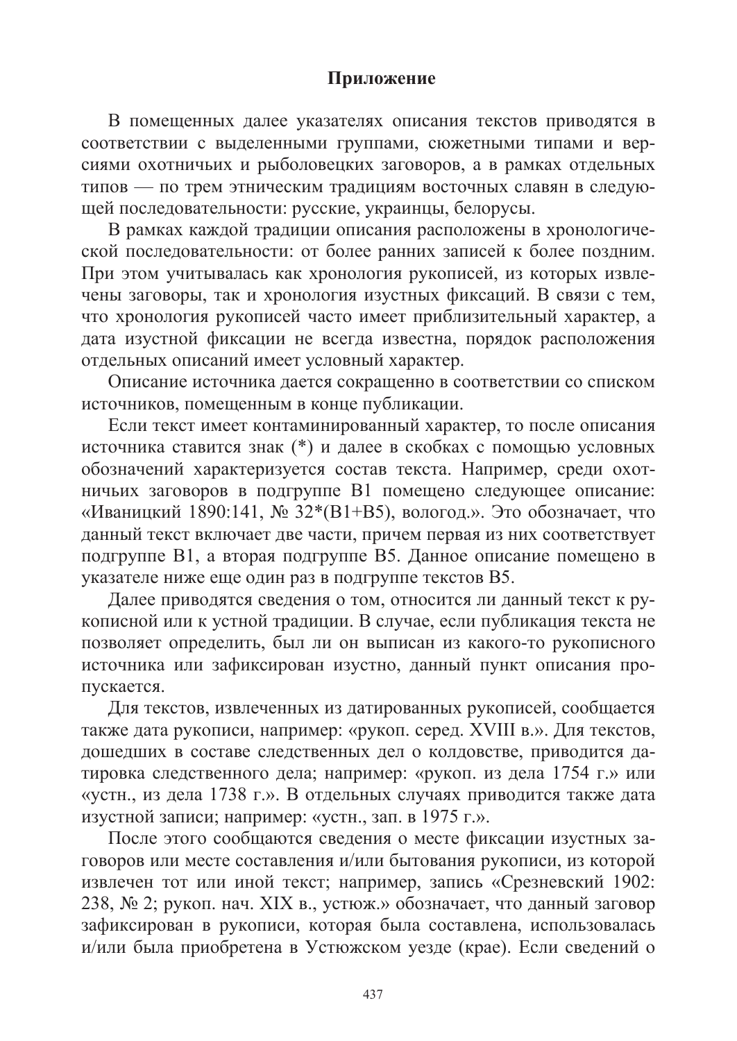## Приложение

В помещенных далее указателях описания текстов приводятся в соответствии с выделенными группами, сюжетными типами и версиями охотничьих и рыболовецких заговоров, а в рамках отдельных типов — по трем этническим традициям восточных славян в следующей последовательности: русские, украинцы, белорусы.

В рамках каждой традиции описания расположены в хронологической последовательности: от более ранних записей к более поздним. При этом учитывалась как хронология рукописей, из которых извлечены заговоры, так и хронология изустных фиксаций. В связи с тем, что хронология рукописей часто имеет приблизительный характер, а дата изустной фиксации не всегда известна, порядок расположения отдельных описаний имеет условный характер.

Описание источника дается сокращенно в соответствии со списком источников, помещенным в конце публикации.

Если текст имеет контаминированный характер, то после описания источника ставится знак (*) и далее в скобках с помощью условных обозначений характеризуется состав текста. Например, среди охотничьих заговоров в подгруппе В1 помещено следующее описание: «Иваницкий 1890:141, № 32*(В1+В5), вологод.». Это обозначает, что данный текст включает две части, причем первая из них соответствует подгруппе В1, а вторая подгруппе В5. Данное описание помещено в указателе ниже еще один раз в подгруппе текстов В5.

Далее приводятся сведения о том, относится ли данный текст к рукописной или к устной традиции. В случае, если публикация текста не позволяет определить, был ли он выписан из какого-то рукописного источника или зафиксирован изустно, данный пункт описания пропускается.

Для текстов, извлеченных из датированных рукописей, сообщается также дата рукописи, например: «рукоп. серед. XVIII в.». Для текстов, дошедших в составе следственных дел о колдовстве, приводится датировка следственного дела; например: «рукоп. из дела 1754 г.» или «устн., из дела 1738 г.». В отдельных случаях приводится также дата изустной записи; например: «устн., зап. в 1975 г.».

После этого сообщаются сведения о месте фиксации изустных заговоров или месте составления и/или бытования рукописи, из которой извлечен тот или иной текст; например, запись «Срезневский 1902: 238, № 2; рукоп. нач. XIX в., устюж.» обозначает, что данный заговор зафиксирован в рукописи, которая была составлена, использовалась и/или была приобретена в Устюжском уезде (крае). Если сведений о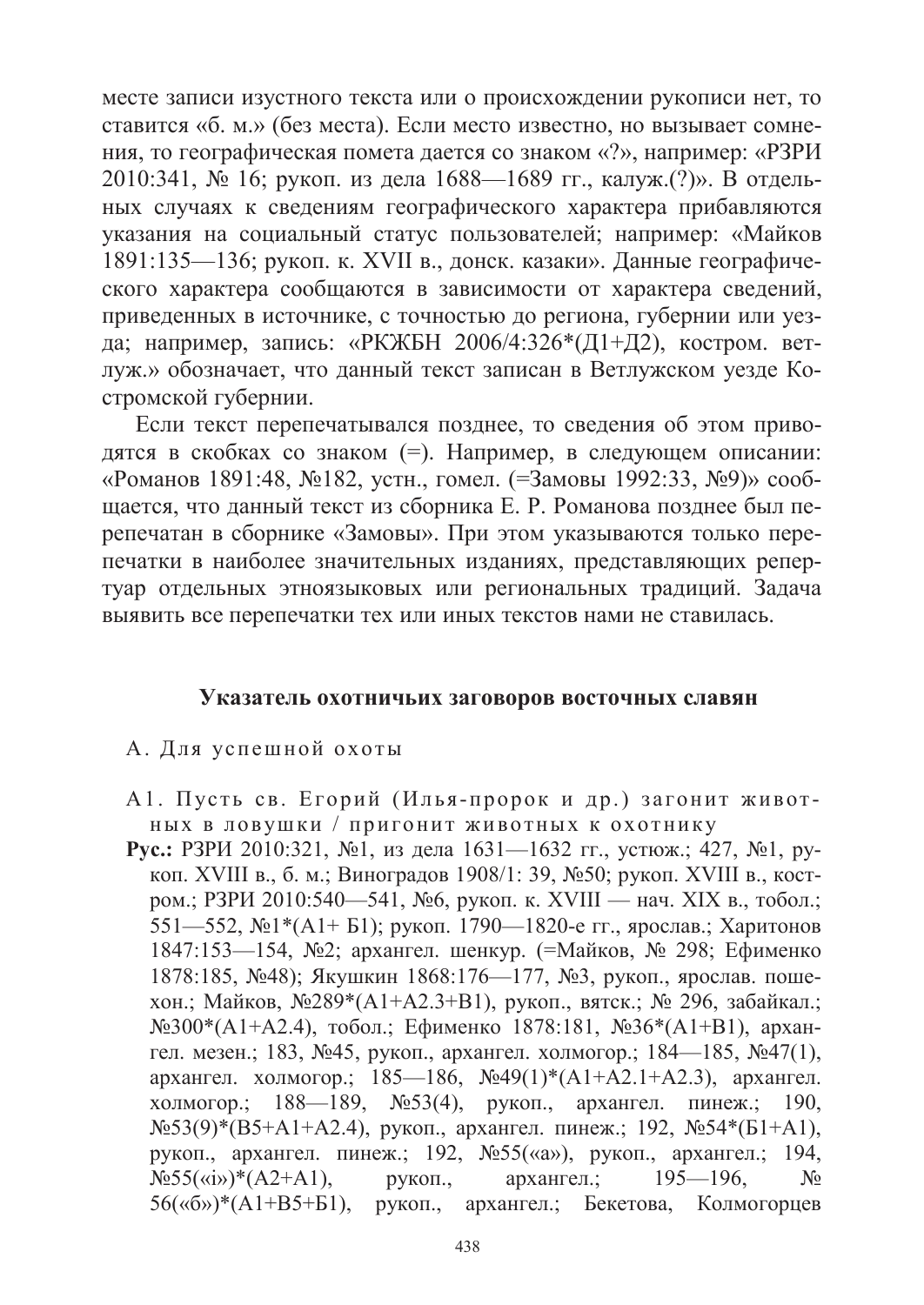месте записи изустного текста или о происхождении рукописи нет, то ставится «б. м.» (без места). Если место известно, но вызывает сомнения, то географическая помета дается со знаком «?», например: «РЗРИ 2010:341, № 16; рукоп. из дела 1688—1689 гг., калуж.(?)». В отдельных случаях к сведениям географического характера прибавляются указания на социальный статус пользователей; например: «Майков 1891:135—136; рукоп. к. XVII в., донск. казаки». Данные географического характера сообщаются в зависимости от характера сведений, приведенных в источнике, с точностью до региона, губернии или уезда; например, запись: «РКЖБН 2006/4:326*(Д1+Д2), костром. ветлуж.» обозначает, что данный текст записан в Ветлужском уезде Костромской губернии.

Если текст перепечатывался позднее, то сведения об этом приводятся в скобках со знаком (=). Например, в следующем описании: «Романов 1891:48, №182, устн., гомел. (=Замовы 1992:33, №9)» сообщается, что данный текст из сборника Е. Р. Романова позднее был перепечатан в сборнике «Замовы». При этом указываются только перепечатки в наиболее значительных изданиях, представляющих репертуар отдельных этноязыковых или региональных традиций. Задача выявить все перепечатки тех или иных текстов нами не ставилась.

## Указатель охотничьих заговоров восточных славян

### А. Для успешной охоты

#### А1. Пусть св. Егорий (Илья-пророк и др.) загонит животных в ловушки / пригонит животных к охотнику

**Рус.:** РЗРИ 2010:321, №1, из дела 1631—1632 гг., устюж.; 427, №1, рукоп. XVIII в., б. м.; Виноградов 1908/1: 39, №50; рукоп. XVIII в., костром.; РЗРИ 2010:540—541, №6, рукоп. к. XVIII — нач. XIX в., тобол.; 551—552, №1*(А1+ Б1); рукоп. 1790—1820-е гг., ярослав.; Харитонов 1847:153—154, №2; архангел. шенкур. (=Майков, № 298; Ефименко 1878:185, №48); Якушкин 1868:176—177, №3, рукоп., ярослав. пошехон.; Майков, №289*(А1+А2.3+В1), рукоп., вятск.; № 296, забайкал.; №300*(А1+А2.4), тобол.; Ефименко 1878:181, №36*(А1+В1), архангел. мезен.; 183, №45, рукоп., архангел. холмогор.; 184—185, №47(1), архангел. холмогор.; 185—186, №49(1)*(А1+А2.1+А2.3), архангел. холмогор.; 188—189, №53(4), рукоп., архангел. пинеж.; 190, №53(9)*(В5+А1+А2.4), рукоп., архангел. пинеж.; 192, №54*(Б1+А1), рукоп., архангел. пинеж.; 192, №55(«а»), рукоп., архангел.; 194, №55(«і»)*(А2+А1), рукоп., архангел.; 195—196, № 56(«б»)*(А1+В5+Б1), рукоп., архангел.; Бекетова, Колмогорцев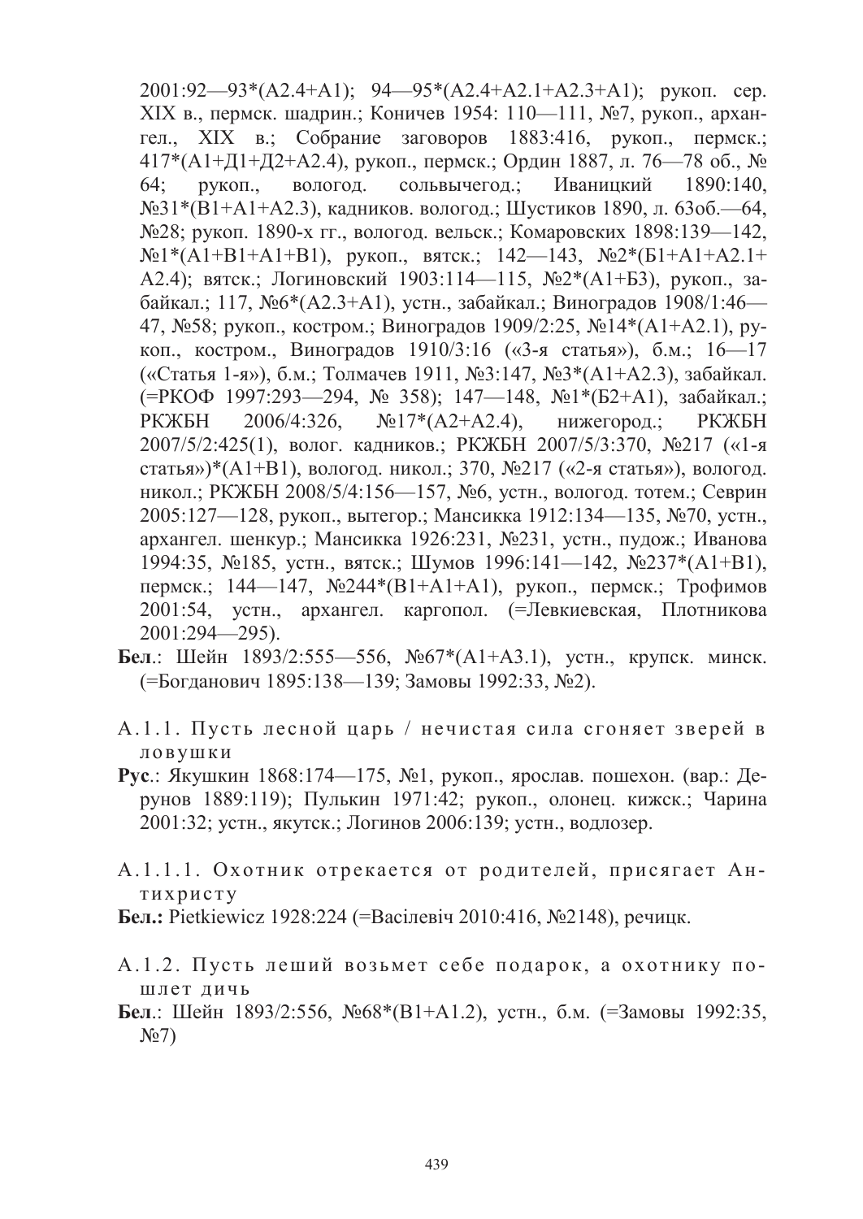2001:92—93*(A2.4+A1); 94—95*(A2.4+A2.1+A2.3+A1); рукоп. сер. XIX в., пермск. шадрин.; Коничев 1954: 110—111, №7, рукоп., архангел., XIX в.; Собрание заговоров 1883:416, рукоп., пермск.; 417*(A1+Д1+Д2+A2.4), рукоп., пермск.; Ордин 1887, л. 76—78 об., № 64; рукоп., вологод. сольвычегод.; Иваницкий 1890:140, №31*(B1+A1+A2.3), кадников. вологод.; Шустиков 1890, л. 63об.—64, №28; рукоп. 1890-х гг., вологод. вельск.; Комаровских 1898:139—142, №1*(A1+B1+A1+B1), рукоп., вятск.; 142—143, №2*(Б1+A1+A2.1+A2.4); вятск.; Логиновский 1903:114—115, №2*(A1+Б3), рукоп., забайкал.; 117, №6*(A2.3+A1), устн., забайкал.; Виноградов 1908/1:46—47, №58; рукоп., костром.; Виноградов 1909/2:25, №14*(A1+A2.1), рукоп., костром., Виноградов 1910/3:16 («3-я статья»), б.м.; 16—17 («Статья 1-я»), б.м.; Толмачев 1911, №3:147, №3*(A1+A2.3), забайкал. (=РКОФ 1997:293—294, № 358); 147—148, №1*(Б2+A1), забайкал.; РКЖБН 2006/4:326, №17*(A2+A2.4), нижегород.; РКЖБН 2007/5/2:425(1), волог. кадников.; РКЖБН 2007/5/3:370, №217 («1-я статья»)*(A1+B1), вологод. никол.; 370, №217 («2-я статья»), вологод. никол.; РКЖБН 2008/5/4:156—157, №6, устн., вологод. тотем.; Северин 2005:127—128, рукоп., вытегор.; Мансикка 1912:134—135, №70, устн., архангел. шенкур.; Мансикка 1926:231, №231, устн., пудож.; Иванова 1994:35, №185, устн., вятск.; Шумов 1996:141—142, №237*(A1+B1), пермск.; 144—147, №244*(B1+A1+A1), рукоп., пермск.; Трофимов 2001:54, устн., архангел. каргопол. (=Левкиевская, Плотникова 2001:294—295).

**Бел.**: Шейн 1893/2:555—556, №67*(A1+A3.1), устн., крупск. минск. (=Богданович 1895:138—139; Замовы 1992:33, №2).

A.1.1. Пусть лесной царь / нечистая сила сгоняет зверей в ловушки

**Рус.**: Якушкин 1868:174—175, №1, рукоп., ярослав. пошехон. (вар.: Дерунов 1889:119); Пулькин 1971:42; рукоп., олонец. кижск.; Чарина 2001:32; устн., якутск.; Логинов 2006:139; устн., водлозер.

A.1.1.1. Охотник отрекается от родителей, присягает Антихристу

**Бел.:** Pietkiewicz 1928:224 (=Васілевіч 2010:416, №2148), речицк.

A.1.2. Пусть леший возьмет себе подарок, а охотнику пошлет дичь

**Бел.**: Шейн 1893/2:556, №68*(B1+A1.2), устн., б.м. (=Замовы 1992:35, №7)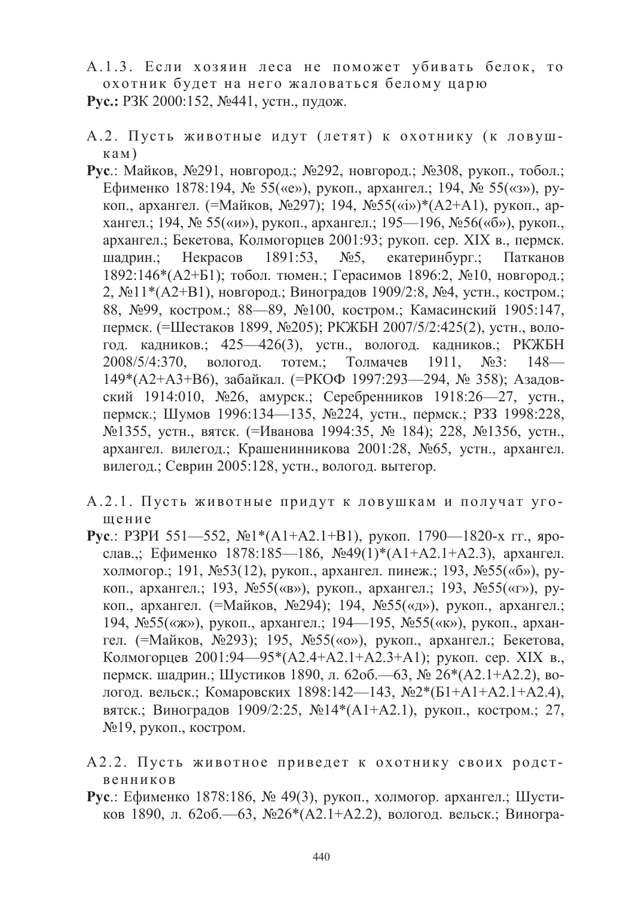А.1.3. Если хозяин леса не поможет убивать белок, то охотник будет на него жаловаться белому царю

**Рус.:** РЗК 2000:152, №441, устн., пудож.

А.2. Пусть животные идут (летят) к охотнику (к ловушкам)

**Рус**.: Майков, №291, новгород.; №292, новгород.; №308, рукоп., тобол.; Ефименко 1878:194, № 55(«е»), рукоп., архангел.; 194, № 55(«з»), рукоп., архангел. (=Майков, №297); 194, №55(«і»)*(А2+А1), рукоп., архангел.; 194, № 55(«и»), рукоп., архангел.; 195—196, №56(«б»), рукоп., архангел.; Бекетова, Колмогорцев 2001:93; рукоп. сер. XIX в., пермск. шадрин.; Некрасов 1891:53, №5, екатеринбург.; Патканов 1892:146*(А2+Б1); тобол. тюмен.; Герасимов 1896:2, №10, новгород.; 2, №11*(А2+В1), новгород.; Виноградов 1909/2:8, №4, устн., костром.; 88, №99, костром.; 88—89, №100, костром.; Камасинский 1905:147, пермск. (=Шестаков 1899, №205); РКЖБН 2007/5/2:425(2), устн., вологод. кадников.; 425—426(3), устн., вологод. кадников.; РКЖБН 2008/5/4:370, вологод. тотем.; Толмачев 1911, №3: 148—149*(А2+А3+В6), забайкал. (=РКОФ 1997:293—294, № 358); Азадовский 1914:010, №26, амурск.; Серебренников 1918:26—27, устн., пермск.; Шумов 1996:134—135, №224, устн., пермск.; РЗЗ 1998:228, №1355, устн., вятск. (=Иванова 1994:35, № 184); 228, №1356, устн., архангел. вилегод.; Крашенинникова 2001:28, №65, устн., архангел. вилегод.; Севрин 2005:128, устн., вологод. вытегор.

А.2.1. Пусть животные придут к ловушкам и получат угощение

**Рус**.: РЗРИ 551—552, №1*(А1+А2.1+В1), рукоп. 1790—1820-х гг., ярослав.,; Ефименко 1878:185—186, №49(1)*(А1+А2.1+А2.3), архангел. холмогор.; 191, №53(12), рукоп., архангел. пинеж.; 193, №55(«б»), рукоп., архангел.; 193, №55(«в»), рукоп., архангел.; 193, №55(«г»), рукоп., архангел. (=Майков, №294); 194, №55(«д»), рукоп., архангел.; 194, №55(«ж»), рукоп., архангел.; 194—195, №55(«к»), рукоп., архангел. (=Майков, №293); 195, №55(«о»), рукоп., архангел.; Бекетова, Колмогорцев 2001:94—95*(А2.4+А2.1+А2.3+А1); рукоп. сер. XIX в., пермск. шадрин.; Шустиков 1890, л. 62об.—63, № 26*(А2.1+А2.2), вологод. вельск.; Комаровских 1898:142—143, №2*(Б1+А1+А2.1+А2.4), вятск.; Виноградов 1909/2:25, №14*(А1+А2.1), рукоп., костром.; 27, №19, рукоп., костром.

А2.2. Пусть животное приведет к охотнику своих родственников

**Рус**.: Ефименко 1878:186, № 49(3), рукоп., холмогор. архангел.; Шустиков 1890, л. 62об.—63, №26*(А2.1+А2.2), вологод. вельск.; Виногра-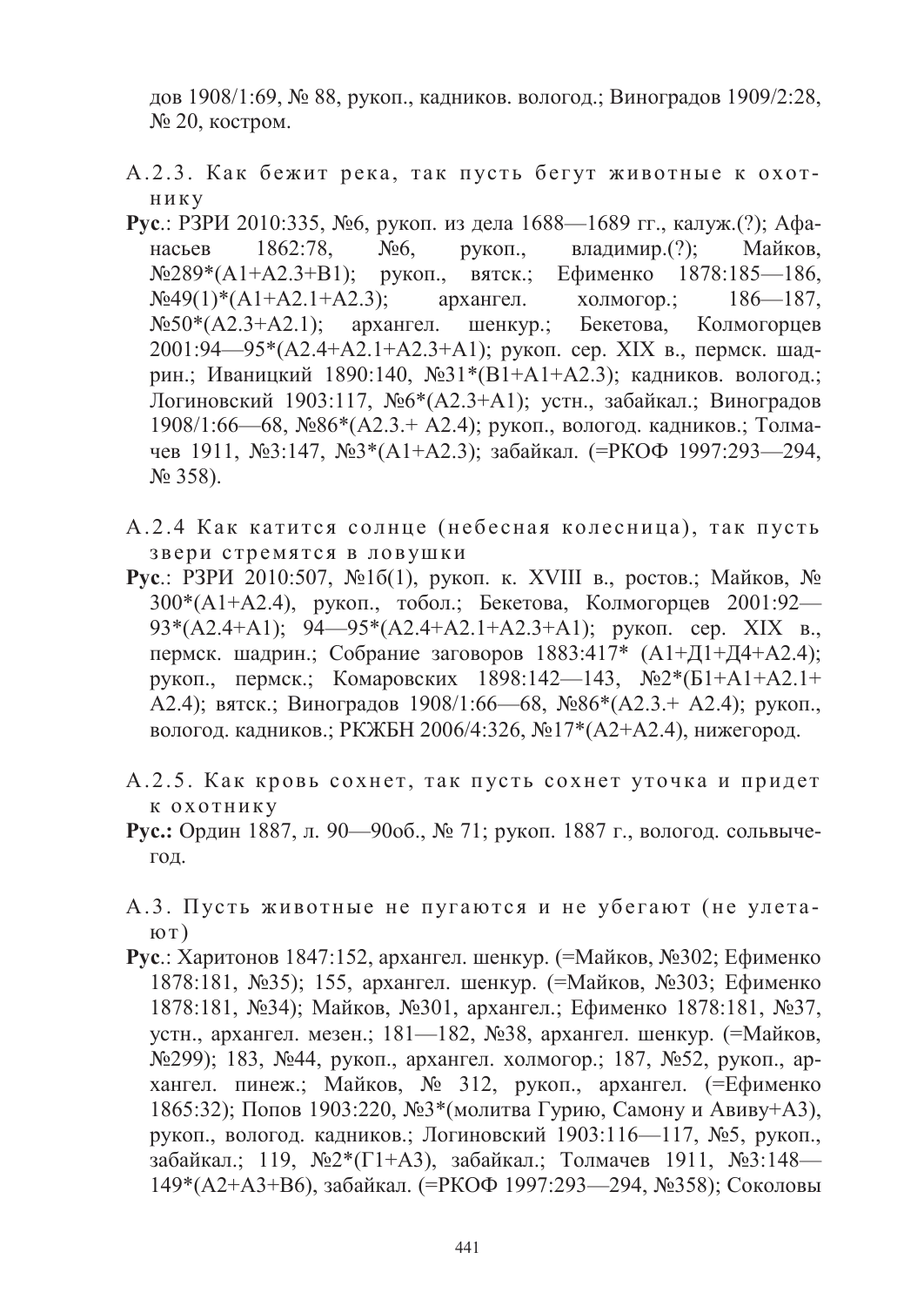дов 1908/1:69, № 88, рукоп., кадников. вологод.; Виноградов 1909/2:28, № 20, костром.

### А.2.3. Как бежит река, так пусть бегут животные к охотнику

**Рус**.: РЗРИ 2010:335, №6, рукоп. из дела 1688—1689 гг., калуж.(?); Афанасьев 1862:78, №6, рукоп., владимир.(?); Майков, №289*(А1+А2.3+В1); рукоп., вятск.; Ефименко 1878:185—186, №49(1)*(А1+А2.1+А2.3); архангел. холмогор.; 186—187, №50*(А2.3+А2.1); архангел. шенкур.; Бекетова, Колмогорцев 2001:94—95*(А2.4+А2.1+А2.3+А1); рукоп. сер. XIX в., пермск. шадрин.; Иваницкий 1890:140, №31*(В1+А1+А2.3); кадников. вологод.; Логиновский 1903:117, №6*(А2.3+А1); устн., забайкал.; Виноградов 1908/1:66—68, №86*(А2.3.+ А2.4); рукоп., вологод. кадников.; Толмачев 1911, №3:147, №3*(А1+А2.3); забайкал. (=РКОФ 1997:293—294, № 358).

### А.2.4 Как катится солнце (небесная колесница), так пусть звери стремятся в ловушки

**Рус**.: РЗРИ 2010:507, №16(1), рукоп. к. XVIII в., ростов.; Майков, № 300*(А1+А2.4), рукоп., тобол.; Бекетова, Колмогорцев 2001:92—93*(А2.4+А1); 94—95*(А2.4+А2.1+А2.3+А1); рукоп. сер. XIX в., пермск. шадрин.; Собрание заговоров 1883:417* (А1+Д1+Д4+А2.4); рукоп., пермск.; Комаровских 1898:142—143, №2*(Б1+А1+А2.1+ А2.4); вятск.; Виноградов 1908/1:66—68, №86*(А2.3.+ А2.4); рукоп., вологод. кадников.; РКЖБН 2006/4:326, №17*(А2+А2.4), нижегород.

### А.2.5. Как кровь сохнет, так пусть сохнет уточка и придет к охотнику

**Рус.:** Ордин 1887, л. 90—90об., № 71; рукоп. 1887 г., вологод. сольвычегод.

### А.3. Пусть животные не пугаются и не убегают (не улетают)

**Рус**.: Харитонов 1847:152, архангел. шенкур. (=Майков, №302; Ефименко 1878:181, №35); 155, архангел. шенкур. (=Майков, №303; Ефименко 1878:181, №34); Майков, №301, архангел.; Ефименко 1878:181, №37, устн., архангел. мезен.; 181—182, №38, архангел. шенкур. (=Майков, №299); 183, №44, рукоп., архангел. холмогор.; 187, №52, рукоп., архангел. пинеж.; Майков, № 312, рукоп., архангел. (=Ефименко 1865:32); Попов 1903:220, №3*(молитва Гурию, Самону и Авиву+А3), рукоп., вологод. кадников.; Логиновский 1903:116—117, №5, рукоп., забайкал.; 119, №2*(Г1+А3), забайкал.; Толмачев 1911, №3:148—149*(А2+А3+В6), забайкал. (=РКОФ 1997:293—294, №358); Соколовы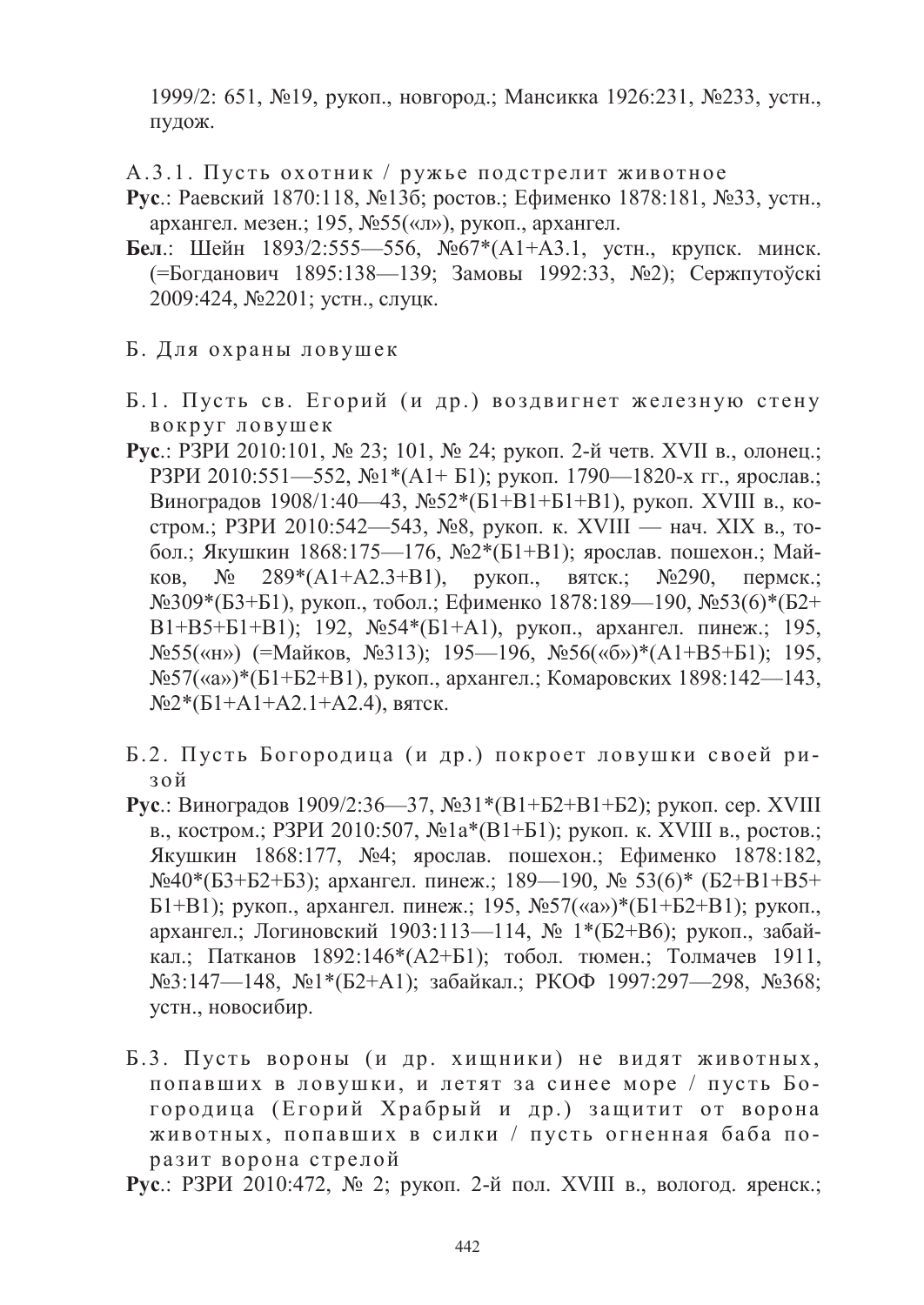1999/2: 651, №19, рукоп., новгород.; Мансикка 1926:231, №233, устн., пудож.

А.3.1. Пусть охотник / ружье подстрелит животное

**Рус**.: Раевский 1870:118, №13б; ростов.; Ефименко 1878:181, №33, устн., архангел. мезен.; 195, №55(«л»), рукоп., архангел.

**Бел**.: Шейн 1893/2:555—556, №67*(А1+А3.1, устн., крупск. минск. (=Богданович 1895:138—139; Замовы 1992:33, №2); Сержпутоўскі 2009:424, №2201; устн., слуцк.

Б. Для охраны ловушек

Б.1. Пусть св. Егорий (и др.) воздвигнет железную стену вокруг ловушек

**Рус**.: РЗРИ 2010:101, № 23; 101, № 24; рукоп. 2-й четв. XVII в., олонец.; РЗРИ 2010:551—552, №1*(А1+ Б1); рукоп. 1790—1820-х гг., ярослав.; Виноградов 1908/1:40—43, №52*(Б1+В1+Б1+В1), рукоп. XVIII в., костром.; РЗРИ 2010:542—543, №8, рукоп. к. XVIII — нач. XIX в., тобол.; Якушкин 1868:175—176, №2*(Б1+В1); ярослав. пошехон.; Майков, № 289*(А1+А2.3+В1), рукоп., вятск.; №290, пермск.; №309*(Б3+Б1), рукоп., тобол.; Ефименко 1878:189—190, №53(6)*(Б2+В1+В5+Б1+В1); 192, №54*(Б1+А1), рукоп., архангел. пинеж.; 195, №55(«н») (=Майков, №313); 195—196, №56(«б»)*(А1+В5+Б1); 195, №57(«а»)*(Б1+Б2+В1), рукоп., архангел.; Комаровских 1898:142—143, №2*(Б1+А1+А2.1+А2.4), вятск.

Б.2. Пусть Богородица (и др.) покроет ловушки своей ризой

**Рус**.: Виноградов 1909/2:36—37, №31*(В1+Б2+В1+Б2); рукоп. сер. XVIII в., костром.; РЗРИ 2010:507, №1а*(В1+Б1); рукоп. к. XVIII в., ростов.; Якушкин 1868:177, №4; ярослав. пошехон.; Ефименко 1878:182, №40*(Б3+Б2+Б3); архангел. пинеж.; 189—190, № 53(6)* (Б2+В1+В5+Б1+В1); рукоп., архангел. пинеж.; 195, №57(«а»)*(Б1+Б2+В1); рукоп., архангел.; Логиновский 1903:113—114, № 1*(Б2+В6); рукоп., забайкал.; Патканов 1892:146*(А2+Б1); тобол. тюмен.; Толмачев 1911, №3:147—148, №1*(Б2+А1); забайкал.; РКОФ 1997:297—298, №368; устн., новосибир.

Б.3. Пусть вороны (и др. хищники) не видят животных, попавших в ловушки, и летят за синее море / пусть Богородица (Егорий Храбрый и др.) защитит от ворона животных, попавших в силки / пусть огненная баба поразит ворона стрелой

**Рус**.: РЗРИ 2010:472, № 2; рукоп. 2-й пол. XVIII в., вологод. яренск.;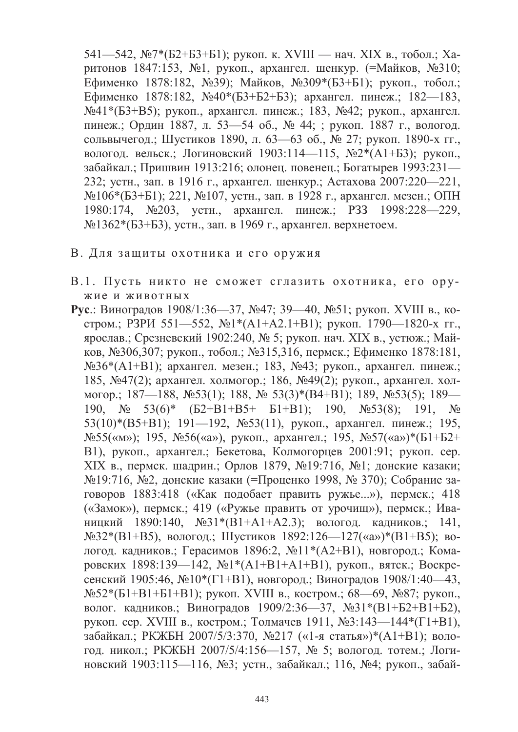541—542, №7*(Б2+Б3+Б1); рукоп. к. XVIII — нач. XIX в., тобол.; Харитонов 1847:153, №1, рукоп., архангел. шенкур. (=Майков, №310; Ефименко 1878:182, №39); Майков, №309*(Б3+Б1); рукоп., тобол.; Ефименко 1878:182, №40*(Б3+Б2+Б3); архангел. пинеж.; 182—183, №41*(Б3+В5); рукоп., архангел. пинеж.; 183, №42; рукоп., архангел. пинеж.; Ордин 1887, л. 53—54 об., № 44; ; рукоп. 1887 г., вологод. сольвычегод.; Шустиков 1890, л. 63—63 об., № 27; рукоп. 1890-х гг., вологод. вельск.; Логиновский 1903:114—115, №2*(А1+Б3); рукоп., забайкал.; Пришвин 1913:216; олонец. повенец.; Богатырев 1993:231—232; устн., зап. в 1916 г., архангел. шенкур.; Астахова 2007:220—221, №106*(Б3+Б1); 221, №107, устн., зап. в 1928 г., архангел. мезен.; ОПН 1980:174, №203, устн., архангел. пинеж.; РЗЗ 1998:228—229, №1362*(Б3+Б3), устн., зап. в 1969 г., архангел. верхнетоем.

## В. Для защиты охотника и его оружия

### В.1. Пусть никто не сможет сглазить охотника, его оружие и животных

**Рус**.: Виноградов 1908/1:36—37, №47; 39—40, №51; рукоп. XVIII в., костром.; РЗРИ 551—552, №1*(А1+А2.1+В1); рукоп. 1790—1820-х гг., ярослав.; Срезневский 1902:240, № 5; рукоп. нач. XIX в., устюж.; Майков, №306,307; рукоп., тобол.; №315,316, пермск.; Ефименко 1878:181, №36*(А1+В1); архангел. мезен.; 183, №43; рукоп., архангел. пинеж.; 185, №47(2); архангел. холмогор.; 186, №49(2); рукоп., архангел. холмогор.; 187—188, №53(1); 188, № 53(3)*(В4+В1); 189, №53(5); 189—190, № 53(6)* (Б2+В1+В5+ Б1+В1); 190, №53(8); 191, № 53(10)*(В5+В1); 191—192, №53(11), рукоп., архангел. пинеж.; 195, №55(«м»); 195, №56(«а»), рукоп., архангел.; 195, №57(«а»)*(Б1+Б2+В1), рукоп., архангел.; Бекетова, Колмогорцев 2001:91; рукоп. сер. XIX в., пермск. шадрин.; Орлов 1879, №19:716, №1; донские казаки; №19:716, №2, донские казаки (=Проценко 1998, № 370); Собрание заговоров 1883:418 («Как подобает править ружье...»), пермск.; 418 («Замок»), пермск.; 419 («Ружье править от урочищ»), пермск.; Иваницкий 1890:140, №31*(В1+А1+А2.3); вологод. кадников.; 141, №32*(В1+В5), вологод.; Шустиков 1892:126—127(«а»)*(В1+В5); вологод. кадников.; Герасимов 1896:2, №11*(А2+В1), новгород.; Комаровских 1898:139—142, №1*(А1+В1+А1+В1), рукоп., вятск.; Воскресенский 1905:46, №10*(Г1+В1), новгород.; Виноградов 1908/1:40—43, №52*(Б1+В1+Б1+В1); рукоп. XVIII в., костром.; 68—69, №87; рукоп., волог. кадников.; Виноградов 1909/2:36—37, №31*(В1+Б2+В1+Б2), рукоп. сер. XVIII в., костром.; Толмачев 1911, №3:143—144*(Г1+В1), забайкал.; РКЖБН 2007/5/3:370, №217 («1-я статья»)*(А1+В1); вологод. никол.; РКЖБН 2007/5/4:156—157, № 5; вологод. тотем.; Логиновский 1903:115—116, №3; устн., забайкал.; 116, №4; рукоп., забай-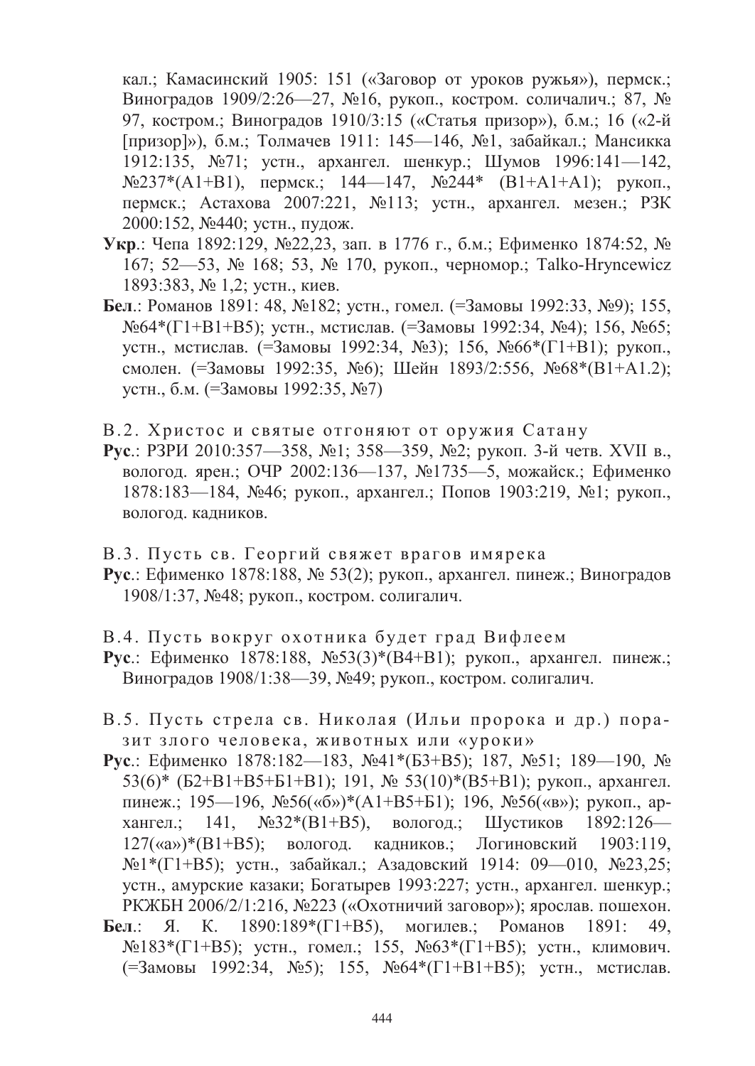кал.; Камасинский 1905: 151 («Заговор от уроков ружья»), пермск.; Виноградов 1909/2:26—27, №16, рукоп., костром. соличалич.; 87, № 97, костром.; Виноградов 1910/3:15 («Статья призор»), б.м.; 16 («2-й [призор]»), б.м.; Толмачев 1911: 145—146, №1, забайкал.; Мансикка 1912:135, №71; устн., архангел. шенкур.; Шумов 1996:141—142, №237*(А1+В1), пермск.; 144—147, №244* (В1+А1+А1); рукоп., пермск.; Астахова 2007:221, №113; устн., архангел. мезен.; РЗК 2000:152, №440; устн., пудож.

**Укр**.: Чепа 1892:129, №22,23, зап. в 1776 г., б.м.; Ефименко 1874:52, № 167; 52—53, № 168; 53, № 170, рукоп., черномор.; Talko-Hryncewicz 1893:383, № 1,2; устн., киев.

**Бел**.: Романов 1891: 48, №182; устн., гомел. (=Замовы 1992:33, №9); 155, №64*(Г1+В1+В5); устн., мстислав. (=Замовы 1992:34, №4); 156, №65; устн., мстислав. (=Замовы 1992:34, №3); 156, №66*(Г1+В1); рукоп., смолен. (=Замовы 1992:35, №6); Шейн 1893/2:556, №68*(В1+А1.2); устн., б.м. (=Замовы 1992:35, №7)

В.2. Христос и святые отгоняют от оружия Сатану

**Рус**.: РЗРИ 2010:357—358, №1; 358—359, №2; рукоп. 3-й четв. XVII в., вологод. ярен.; ОЧР 2002:136—137, №1735—5, можайск.; Ефименко 1878:183—184, №46; рукоп., архангел.; Попов 1903:219, №1; рукоп., вологод. кадников.

В.3. Пусть св. Георгий свяжет врагов имярека

**Рус**.: Ефименко 1878:188, № 53(2); рукоп., архангел. пинеж.; Виноградов 1908/1:37, №48; рукоп., костром. солигалич.

В.4. Пусть вокруг охотника будет град Вифлеем

**Рус**.: Ефименко 1878:188, №53(3)*(В4+В1); рукоп., архангел. пинеж.; Виноградов 1908/1:38—39, №49; рукоп., костром. солигалич.

В.5. Пусть стрела св. Николая (Ильи пророка и др.) поразит злого человека, животных или «уроки»

**Рус**.: Ефименко 1878:182—183, №41*(Б3+В5); 187, №51; 189—190, № 53(6)* (Б2+В1+В5+Б1+В1); 191, № 53(10)*(В5+В1); рукоп., архангел. пинеж.; 195—196, №56(«б»)*(А1+В5+Б1); 196, №56(«в»); рукоп., архангел.; 141, №32*(В1+В5), вологод.; Шустиков 1892:126—127(«а»)*(В1+В5); вологод. кадников.; Логиновский 1903:119, №1*(Г1+В5); устн., забайкал.; Азадовский 1914: 09—010, №23,25; устн., амурские казаки; Богатырев 1993:227; устн., архангел. шенкур.; РКЖБН 2006/2/1:216, №223 («Охотничий заговор»); ярослав. пошехон.

**Бел**.: Я. К. 1890:189*(Г1+В5), могилев.; Романов 1891: 49, №183*(Г1+В5); устн., гомел.; 155, №63*(Г1+В5); устн., климович. (=Замовы 1992:34, №5); 155, №64*(Г1+В1+В5); устн., мстислав.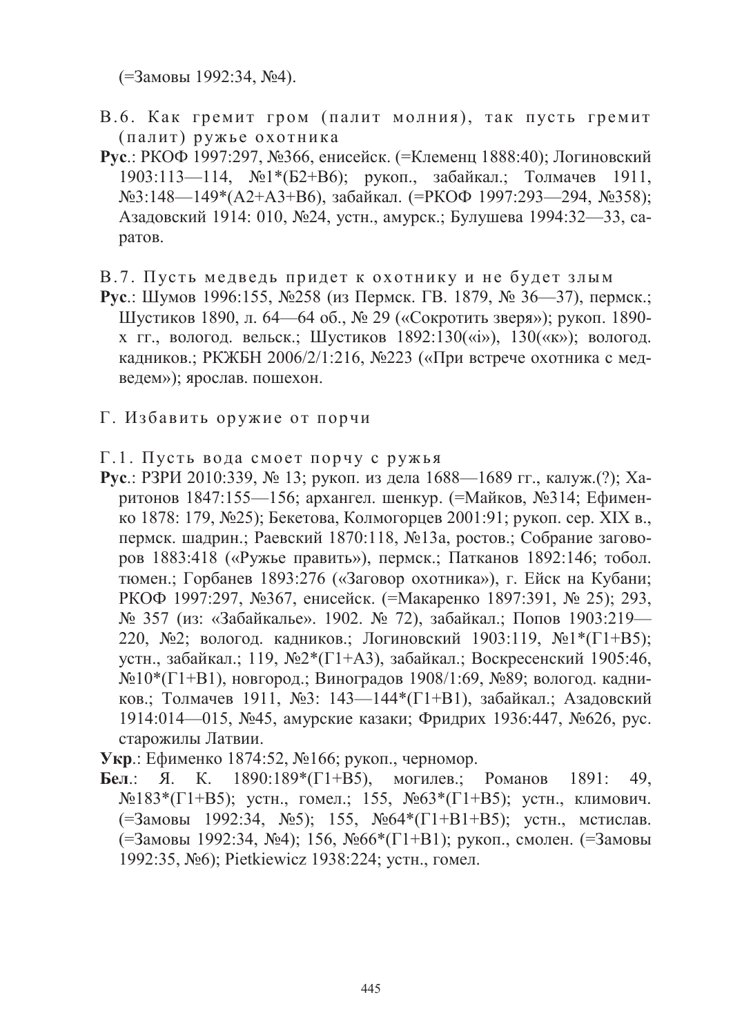(=Замовы 1992:34, №4).

### В.6. Как гремит гром (палит молния), так пусть гремит (палит) ружье охотника

**Рус**.: РКОФ 1997:297, №366, енисейск. (=Клеменц 1888:40); Логиновский 1903:113—114, №1*(Б2+В6); рукоп., забайкал.; Толмачев 1911, №3:148—149*(А2+А3+В6), забайкал. (=РКОФ 1997:293—294, №358); Азадовский 1914: 010, №24, устн., амурск.; Булушева 1994:32—33, саратов.

### В.7. Пусть медведь придет к охотнику и не будет злым

**Рус**.: Шумов 1996:155, №258 (из Пермск. ГВ. 1879, № 36—37), пермск.; Шустиков 1890, л. 64—64 об., № 29 («Сокротить зверя»); рукоп. 1890-х гг., вологод. вельск.; Шустиков 1892:130(«i»), 130(«к»); вологод. кадников.; РКЖБН 2006/2/1:216, №223 («При встрече охотника с медведем»); ярослав. пошехон.

## Г. Избавить оружие от порчи

### Г.1. Пусть вода смоет порчу с ружья

**Рус**.: РЗРИ 2010:339, № 13; рукоп. из дела 1688—1689 гг., калуж.(?); Харитонов 1847:155—156; архангел. шенкур. (=Майков, №314; Ефименко 1878: 179, №25); Бекетова, Колмогорцев 2001:91; рукоп. сер. XIX в., пермск. шадрин.; Раевский 1870:118, №13а, ростов.; Собрание заговоров 1883:418 («Ружье править»), пермск.; Патканов 1892:146; тобол. тюмен.; Горбанев 1893:276 («Заговор охотника»), г. Ейск на Кубани; РКОФ 1997:297, №367, енисейск. (=Макаренко 1897:391, № 25); 293, № 357 (из: «Забайкалье». 1902. № 72), забайкал.; Попов 1903:219—220, №2; вологод. кадников.; Логиновский 1903:119, №1*(Г1+В5); устн., забайкал.; 119, №2*(Г1+А3), забайкал.; Воскресенский 1905:46, №10*(Г1+В1), новгород.; Виноградов 1908/1:69, №89; вологод. кадников.; Толмачев 1911, №3: 143—144*(Г1+В1), забайкал.; Азадовский 1914:014—015, №45, амурские казаки; Фридрих 1936:447, №626, рус. старожилы Латвии.

**Укр**.: Ефименко 1874:52, №166; рукоп., черномор.

**Бел**.: Я. К. 1890:189*(Г1+В5), могилев.; Романов 1891: 49, №183*(Г1+В5); устн., гомел.; 155, №63*(Г1+В5); устн., климович. (=Замовы 1992:34, №5); 155, №64*(Г1+В1+В5); устн., мстислав. (=Замовы 1992:34, №4); 156, №66*(Г1+В1); рукоп., смолен. (=Замовы 1992:35, №6); Pietkiewicz 1938:224; устн., гомел.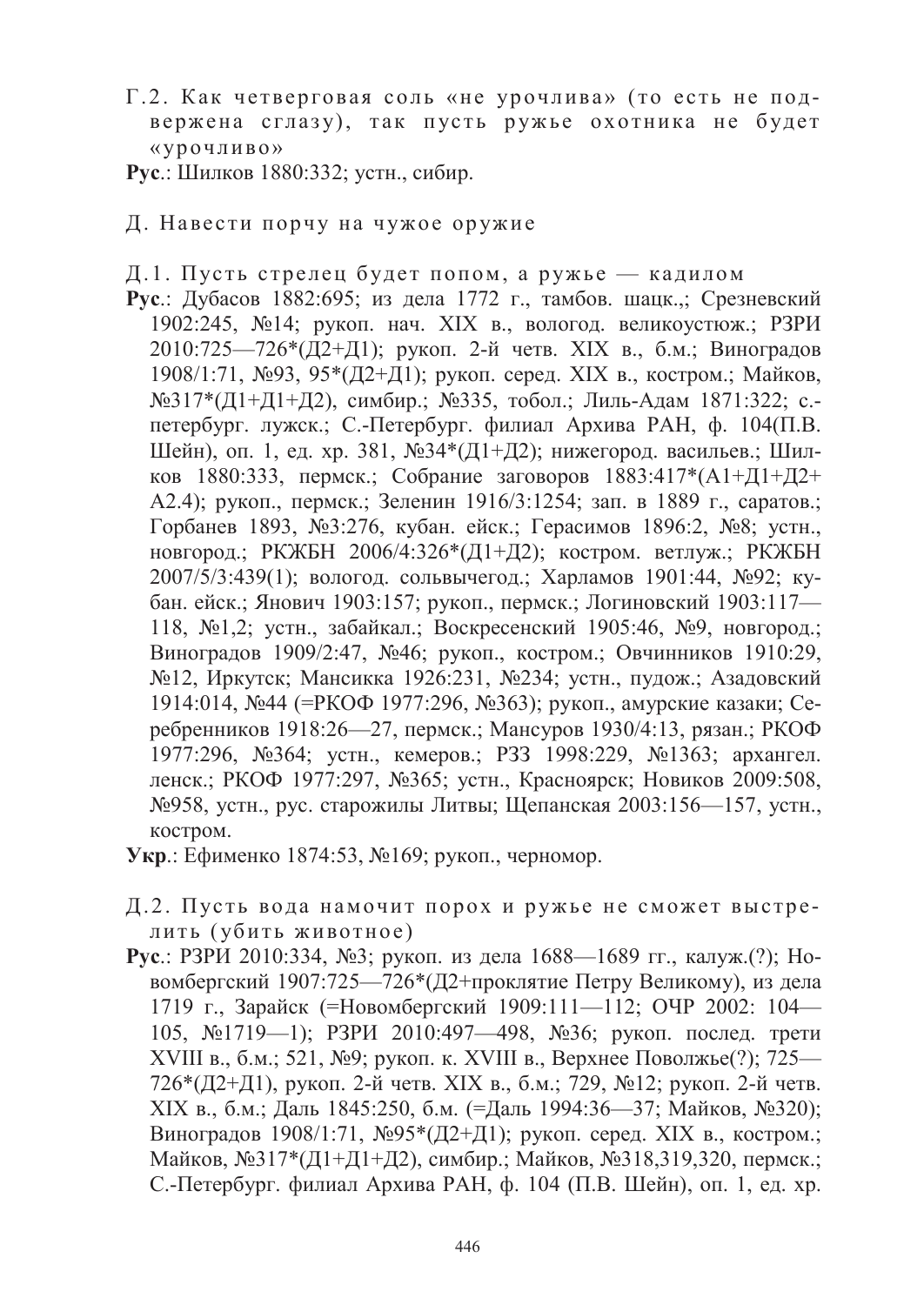Г.2. Как четверговая соль «не урочлива» (то есть не подвержена сглазу), так пусть ружье охотника не будет «урочливо»

**Рус**.: Шилков 1880:332; устн., сибир.

Д. Навести порчу на чужое оружие

Д.1. Пусть стрелец будет попом, а ружье — кадилом

**Рус**.: Дубасов 1882:695; из дела 1772 г., тамбов. шацк.,; Срезневский 1902:245, №14; рукоп. нач. XIX в., вологод. великоустюж.; РЗРИ 2010:725—726*(Д2+Д1); рукоп. 2-й четв. XIX в., б.м.; Виноградов 1908/1:71, №93, 95*(Д2+Д1); рукоп. серед. XIX в., костром.; Майков, №317*(Д1+Д1+Д2), симбир.; №335, тобол.; Лиль-Адам 1871:322; с.-петербург. лужск.; С.-Петербург. филиал Архива РАН, ф. 104(П.В. Шейн), оп. 1, ед. хр. 381, №34*(Д1+Д2); нижегород. васильев.; Шилков 1880:333, пермск.; Собрание заговоров 1883:417*(А1+Д1+Д2+А2.4); рукоп., пермск.; Зеленин 1916/3:1254; зап. в 1889 г., саратов.; Горбанев 1893, №3:276, кубан. ейск.; Герасимов 1896:2, №8; устн., новгород.; РКЖБН 2006/4:326*(Д1+Д2); костром. ветлуж.; РКЖБН 2007/5/3:439(1); вологод. сольвычегод.; Харламов 1901:44, №92; кубан. ейск.; Янович 1903:157; рукоп., пермск.; Логиновский 1903:117—118, №1,2; устн., забайкал.; Воскресенский 1905:46, №9, новгород.; Виноградов 1909/2:47, №46; рукоп., костром.; Овчинников 1910:29, №12, Иркутск; Мансикка 1926:231, №234; устн., пудож.; Азадовский 1914:014, №44 (=РКОФ 1977:296, №363); рукоп., амурские казаки; Серебренников 1918:26—27, пермск.; Мансуров 1930/4:13, рязан.; РКОФ 1977:296, №364; устн., кемеров.; РЗЗ 1998:229, №1363; архангел. ленск.; РКОФ 1977:297, №365; устн., Красноярск; Новиков 2009:508, №958, устн., рус. старожилы Литвы; Щепанская 2003:156—157, устн., костром.

**Укр**.: Ефименко 1874:53, №169; рукоп., черномор.

Д.2. Пусть вода намочит порох и ружье не сможет выстрелить (убить животное)

**Рус**.: РЗРИ 2010:334, №3; рукоп. из дела 1688—1689 гг., калуж.(?); Новомбергский 1907:725—726*(Д2+проклятие Петру Великому), из дела 1719 г., Зарайск (=Новомбергский 1909:111—112; ОЧР 2002: 104—105, №1719—1); РЗРИ 2010:497—498, №36; рукоп. послед. трети XVIII в., б.м.; 521, №9; рукоп. к. XVIII в., Верхнее Поволжье(?); 725—726*(Д2+Д1), рукоп. 2-й четв. XIX в., б.м.; 729, №12; рукоп. 2-й четв. XIX в., б.м.; Даль 1845:250, б.м. (=Даль 1994:36—37; Майков, №320); Виноградов 1908/1:71, №95*(Д2+Д1); рукоп. серед. XIX в., костром.; Майков, №317*(Д1+Д1+Д2), симбир.; Майков, №318,319,320, пермск.; С.-Петербург. филиал Архива РАН, ф. 104 (П.В. Шейн), оп. 1, ед. хр.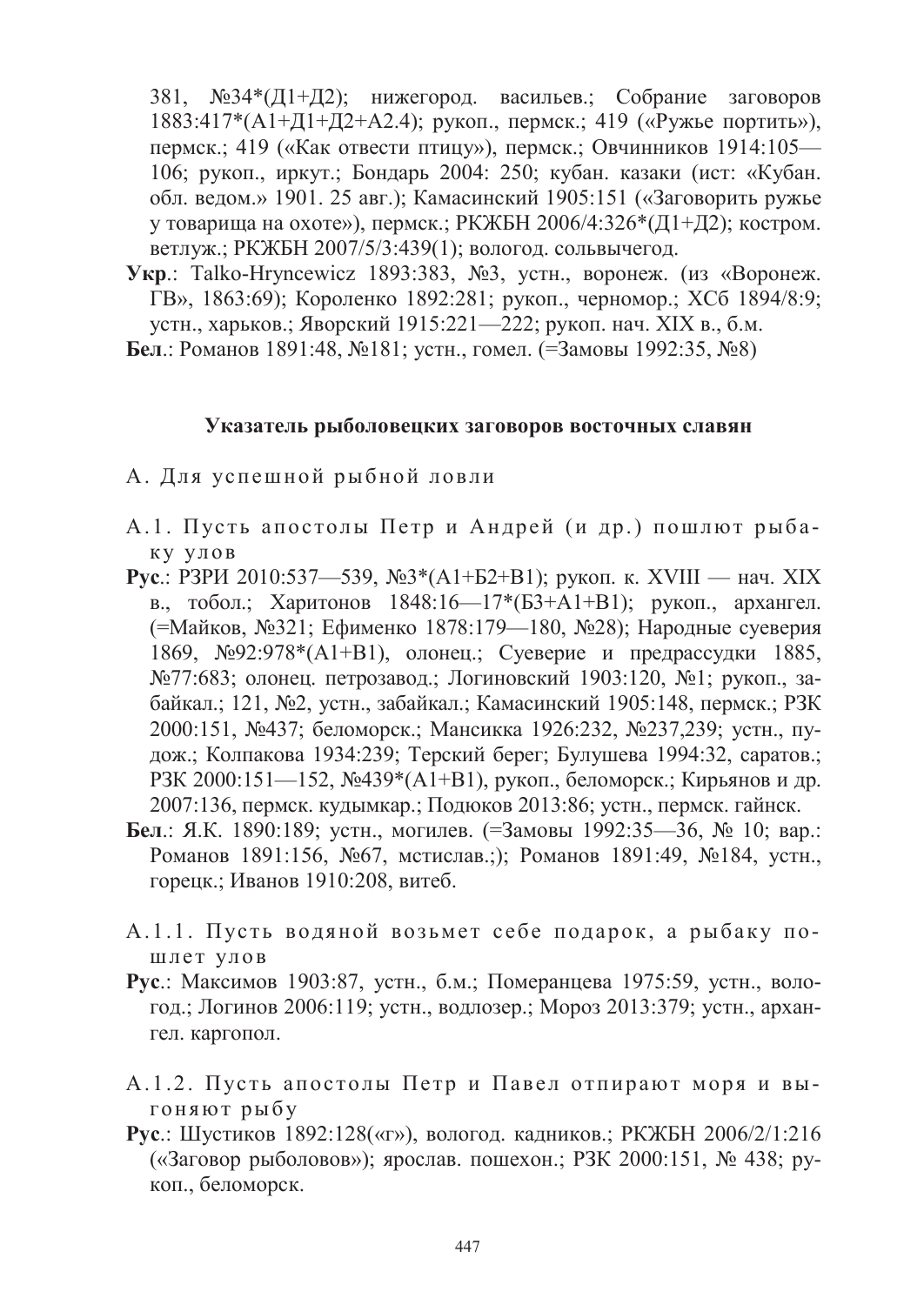381, №34*(Д1+Д2); нижегород. васильев.; Собрание заговоров 1883:417*(А1+Д1+Д2+А2.4); рукоп., пермск.; 419 («Ружье портить»), пермск.; 419 («Как отвести птицу»), пермск.; Овчинников 1914:105—106; рукоп., иркут.; Бондарь 2004: 250; кубан. казаки (ист: «Кубан. обл. ведом.» 1901. 25 авг.); Камасинский 1905:151 («Заговорить ружье у товарища на охоте»), пермск.; РКЖБН 2006/4:326*(Д1+Д2); костром. ветлуж.; РКЖБН 2007/5/3:439(1); вологод. сольвычегод.

**Укр.**: Talko-Hryncewicz 1893:383, №3, устн., воронеж. (из «Воронеж. ГВ», 1863:69); Короленко 1892:281; рукоп., черномор.; ХСб 1894/8:9; устн., харьков.; Яворский 1915:221—222; рукоп. нач. XIX в., б.м.

**Бел.**: Романов 1891:48, №181; устн., гомел. (=Замовы 1992:35, №8)

## Указатель рыболовецких заговоров восточных славян

А. Для успешной рыбной ловли

А.1. Пусть апостолы Петр и Андрей (и др.) пошлют рыбаку улов

**Рус.**: РЗРИ 2010:537—539, №3*(А1+Б2+В1); рукоп. к. XVIII — нач. XIX в., тобол.; Харитонов 1848:16—17*(Б3+А1+В1); рукоп., архангел. (=Майков, №321; Ефименко 1878:179—180, №28); Народные суеверия 1869, №92:978*(А1+В1), олонец.; Суеверие и предрассудки 1885, №77:683; олонец. петрозавод.; Логиновский 1903:120, №1; рукоп., забайкал.; 121, №2, устн., забайкал.; Камасинский 1905:148, пермск.; РЗК 2000:151, №437; беломорск.; Мансикка 1926:232, №237,239; устн., пудож.; Колпакова 1934:239; Терский берег; Булушева 1994:32, саратов.; РЗК 2000:151—152, №439*(А1+В1), рукоп., беломорск.; Кирьянов и др. 2007:136, пермск. кудымкар.; Подюков 2013:86; устн., пермск. гайнск.

**Бел.**: Я.К. 1890:189; устн., могилев. (=Замовы 1992:35—36, № 10; вар.: Романов 1891:156, №67, мстислав.;); Романов 1891:49, №184, устн., горецк.; Иванов 1910:208, витеб.

А.1.1. Пусть водяной возьмет себе подарок, а рыбаку пошлет улов

**Рус.**: Максимов 1903:87, устн., б.м.; Померанцева 1975:59, устн., вологод.; Логинов 2006:119; устн., водлозер.; Мороз 2013:379; устн., архангел. каргопол.

А.1.2. Пусть апостолы Петр и Павел отпирают моря и выгоняют рыбу

**Рус.**: Шустиков 1892:128(«г»), вологод. кадников.; РКЖБН 2006/2/1:216 («Заговор рыболовов»); ярослав. пошехон.; РЗК 2000:151, № 438; рукоп., беломорск.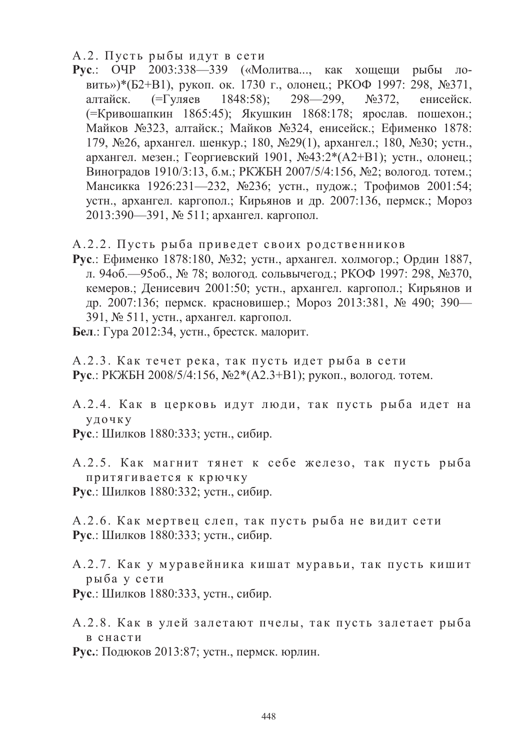А.2. Пусть рыбы идут в сети

**Рус**.: ОЧР 2003:338—339 («Молитва..., как хощещи рыбы ловить»)*(Б2+В1), рукоп. ок. 1730 г., олонец.; РКОФ 1997: 298, №371, алтайск. (=Гуляев 1848:58); 298—299, №372, енисейск. (=Кривошапкин 1865:45); Якушкин 1868:178; ярослав. пошехон.; Майков №323, алтайск.; Майков №324, енисейск.; Ефименко 1878: 179, №26, архангел. шенкур.; 180, №29(1), архангел.; 180, №30; устн., архангел. мезен.; Георгиевский 1901, №43:2*(А2+В1); устн., олонец.; Виноградов 1910/3:13, б.м.; РКЖБН 2007/5/4:156, №2; вологод. тотем.; Мансикка 1926:231—232, №236; устн., пудож.; Трофимов 2001:54; устн., архангел. каргопол.; Кирьянов и др. 2007:136, пермск.; Мороз 2013:390—391, № 511; архангел. каргопол.

А.2.2. Пусть рыба приведет своих родственников

**Рус**.: Ефименко 1878:180, №32; устн., архангел. холмогор.; Ордин 1887, л. 94об.—95об., № 78; вологод. сольвычегод.; РКОФ 1997: 298, №370, кемеров.; Денисевич 2001:50; устн., архангел. каргопол.; Кирьянов и др. 2007:136; пермск. красновишер.; Мороз 2013:381, № 490; 390—391, № 511, устн., архангел. каргопол.

**Бел**.: Гура 2012:34, устн., брестск. малорит.

А.2.3. Как течет река, так пусть идет рыба в сети

**Рус**.: РКЖБН 2008/5/4:156, №2*(А2.3+В1); рукоп., вологод. тотем.

А.2.4. Как в церковь идут люди, так пусть рыба идет на удочку

**Рус**.: Шилков 1880:333; устн., сибир.

А.2.5. Как магнит тянет к себе железо, так пусть рыба притягивается к крючку

**Рус**.: Шилков 1880:332; устн., сибир.

А.2.6. Как мертвец слеп, так пусть рыба не видит сети

**Рус**.: Шилков 1880:333; устн., сибир.

А.2.7. Как у муравейника кишат муравьи, так пусть кишит рыба у сети

**Рус**.: Шилков 1880:333, устн., сибир.

А.2.8. Как в улей залетают пчелы, так пусть залетает рыба в снасти

**Рус.**: Подюков 2013:87; устн., пермск. юрлин.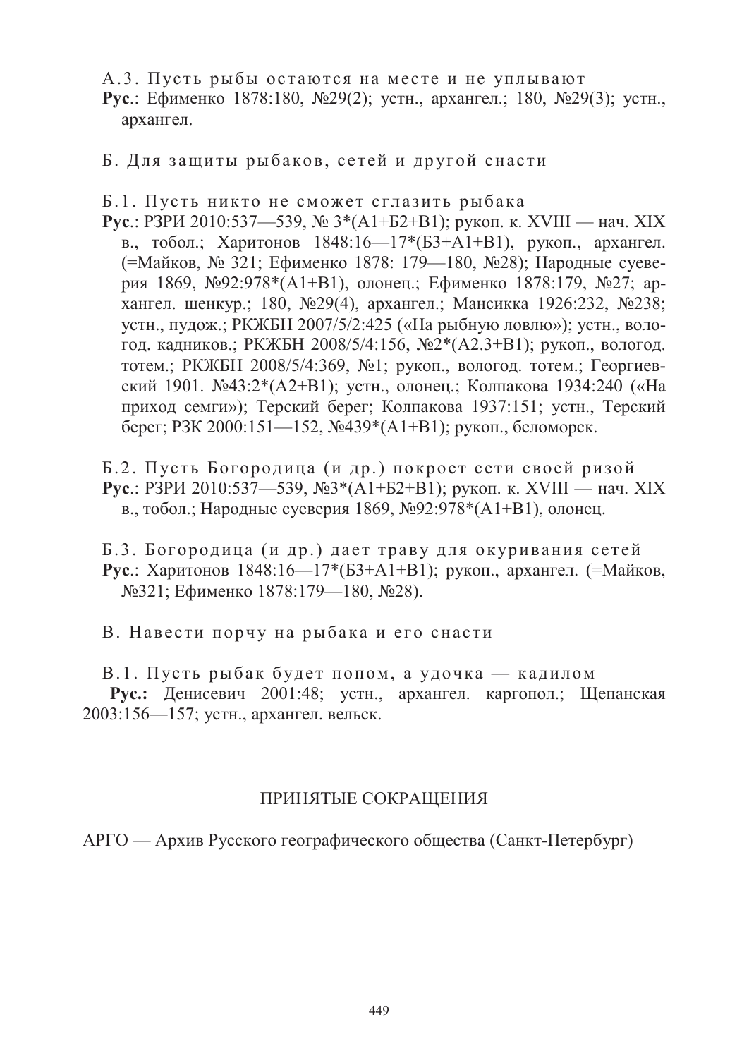А.3. Пусть рыбы остаются на месте и не уплывают
**Рус**.: Ефименко 1878:180, №29(2); устн., архангел.; 180, №29(3); устн., архангел.

Б. Для защиты рыбаков, сетей и другой снасти

Б.1. Пусть никто не сможет сглазить рыбака
**Рус**.: РЗРИ 2010:537—539, № 3*(А1+Б2+В1); рукоп. к. XVIII — нач. XIX в., тобол.; Харитонов 1848:16—17*(Б3+А1+В1), рукоп., архангел. (=Майков, № 321; Ефименко 1878: 179—180, №28); Народные суеверия 1869, №92:978*(А1+В1), олонец.; Ефименко 1878:179, №27; архангел. шенкур.; 180, №29(4), архангел.; Мансикка 1926:232, №238; устн., пудож.; РКЖБН 2007/5/2:425 («На рыбную ловлю»); устн., вологод. кадников.; РКЖБН 2008/5/4:156, №2*(А2.3+В1); рукоп., вологод. тотем.; РКЖБН 2008/5/4:369, №1; рукоп., вологод. тотем.; Георгиевский 1901. №43:2*(А2+В1); устн., олонец.; Колпакова 1934:240 («На приход семги»); Терский берег; Колпакова 1937:151; устн., Терский берег; РЗК 2000:151—152, №439*(А1+В1); рукоп., беломорск.

Б.2. Пусть Богородица (и др.) покроет сети своей ризой
**Рус**.: РЗРИ 2010:537—539, №3*(А1+Б2+В1); рукоп. к. XVIII — нач. XIX в., тобол.; Народные суеверия 1869, №92:978*(А1+В1), олонец.

Б.3. Богородица (и др.) дает траву для окуривания сетей
**Рус**.: Харитонов 1848:16—17*(Б3+А1+В1); рукоп., архангел. (=Майков, №321; Ефименко 1878:179—180, №28).

В. Навести порчу на рыбака и его снасти

В.1. Пусть рыбак будет попом, а удочка — кадилом
**Рус.:** Денисевич 2001:48; устн., архангел. каргопол.; Щепанская 2003:156—157; устн., архангел. вельск.

## ПРИНЯТЫЕ СОКРАЩЕНИЯ

АРГО — Архив Русского географического общества (Санкт-Петербург)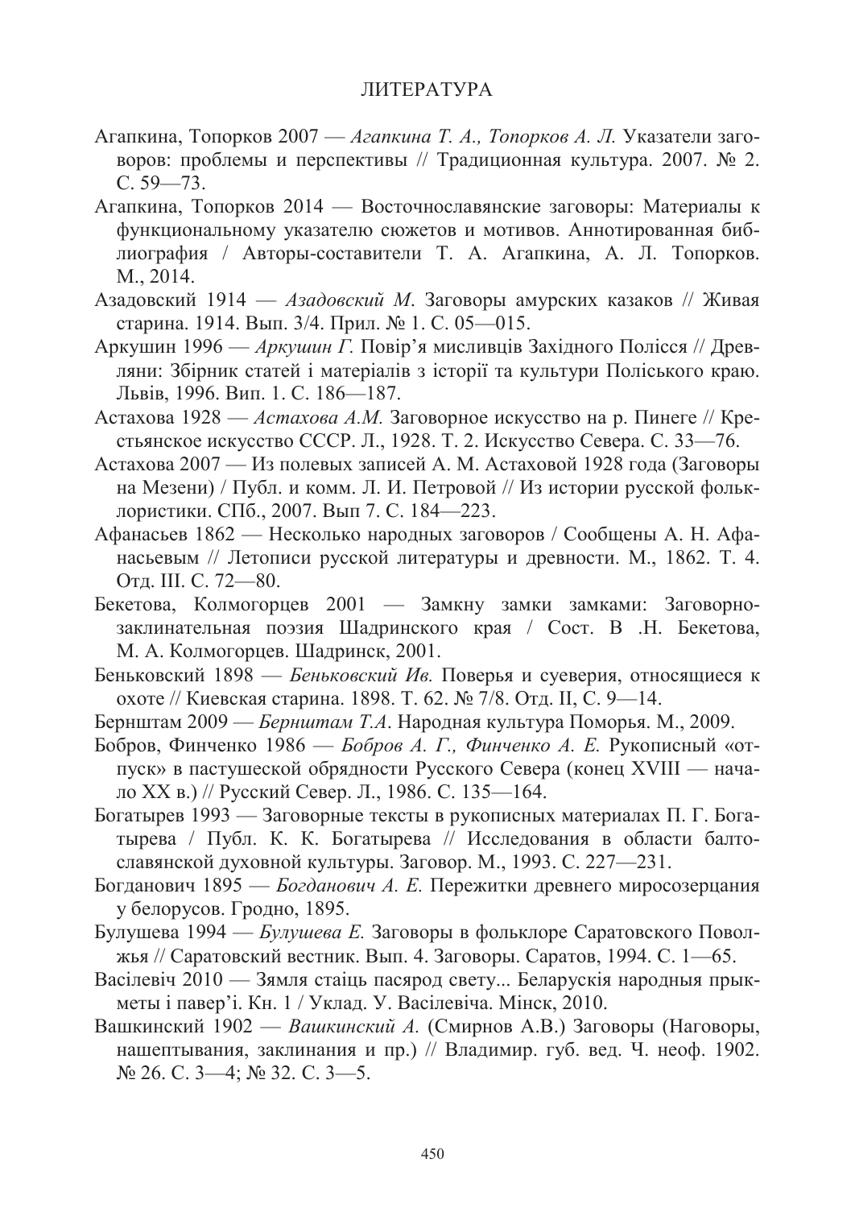# ЛИТЕРАТУРА

Агапкина, Топорков 2007 — *Агапкина Т. А., Топорков А. Л.* Указатели заговоров: проблемы и перспективы // Традиционная культура. 2007. № 2. С. 59—73.

Агапкина, Топорков 2014 — Восточнославянские заговоры: Материалы к функциональному указателю сюжетов и мотивов. Аннотированная библиография / Авторы-составители Т. А. Агапкина, А. Л. Топорков. М., 2014.

Азадовский 1914 — *Азадовский М.* Заговоры амурских казаков // Живая старина. 1914. Вып. 3/4. Прил. № 1. С. 05—015.

Аркушин 1996 — *Аркушин Г.* Повір'я мисливців Західного Полісся // Древляни: Збірник статей і матеріалів з історії та культури Поліського краю. Львів, 1996. Вип. 1. С. 186—187.

Астахова 1928 — *Астахова А.М.* Заговорное искусство на р. Пинеге // Крестьянское искусство СССР. Л., 1928. Т. 2. Искусство Севера. С. 33—76.

Астахова 2007 — Из полевых записей А. М. Астаховой 1928 года (Заговоры на Мезени) / Публ. и комм. Л. И. Петровой // Из истории русской фольклористики. СПб., 2007. Вып 7. С. 184—223.

Афанасьев 1862 — Несколько народных заговоров / Сообщены А. Н. Афанасьевым // Летописи русской литературы и древности. М., 1862. Т. 4. Отд. III. С. 72—80.

Бекетова, Колмогорцев 2001 — Замкну замки замками: Заговорно-заклинательная поэзия Шадринского края / Сост. В .Н. Бекетова, М. А. Колмогорцев. Шадринск, 2001.

Беньковский 1898 — *Беньковский Ив.* Поверья и суеверия, относящиеся к охоте // Киевская старина. 1898. Т. 62. № 7/8. Отд. II, С. 9—14.

Бернштам 2009 — *Бернштам Т.А*. Народная культура Поморья. М., 2009.

Бобров, Финченко 1986 — *Бобров А. Г., Финченко А. Е.* Рукописный «отпуск» в пастушеской обрядности Русского Севера (конец XVIII — начало XX в.) // Русский Север. Л., 1986. С. 135—164.

Богатырев 1993 — Заговорные тексты в рукописных материалах П. Г. Богатырева / Публ. К. К. Богатырева // Исследования в области балто-славянской духовной культуры. Заговор. М., 1993. С. 227—231.

Богданович 1895 — *Богданович А. Е.* Пережитки древнего миросозерцания у белорусов. Гродно, 1895.

Булушева 1994 — *Булушева Е.* Заговоры в фольклоре Саратовского Поволжья // Саратовский вестник. Вып. 4. Заговоры. Саратов, 1994. С. 1—65.

Васілевіч 2010 — Зямля стаіць пасярод свету... Беларускія народныя прыкметы і павер'і. Кн. 1 / Уклад. У. Васілевіча. Мінск, 2010.

Вашкинский 1902 — *Вашкинский А.* (Смирнов А.В.) Заговоры (Наговоры, нашептывания, заклинания и пр.) // Владимир. губ. вед. Ч. неоф. 1902. № 26. С. 3—4; № 32. С. 3—5.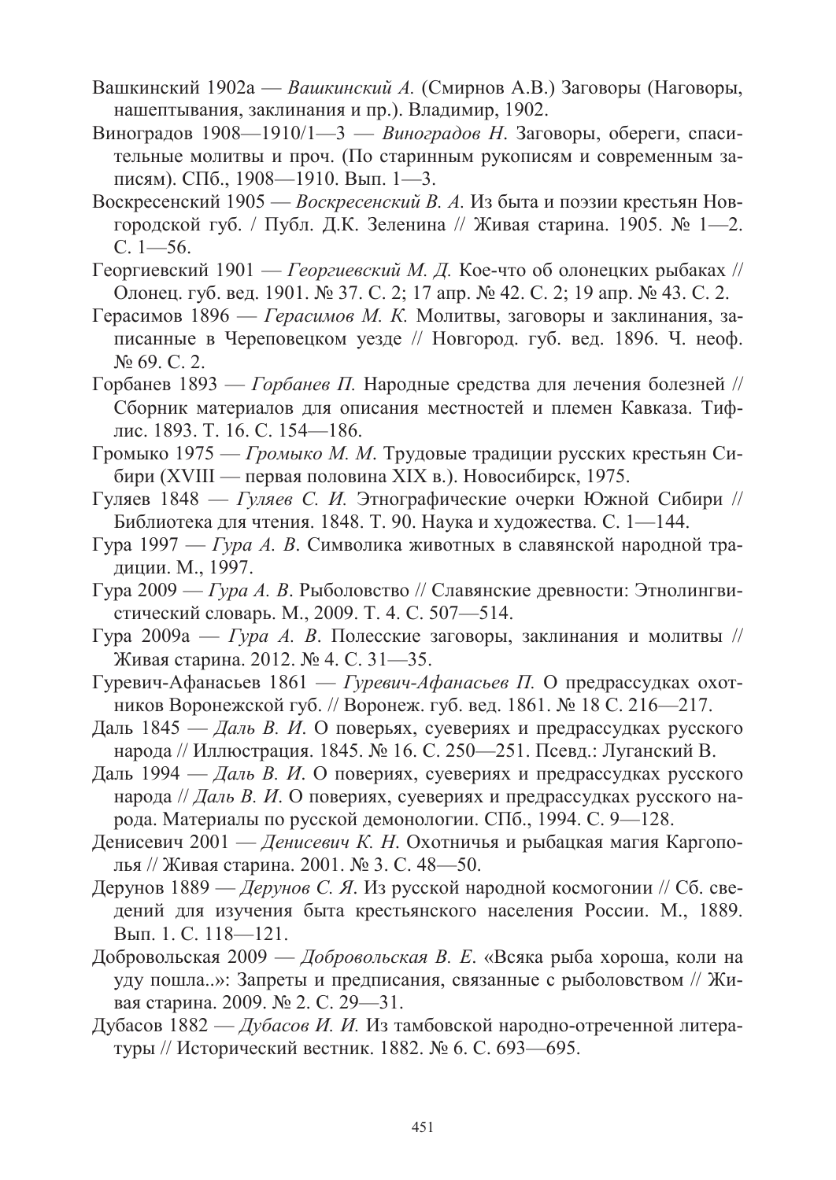Вашкинский 1902а — *Вашкинский А.* (Смирнов А.В.) Заговоры (Наговоры, нашептывания, заклинания и пр.). Владимир, 1902.

Виноградов 1908—1910/1—3 — *Виноградов Н*. Заговоры, обереги, спасительные молитвы и проч. (По старинным рукописям и современным записям). СПб., 1908—1910. Вып. 1—3.

Воскресенский 1905 — *Воскресенский В. А.* Из быта и поэзии крестьян Новгородской губ. / Публ. Д.К. Зеленина // Живая старина. 1905. № 1—2. С. 1—56.

Георгиевский 1901 — *Георгиевский М. Д.* Кое-что об олонецких рыбаках // Олонец. губ. вед. 1901. № 37. С. 2; 17 апр. № 42. С. 2; 19 апр. № 43. С. 2.

Герасимов 1896 — *Герасимов М. К.* Молитвы, заговоры и заклинания, записанные в Череповецком уезде // Новгород. губ. вед. 1896. Ч. неоф. № 69. С. 2.

Горбанев 1893 — *Горбанев П.* Народные средства для лечения болезней // Сборник материалов для описания местностей и племен Кавказа. Тифлис. 1893. Т. 16. С. 154—186.

Громыко 1975 — *Громыко М. М*. Трудовые традиции русских крестьян Сибири (XVIII — первая половина XIX в.). Новосибирск, 1975.

Гуляев 1848 — *Гуляев С. И.* Этнографические очерки Южной Сибири // Библиотека для чтения. 1848. Т. 90. Наука и художества. С. 1—144.

Гура 1997 — *Гура А. В*. Символика животных в славянской народной традиции. М., 1997.

Гура 2009 — *Гура А. В*. Рыболовство // Славянские древности: Этнолингвистический словарь. М., 2009. Т. 4. С. 507—514.

Гура 2009а — *Гура А. В*. Полесские заговоры, заклинания и молитвы // Живая старина. 2012. № 4. С. 31—35.

Гуревич-Афанасьев 1861 — *Гуревич-Афанасьев П.* О предрассудках охотников Воронежской губ. // Воронеж. губ. вед. 1861. № 18 С. 216—217.

Даль 1845 — *Даль В. И*. О поверьях, суевериях и предрассудках русского народа // Иллюстрация. 1845. № 16. С. 250—251. Псевд.: Луганский В.

Даль 1994 — *Даль В. И*. О повериях, суевериях и предрассудках русского народа // *Даль В. И*. О повериях, суевериях и предрассудках русского народа. Материалы по русской демонологии. СПб., 1994. С. 9—128.

Денисевич 2001 — *Денисевич К. Н*. Охотничья и рыбацкая магия Каргополья // Живая старина. 2001. № 3. С. 48—50.

Дерунов 1889 — *Дерунов С. Я*. Из русской народной космогонии // Сб. сведений для изучения быта крестьянского населения России. М., 1889. Вып. 1. С. 118—121.

Добровольская 2009 — *Добровольская В. Е*. «Всяка рыба хороша, коли на уду пошла..»: Запреты и предписания, связанные с рыболовством // Живая старина. 2009. № 2. С. 29—31.

Дубасов 1882 — *Дубасов И. И.* Из тамбовской народно-отреченной литературы // Исторический вестник. 1882. № 6. С. 693—695.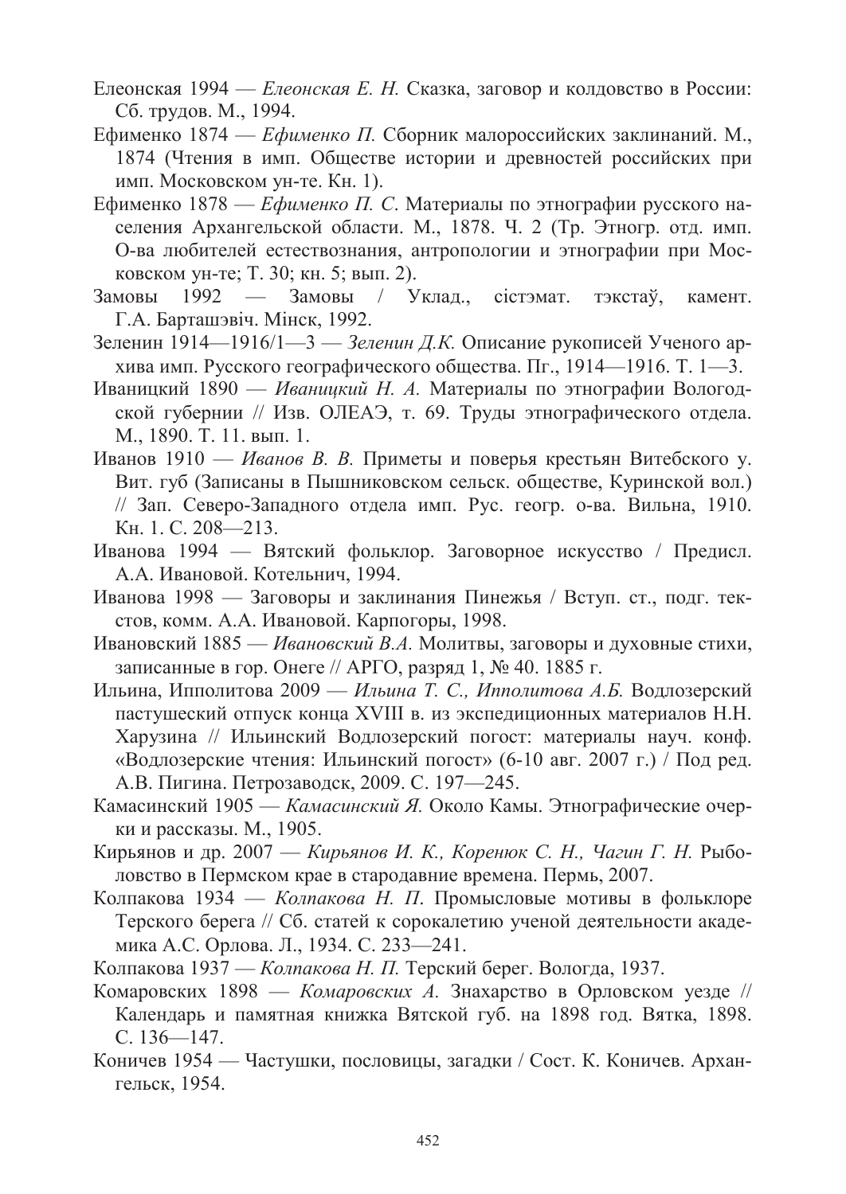Елеонская 1994 — *Елеонская Е. Н.* Сказка, заговор и колдовство в России: Сб. трудов. М., 1994.

Ефименко 1874 — *Ефименко П.* Сборник малороссийских заклинаний. М., 1874 (Чтения в имп. Обществе истории и древностей российских при имп. Московском ун-те. Кн. 1).

Ефименко 1878 — *Ефименко П. С.* Материалы по этнографии русского населения Архангельской области. М., 1878. Ч. 2 (Тр. Этногр. отд. имп. О-ва любителей естествознания, антропологии и этнографии при Московском ун-те; Т. 30; кн. 5; вып. 2).

Замовы 1992 — Замовы / Уклад., сістэмат. тэкстаў, камент. Г.А. Барташэвіч. Мінск, 1992.

Зеленин 1914—1916/1—3 — *Зеленин Д.К.* Описание рукописей Ученого архива имп. Русского географического общества. Пг., 1914—1916. Т. 1—3.

Иваницкий 1890 — *Иваницкий Н. А.* Материалы по этнографии Вологодской губернии // Изв. ОЛЕАЭ, т. 69. Труды этнографического отдела. М., 1890. Т. 11. вып. 1.

Иванов 1910 — *Иванов В. В.* Приметы и поверья крестьян Витебского у. Вит. губ (Записаны в Пышниковском сельск. обществе, Куринской вол.) // Зап. Северо-Западного отдела имп. Рус. геогр. о-ва. Вильна, 1910. Кн. 1. С. 208—213.

Иванова 1994 — Вятский фольклор. Заговорное искусство / Предисл. А.А. Ивановой. Котельнич, 1994.

Иванова 1998 — Заговоры и заклинания Пинежья / Вступ. ст., подг. текстов, комм. А.А. Ивановой. Карпогоры, 1998.

Ивановский 1885 — *Ивановский В.А.* Молитвы, заговоры и духовные стихи, записанные в гор. Онеге // АРГО, разряд 1, № 40. 1885 г.

Ильина, Ипполитова 2009 — *Ильина Т. С., Ипполитова А.Б.* Водлозерский пастушеский отпуск конца XVIII в. из экспедиционных материалов Н.Н. Харузина // Ильинский Водлозерский погост: материалы науч. конф. «Водлозерские чтения: Ильинский погост» (6-10 авг. 2007 г.) / Под ред. А.В. Пигина. Петрозаводск, 2009. С. 197—245.

Камасинский 1905 — *Камасинский Я.* Около Камы. Этнографические очерки и рассказы. М., 1905.

Кирьянов и др. 2007 — *Кирьянов И. К., Коренюк С. Н., Чагин Г. Н.* Рыболовство в Пермском крае в стародавние времена. Пермь, 2007.

Колпакова 1934 — *Колпакова Н. П.* Промысловые мотивы в фольклоре Терского берега // Сб. статей к сорокалетию ученой деятельности академика А.С. Орлова. Л., 1934. С. 233—241.

Колпакова 1937 — *Колпакова Н. П.* Терский берег. Вологда, 1937.

Комаровских 1898 — *Комаровских А.* Знахарство в Орловском уезде // Календарь и памятная книжка Вятской губ. на 1898 год. Вятка, 1898. С. 136—147.

Коничев 1954 — Частушки, пословицы, загадки / Сост. К. Коничев. Архангельск, 1954.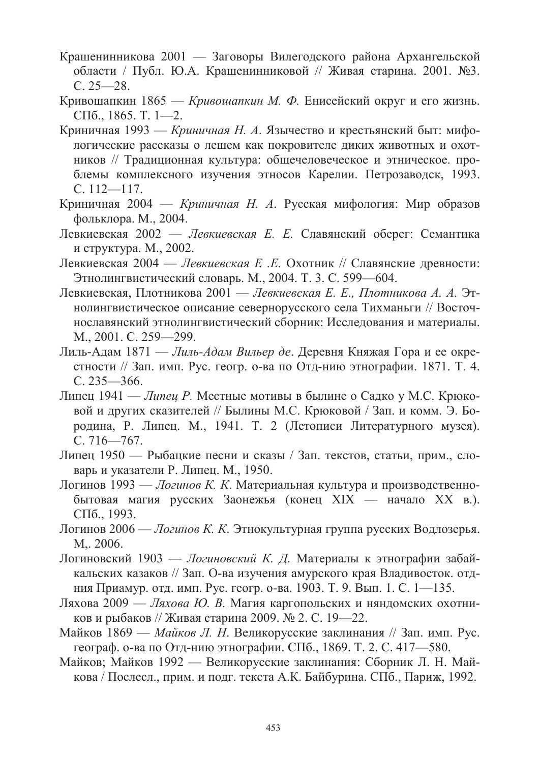Крашенинникова 2001 — Заговоры Вилегодского района Архангельской области / Публ. Ю.А. Крашенинниковой // Живая старина. 2001. №3. С. 25—28.

Кривошапкин 1865 — *Кривошапкин М. Ф.* Енисейский округ и его жизнь. СПб., 1865. Т. 1—2.

Криничная 1993 — *Криничная Н. А*. Язычество и крестьянский быт: мифологические рассказы о лешем как покровителе диких животных и охотников // Традиционная культура: общечеловеческое и этническое. проблемы комплексного изучения этносов Карелии. Петрозаводск, 1993. С. 112—117.

Криничная 2004 — *Криничная Н. А*. Русская мифология: Мир образов фольклора. М., 2004.

Левкиевская 2002 — *Левкиевская Е. Е.* Славянский оберег: Семантика и структура. М., 2002.

Левкиевская 2004 — *Левкиевская Е .Е.* Охотник // Славянские древности: Этнолингвистический словарь. М., 2004. Т. 3. С. 599—604.

Левкиевская, Плотникова 2001 — *Левкиевская Е. Е., Плотникова А. А.* Этнолингвистическое описание севернорусского села Тихманьги // Восточнославянский этнолингвистический сборник: Исследования и материалы. М., 2001. С. 259—299.

Лиль-Адам 1871 — *Лиль-Адам Вильер де*. Деревня Княжая Гора и ее окрестности // Зап. имп. Рус. геогр. о-ва по Отд-нию этнографии. 1871. Т. 4. С. 235—366.

Липец 1941 — *Липец Р.* Местные мотивы в былине о Садко у М.С. Крюковой и других сказителей // Былины М.С. Крюковой / Зап. и комм. Э. Бородина, Р. Липец. М., 1941. Т. 2 (Летописи Литературного музея). С. 716—767.

Липец 1950 — Рыбацкие песни и сказы / Зап. текстов, статьи, прим., словарь и указатели Р. Липец. М., 1950.

Логинов 1993 — *Логинов К. К.* Материальная культура и производственно-бытовая магия русских Заонежья (конец XIX — начало XX в.). СПб., 1993.

Логинов 2006 — *Логинов К. К.* Этнокультурная группа русских Водлозерья. М,. 2006.

Логиновский 1903 — *Логиновский К. Д.* Материалы к этнографии забайкальских казаков // Зап. О-ва изучения амурского края Владивосток. отд-ния Приамур. отд. имп. Рус. геогр. о-ва. 1903. Т. 9. Вып. 1. С. 1—135.

Ляхова 2009 — *Ляхова Ю. В.* Магия каргопольских и няндомских охотников и рыбаков // Живая старина 2009. № 2. С. 19—22.

Майков 1869 — *Майков Л. Н.* Великорусские заклинания // Зап. имп. Рус. географ. о-ва по Отд-нию этнографии. СПб., 1869. Т. 2. С. 417—580.

Майков; Майков 1992 — Великорусские заклинания: Сборник Л. Н. Майкова / Послесл., прим. и подг. текста А.К. Байбурина. СПб., Париж, 1992.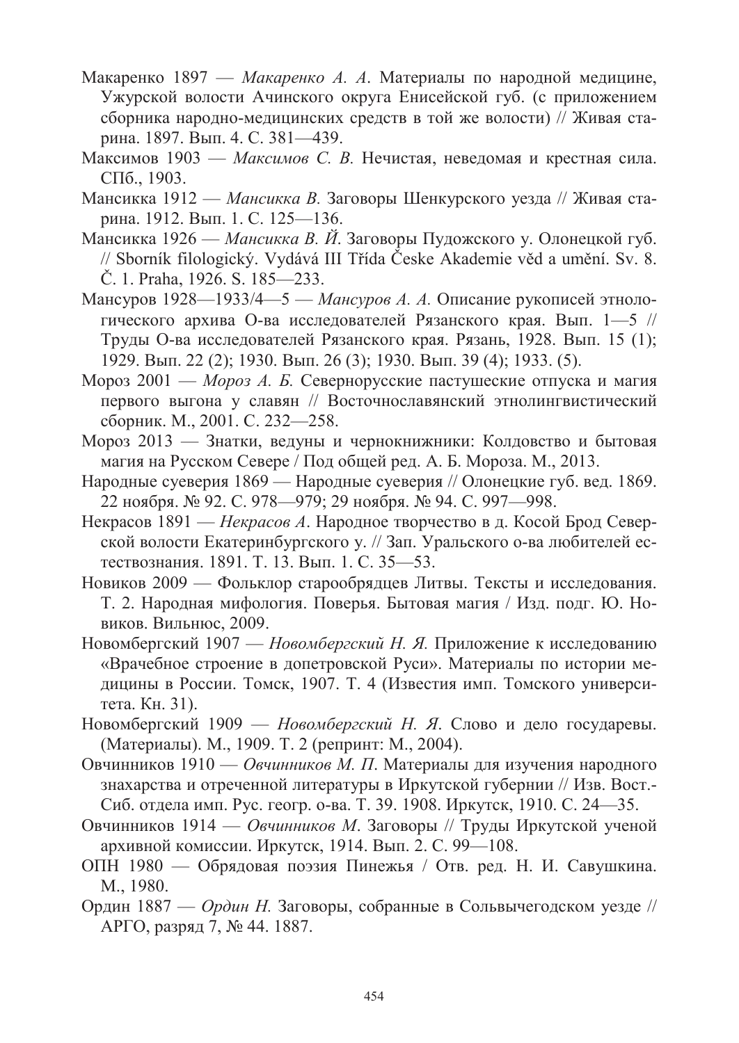Макаренко 1897 — *Макаренко А. А*. Материалы по народной медицине, Ужурской волости Ачинского округа Енисейской губ. (с приложением сборника народно-медицинских средств в той же волости) // Живая старина. 1897. Вып. 4. С. 381—439.

Максимов 1903 — *Максимов С. В.* Нечистая, неведомая и крестная сила. СПб., 1903.

Мансикка 1912 — *Мансикка В.* Заговоры Шенкурского уезда // Живая старина. 1912. Вып. 1. С. 125—136.

Мансикка 1926 — *Мансикка В. Й*. Заговоры Пудожского у. Олонецкой губ. // Sborník filologický. Vydává III Třída Česke Akademie věd a umění. Sv. 8. Č. 1. Praha, 1926. S. 185—233.

Мансуров 1928—1933/4—5 — *Мансуров А. А.* Описание рукописей этнологического архива О-ва исследователей Рязанского края. Вып. 1—5 // Труды О-ва исследователей Рязанского края. Рязань, 1928. Вып. 15 (1); 1929. Вып. 22 (2); 1930. Вып. 26 (3); 1930. Вып. 39 (4); 1933. (5).

Мороз 2001 — *Мороз А. Б.* Севернорусские пастушеские отпуска и магия первого выгона у славян // Восточнославянский этнолингвистический сборник. М., 2001. С. 232—258.

Мороз 2013 — Знатки, ведуны и чернокнижники: Колдовство и бытовая магия на Русском Севере / Под общей ред. А. Б. Мороза. М., 2013.

Народные суеверия 1869 — Народные суеверия // Олонецкие губ. вед. 1869. 22 ноября. № 92. С. 978—979; 29 ноября. № 94. С. 997—998.

Некрасов 1891 — *Некрасов А*. Народное творчество в д. Косой Брод Северской волости Екатеринбургского у. // Зап. Уральского о-ва любителей естествознания. 1891. Т. 13. Вып. 1. С. 35—53.

Новиков 2009 — Фольклор старообрядцев Литвы. Тексты и исследования. Т. 2. Народная мифология. Поверья. Бытовая магия / Изд. подг. Ю. Новиков. Вильнюс, 2009.

Новомбергский 1907 — *Новомбергский Н. Я.* Приложение к исследованию «Врачебное строение в допетровской Руси». Материалы по истории медицины в России. Томск, 1907. Т. 4 (Известия имп. Томского университета. Кн. 31).

Новомбергский 1909 — *Новомбергский Н. Я*. Слово и дело государевы. (Материалы). М., 1909. Т. 2 (репринт: М., 2004).

Овчинников 1910 — *Овчинников М. П*. Материалы для изучения народного знахарства и отреченной литературы в Иркутской губернии // Изв. Вост.-Сиб. отдела имп. Рус. геогр. о-ва. Т. 39. 1908. Иркутск, 1910. С. 24—35.

Овчинников 1914 — *Овчинников М*. Заговоры // Труды Иркутской ученой архивной комиссии. Иркутск, 1914. Вып. 2. С. 99—108.

ОПН 1980 — Обрядовая поэзия Пинежья / Отв. ред. Н. И. Савушкина. М., 1980.

Ордин 1887 — *Ордин Н.* Заговоры, собранные в Сольвычегодском уезде // АРГО, разряд 7, № 44. 1887.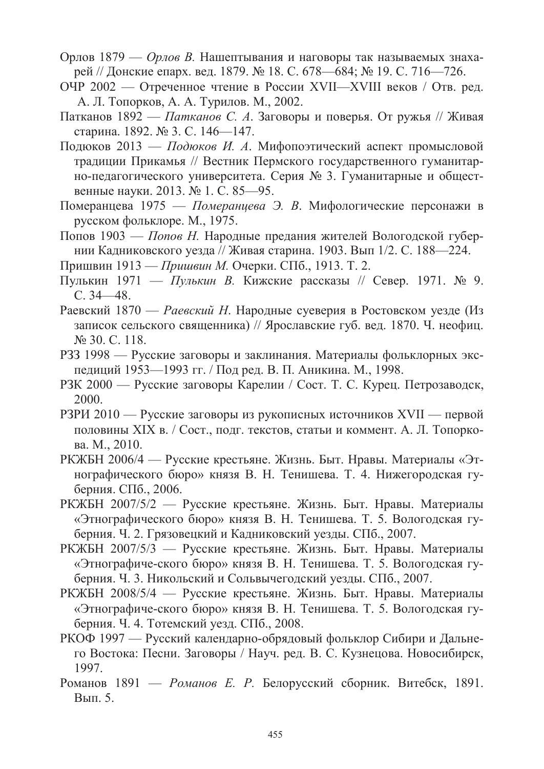Орлов 1879 — *Орлов В.* Нашептывания и наговоры так называемых знахарей // Донские епарх. вед. 1879. № 18. С. 678—684; № 19. С. 716—726.

ОЧР 2002 — Отреченное чтение в России XVII—XVIII веков / Отв. ред. А. Л. Топорков, А. А. Турилов. М., 2002.

Патканов 1892 — *Патканов С. А.* Заговоры и поверья. От ружья // Живая старина. 1892. № 3. С. 146—147.

Подюков 2013 — *Подюков И. А.* Мифопоэтический аспект промысловой традиции Прикамья // Вестник Пермского государственного гуманитарно-педагогического университета. Серия № 3. Гуманитарные и общественные науки. 2013. № 1. С. 85—95.

Померанцева 1975 — *Померанцева Э. В.* Мифологические персонажи в русском фольклоре. М., 1975.

Попов 1903 — *Попов Н.* Народные предания жителей Вологодской губернии Кадниковского уезда // Живая старина. 1903. Вып 1/2. С. 188—224.

Пришвин 1913 — *Пришвин М.* Очерки. СПб., 1913. Т. 2.

Пулькин 1971 — *Пулькин В.* Кижские рассказы // Север. 1971. № 9. С. 34—48.

Раевский 1870 — *Раевский Н.* Народные суеверия в Ростовском уезде (Из записок сельского священника) // Ярославские губ. вед. 1870. Ч. неофиц. № 30. С. 118.

РЗЗ 1998 — Русские заговоры и заклинания. Материалы фольклорных экспедиций 1953—1993 гг. / Под ред. В. П. Аникина. М., 1998.

РЗК 2000 — Русские заговоры Карелии / Сост. Т. С. Курец. Петрозаводск, 2000.

РЗРИ 2010 — Русские заговоры из рукописных источников XVII — первой половины XIX в. / Сост., подг. текстов, статьи и коммент. А. Л. Топоркова. М., 2010.

РКЖБН 2006/4 — Русские крестьяне. Жизнь. Быт. Нравы. Материалы «Этнографического бюро» князя В. Н. Тенишева. Т. 4. Нижегородская губерния. СПб., 2006.

РКЖБН 2007/5/2 — Русские крестьяне. Жизнь. Быт. Нравы. Материалы «Этнографического бюро» князя В. Н. Тенишева. Т. 5. Вологодская губерния. Ч. 2. Грязовецкий и Кадниковский уезды. СПб., 2007.

РКЖБН 2007/5/3 — Русские крестьяне. Жизнь. Быт. Нравы. Материалы «Этнографиче-ского бюро» князя В. Н. Тенишева. Т. 5. Вологодская губерния. Ч. 3. Никольский и Сольвычегодский уезды. СПб., 2007.

РКЖБН 2008/5/4 — Русские крестьяне. Жизнь. Быт. Нравы. Материалы «Этнографиче-ского бюро» князя В. Н. Тенишева. Т. 5. Вологодская губерния. Ч. 4. Тотемский уезд. СПб., 2008.

РКОФ 1997 — Русский календарно-обрядовый фольклор Сибири и Дальнего Востока: Песни. Заговоры / Науч. ред. В. С. Кузнецова. Новосибирск, 1997.

Романов 1891 — *Романов Е. Р.* Белорусский сборник. Витебск, 1891. Вып. 5.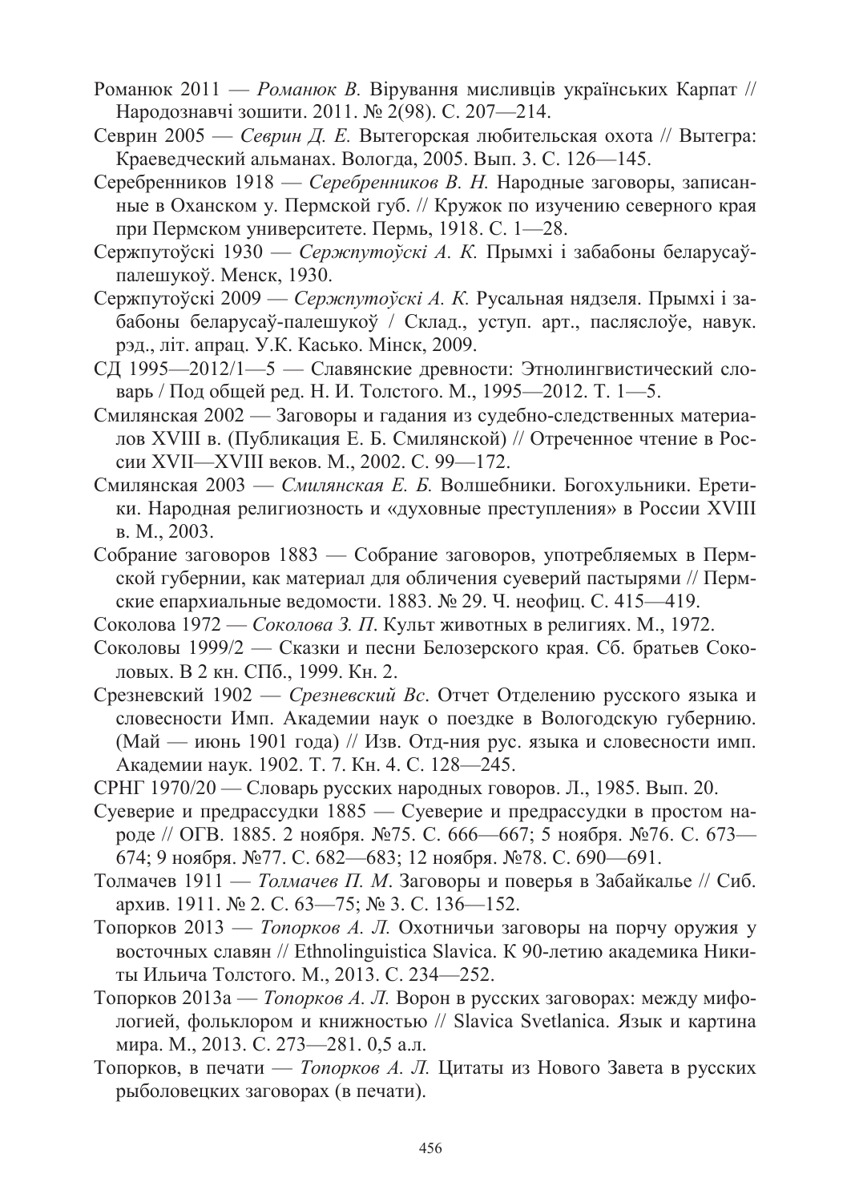Романюк 2011 — *Романюк В.* Вірування мисливців українських Карпат // Народознавчі зошити. 2011. № 2(98). С. 207—214.

Севрин 2005 — *Севрин Д. Е.* Вытегорская любительская охота // Вытегра: Краеведческий альманах. Вологда, 2005. Вып. 3. С. 126—145.

Серебренников 1918 — *Серебренников В. Н.* Народные заговоры, записанные в Оханском у. Пермской губ. // Кружок по изучению северного края при Пермском университете. Пермь, 1918. С. 1—28.

Сержпутоўскі 1930 — *Сержпутоўскі А. К.* Прымхі і забабоны беларусаў-палешукоў. Менск, 1930.

Сержпутоўскі 2009 — *Сержпутоўскі А. К.* Русальная нядзеля. Прымхі і забабоны беларусаў-палешукоў / Склад., уступ. арт., пасляслоўе, навук. рэд., літ. апрац. У.К. Касько. Мінск, 2009.

СД 1995—2012/1—5 — Славянские древности: Этнолингвистический словарь / Под общей ред. Н. И. Толстого. М., 1995—2012. Т. 1—5.

Смилянская 2002 — Заговоры и гадания из судебно-следственных материалов XVIII в. (Публикация Е. Б. Смилянской) // Отреченное чтение в России XVII—XVIII веков. М., 2002. С. 99—172.

Смилянская 2003 — *Смилянская Е. Б.* Волшебники. Богохульники. Еретики. Народная религиозность и «духовные преступления» в России XVIII в. М., 2003.

Собрание заговоров 1883 — Собрание заговоров, употребляемых в Пермской губернии, как материал для обличения суеверий пастырями // Пермские епархиальные ведомости. 1883. № 29. Ч. неофиц. С. 415—419.

Соколова 1972 — *Соколова З. П.* Культ животных в религиях. М., 1972.

Соколовы 1999/2 — Сказки и песни Белозерского края. Сб. братьев Соколовых. В 2 кн. СПб., 1999. Кн. 2.

Срезневский 1902 — *Срезневский Вс.* Отчет Отделению русского языка и словесности Имп. Академии наук о поездке в Вологодскую губернию. (Май — июнь 1901 года) // Изв. Отд-ния рус. языка и словесности имп. Академии наук. 1902. Т. 7. Кн. 4. С. 128—245.

СРНГ 1970/20 — Словарь русских народных говоров. Л., 1985. Вып. 20.

Суеверие и предрассудки 1885 — Суеверие и предрассудки в простом народе // ОГВ. 1885. 2 ноября. №75. С. 666—667; 5 ноября. №76. С. 673—674; 9 ноября. №77. С. 682—683; 12 ноября. №78. С. 690—691.

Толмачев 1911 — *Толмачев П. М.* Заговоры и поверья в Забайкалье // Сиб. архив. 1911. № 2. С. 63—75; № 3. С. 136—152.

Топорков 2013 — *Топорков А. Л.* Охотничьи заговоры на порчу оружия у восточных славян // Ethnolinguistica Slavica. К 90-летию академика Никиты Ильича Толстого. М., 2013. С. 234—252.

Топорков 2013а — *Топорков А. Л.* Ворон в русских заговорах: между мифологией, фольклором и книжностью // Slavica Svetlanica. Язык и картина мира. М., 2013. С. 273—281. 0,5 а.л.

Топорков, в печати — *Топорков А. Л.* Цитаты из Нового Завета в русских рыболовецких заговорах (в печати).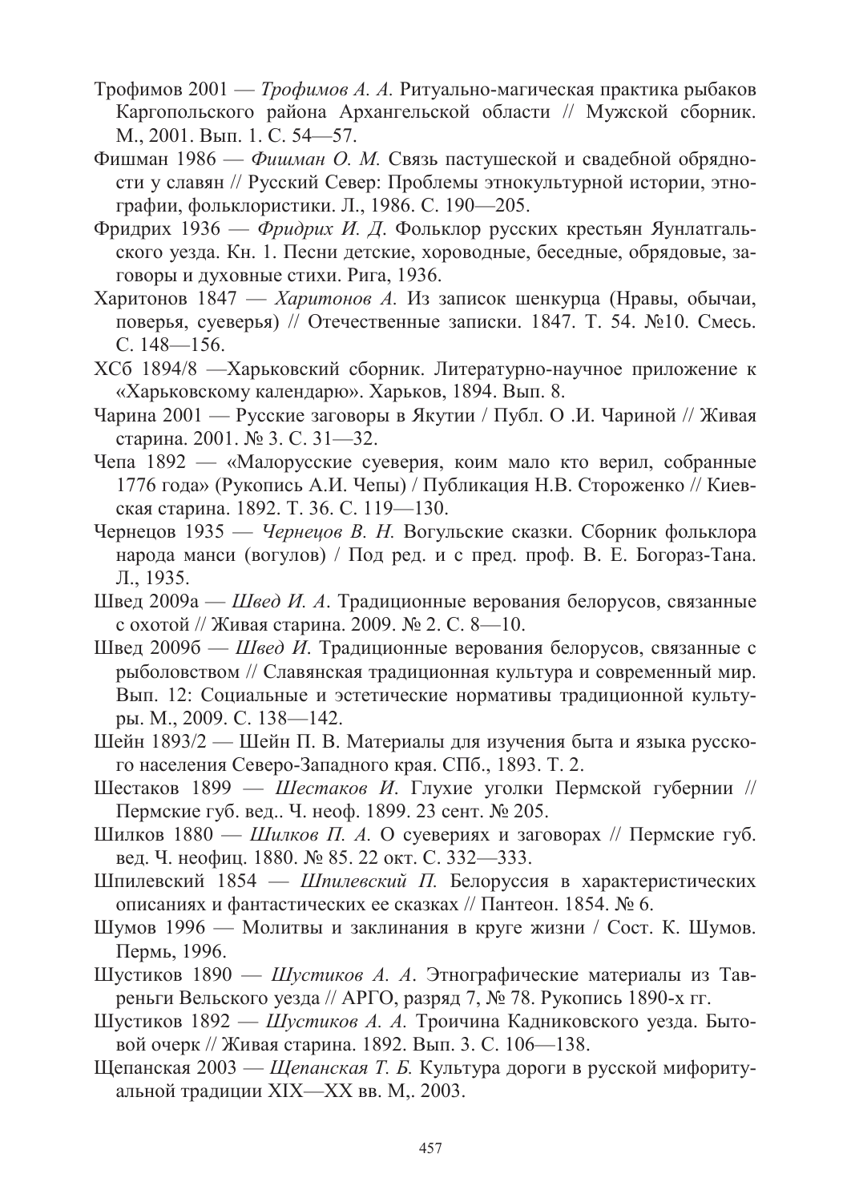Трофимов 2001 — *Трофимов А. А.* Ритуально-магическая практика рыбаков Каргопольского района Архангельской области // Мужской сборник. М., 2001. Вып. 1. С. 54—57.

Фишман 1986 — *Фишман О. М.* Связь пастушеской и свадебной обрядности у славян // Русский Север: Проблемы этнокультурной истории, этнографии, фольклористики. Л., 1986. С. 190—205.

Фридрих 1936 — *Фридрих И. Д.* Фольклор русских крестьян Яунлатгальского уезда. Кн. 1. Песни детские, хороводные, беседные, обрядовые, заговоры и духовные стихи. Рига, 1936.

Харитонов 1847 — *Харитонов А.* Из записок шенкурца (Нравы, обычаи, поверья, суеверья) // Отечественные записки. 1847. Т. 54. №10. Смесь. С. 148—156.

ХСб 1894/8 —Харьковский сборник. Литературно-научное приложение к «Харьковскому календарю». Харьков, 1894. Вып. 8.

Чарина 2001 — Русские заговоры в Якутии / Публ. О .И. Чариной // Живая старина. 2001. № 3. С. 31—32.

Чепа 1892 — «Малорусские суеверия, коим мало кто верил, собранные 1776 года» (Рукопись А.И. Чепы) / Публикация Н.В. Стороженко // Киевская старина. 1892. Т. 36. С. 119—130.

Чернецов 1935 — *Чернецов В. Н.* Вогульские сказки. Сборник фольклора народа манси (вогулов) / Под ред. и с пред. проф. В. Е. Богораз-Тана. Л., 1935.

Швед 2009а — *Швед И. А*. Традиционные верования белорусов, связанные с охотой // Живая старина. 2009. № 2. С. 8—10.

Швед 2009б — *Швед И*. Традиционные верования белорусов, связанные с рыболовством // Славянская традиционная культура и современный мир. Вып. 12: Социальные и эстетические нормативы традиционной культуры. М., 2009. С. 138—142.

Шейн 1893/2 — Шейн П. В. Материалы для изучения быта и языка русского населения Северо-Западного края. СПб., 1893. Т. 2.

Шестаков 1899 — *Шестаков И*. Глухие уголки Пермской губернии // Пермские губ. вед.. Ч. неоф. 1899. 23 сент. № 205.

Шилков 1880 — *Шилков П. А.* О суевериях и заговорах // Пермские губ. вед. Ч. неофиц. 1880. № 85. 22 окт. С. 332—333.

Шпилевский 1854 — *Шпилевский П.* Белоруссия в характеристических описаниях и фантастических ее сказках // Пантеон. 1854. № 6.

Шумов 1996 — Молитвы и заклинания в круге жизни / Сост. К. Шумов. Пермь, 1996.

Шустиков 1890 — *Шустиков А. А*. Этнографические материалы из Тавреньги Вельского уезда // АРГО, разряд 7, № 78. Рукопись 1890-х гг.

Шустиков 1892 — *Шустиков А. А.* Троичина Кадниковского уезда. Бытовой очерк // Живая старина. 1892. Вып. 3. С. 106—138.

Щепанская 2003 — *Щепанская Т. Б.* Культура дороги в русской мифоритуальной традиции XIX—XX вв. М,. 2003.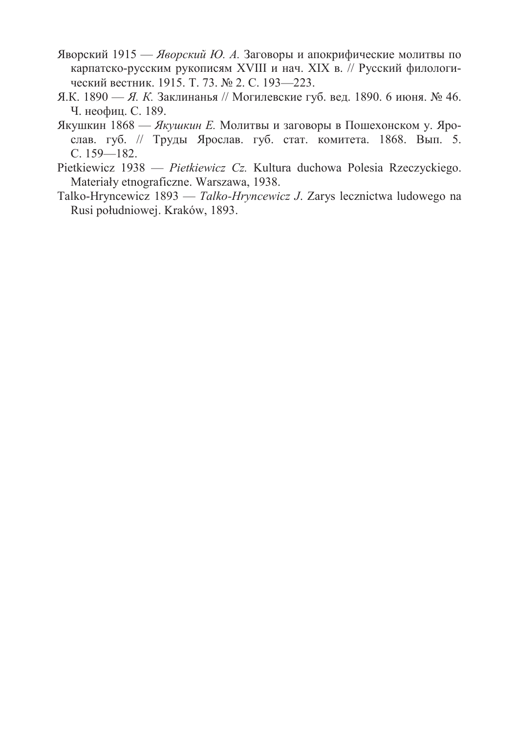Яворский 1915 — *Яворский Ю. А.* Заговоры и апокрифические молитвы по карпатско-русским рукописям XVIII и нач. XIX в. // Русский филологический вестник. 1915. Т. 73. № 2. С. 193—223.

Я.К. 1890 — *Я. К.* Заклинанья // Могилевские губ. вед. 1890. 6 июня. № 46. Ч. неофиц. С. 189.

Якушкин 1868 — *Якушкин Е.* Молитвы и заговоры в Пошехонском у. Ярослав. губ. // Труды Ярослав. губ. стат. комитета. 1868. Вып. 5. С. 159—182.

Pietkiewicz 1938 — *Pietkiewicz Cz.* Kultura duchowa Polesia Rzeczyckiego. Materiały etnograficzne. Warszawa, 1938.

Talko-Hryncewicz 1893 — *Talko-Hryncewicz J.* Zarys lecznictwa ludowego na Rusi południowej. Kraków, 1893.